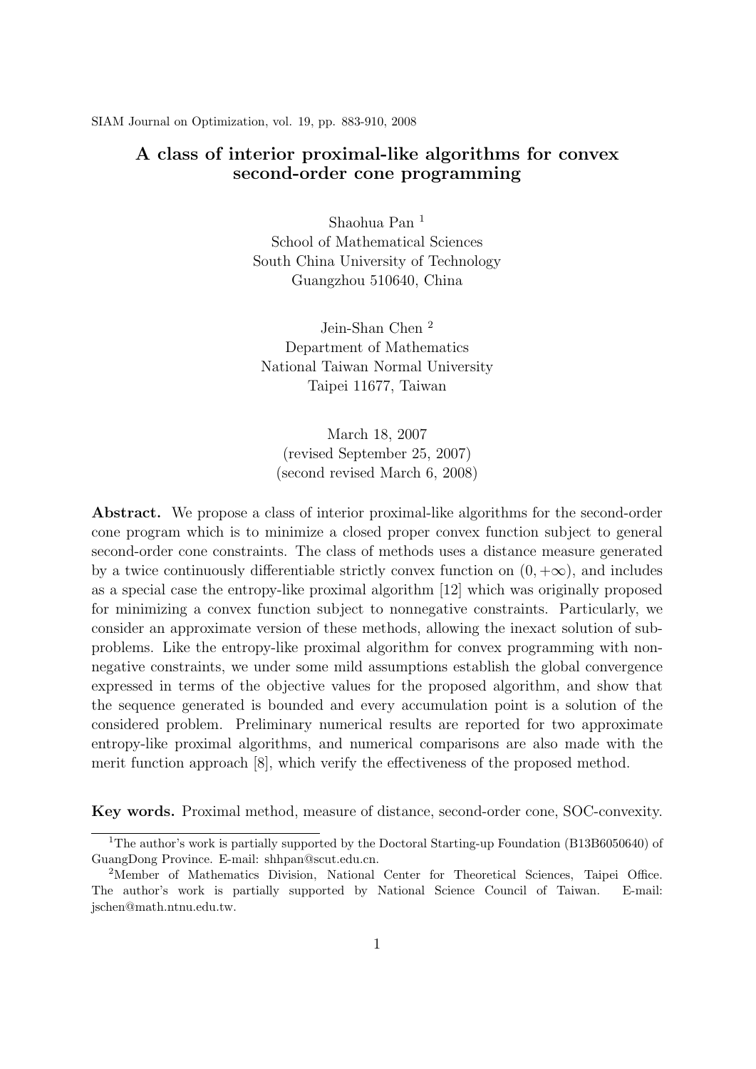SIAM Journal on Optimization, vol. 19, pp. 883-910, 2008

# A class of interior proximal-like algorithms for convex second-order cone programming

Shaohua Pan [1]
School of Mathematical Sciences
South China University of Technology
Guangzhou 510640, China

Jein-Shan Chen [2]
Department of Mathematics
National Taiwan Normal University
Taipei 11677, Taiwan

March 18, 2007
(revised September 25, 2007)
(second revised March 6, 2008)

**Abstract.** We propose a class of interior proximal-like algorithms for the second-order cone program which is to minimize a closed proper convex function subject to general second-order cone constraints. The class of methods uses a distance measure generated by a twice continuously differentiable strictly convex function on $(0, +\infty)$, and includes as a special case the entropy-like proximal algorithm [12] which was originally proposed for minimizing a convex function subject to nonnegative constraints. Particularly, we consider an approximate version of these methods, allowing the inexact solution of subproblems. Like the entropy-like proximal algorithm for convex programming with nonnegative constraints, we under some mild assumptions establish the global convergence expressed in terms of the objective values for the proposed algorithm, and show that the sequence generated is bounded and every accumulation point is a solution of the considered problem. Preliminary numerical results are reported for two approximate entropy-like proximal algorithms, and numerical comparisons are also made with the merit function approach [8], which verify the effectiveness of the proposed method.

**Key words.** Proximal method, measure of distance, second-order cone, SOC-convexity.

[1] The author's work is partially supported by the Doctoral Starting-up Foundation (B13B6050640) of GuangDong Province. E-mail: shhpan@scut.edu.cn.

[2] Member of Mathematics Division, National Center for Theoretical Sciences, Taipei Office. The author's work is partially supported by National Science Council of Taiwan. E-mail: jschen@math.ntnu.edu.tw.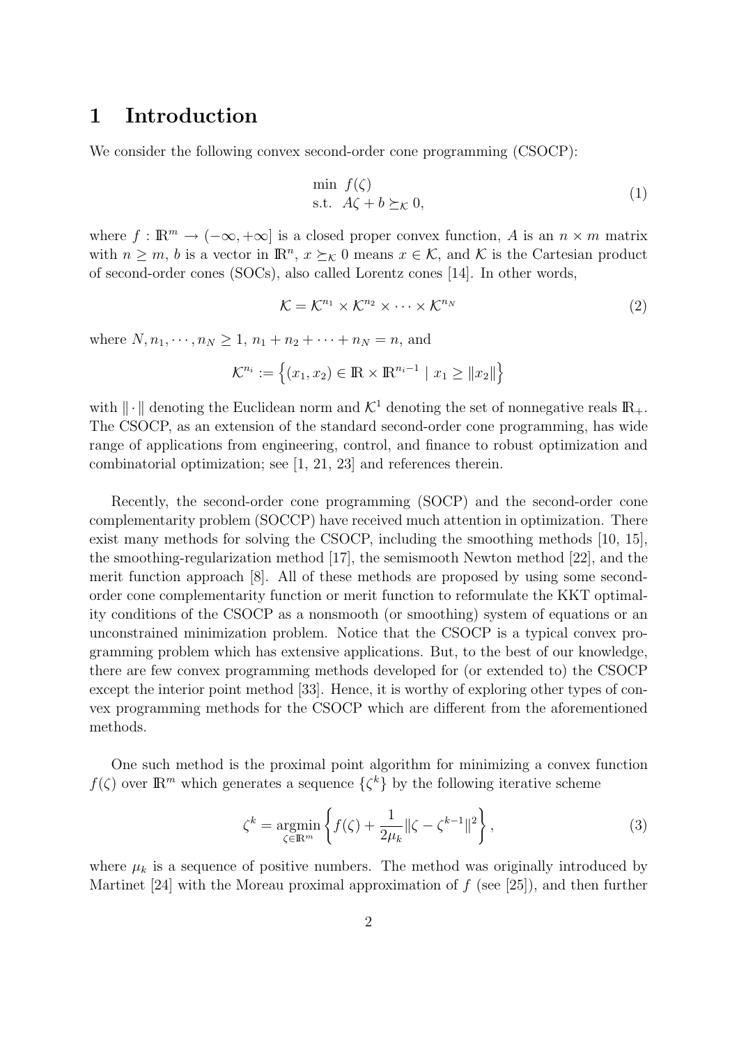# 1 Introduction

We consider the following convex second-order cone programming (CSOCP):

$$
\begin{array}{ll}
\min & f(\zeta) \\
\text{s.t.} & A\zeta + b \succeq_{\mathcal{K}} 0,
\end{array}
\tag{1}
$$

where $f : \mathbb{R}^m \to (-\infty, +\infty]$ is a closed proper convex function, $A$ is an $n \times m$ matrix with $n \geq m$, $b$ is a vector in $\mathbb{R}^n$, $x \succeq_{\mathcal{K}} 0$ means $x \in \mathcal{K}$, and $\mathcal{K}$ is the Cartesian product of second-order cones (SOCs), also called Lorentz cones [14]. In other words,

$$
\mathcal{K} = \mathcal{K}^{n_1} \times \mathcal{K}^{n_2} \times \cdots \times \mathcal{K}^{n_N} \tag{2}
$$

where $N, n_1, \cdots, n_N \geq 1$, $n_1 + n_2 + \cdots + n_N = n$, and

$$
\mathcal{K}^{n_i} := \left\{ (x_1, x_2) \in \mathbb{R} \times \mathbb{R}^{n_i - 1} \mid x_1 \geq \|x_2\| \right\}
$$

with $\|\cdot\|$ denoting the Euclidean norm and $\mathcal{K}^1$ denoting the set of nonnegative reals $\mathbb{R}_+$. The CSOCP, as an extension of the standard second-order cone programming, has wide range of applications from engineering, control, and finance to robust optimization and combinatorial optimization; see [1, 21, 23] and references therein.

Recently, the second-order cone programming (SOCP) and the second-order cone complementarity problem (SOCCP) have received much attention in optimization. There exist many methods for solving the CSOCP, including the smoothing methods [10, 15], the smoothing-regularization method [17], the semismooth Newton method [22], and the merit function approach [8]. All of these methods are proposed by using some second-order cone complementarity function or merit function to reformulate the KKT optimality conditions of the CSOCP as a nonsmooth (or smoothing) system of equations or an unconstrained minimization problem. Notice that the CSOCP is a typical convex programming problem which has extensive applications. But, to the best of our knowledge, there are few convex programming methods developed for (or extended to) the CSOCP except the interior point method [33]. Hence, it is worthy of exploring other types of convex programming methods for the CSOCP which are different from the aforementioned methods.

One such method is the proximal point algorithm for minimizing a convex function $f(\zeta)$ over $\mathbb{R}^m$ which generates a sequence $\{\zeta^k\}$ by the following iterative scheme

$$
\zeta^k = \operatorname*{argmin}_{\zeta \in \mathbb{R}^m} \left\{ f(\zeta) + \frac{1}{2\mu_k} \|\zeta - \zeta^{k-1}\|^2 \right\}, \tag{3}
$$

where $\mu_k$ is a sequence of positive numbers. The method was originally introduced by Martinet [24] with the Moreau proximal approximation of $f$ (see [25]), and then further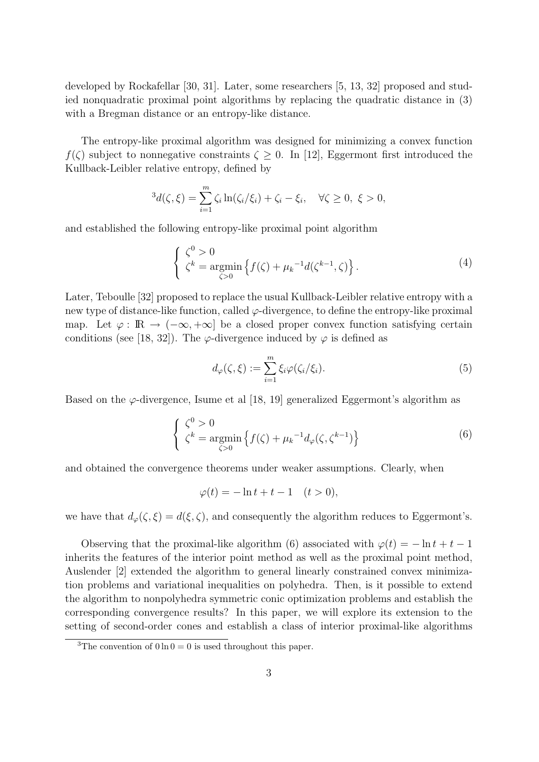developed by Rockafellar [30, 31]. Later, some researchers [5, 13, 32] proposed and studied nonquadratic proximal point algorithms by replacing the quadratic distance in (3) with a Bregman distance or an entropy-like distance.

The entropy-like proximal algorithm was designed for minimizing a convex function $f(\zeta)$ subject to nonnegative constraints $\zeta \geq 0$. In [12], Eggermont first introduced the Kullback-Leibler relative entropy, defined by

$$^{3}d(\zeta, \xi) = \sum_{i=1}^{m} \zeta_i \ln(\zeta_i/\xi_i) + \zeta_i - \xi_i, \quad \forall \zeta \geq 0,\ \xi > 0,$$

and established the following entropy-like proximal point algorithm

$$\left\{ \begin{array}{l} \zeta^0 > 0 \\ \zeta^k = \underset{\zeta > 0}{\operatorname{argmin}} \left\{ f(\zeta) + {\mu_k}^{-1} d(\zeta^{k-1}, \zeta) \right\}. \end{array} \right. \tag{4}$$

Later, Teboulle [32] proposed to replace the usual Kullback-Leibler relative entropy with a new type of distance-like function, called $\varphi$-divergence, to define the entropy-like proximal map. Let $\varphi : \mathbb{R} \to (-\infty, +\infty]$ be a closed proper convex function satisfying certain conditions (see [18, 32]). The $\varphi$-divergence induced by $\varphi$ is defined as

$$d_\varphi(\zeta, \xi) := \sum_{i=1}^{m} \xi_i \varphi(\zeta_i/\xi_i). \tag{5}$$

Based on the $\varphi$-divergence, Isume et al [18, 19] generalized Eggermont's algorithm as

$$\left\{ \begin{array}{l} \zeta^0 > 0 \\ \zeta^k = \underset{\zeta > 0}{\operatorname{argmin}} \left\{ f(\zeta) + {\mu_k}^{-1} d_\varphi(\zeta, \zeta^{k-1}) \right\} \end{array} \right. \tag{6}$$

and obtained the convergence theorems under weaker assumptions. Clearly, when

$$\varphi(t) = -\ln t + t - 1 \quad (t > 0),$$

we have that $d_\varphi(\zeta, \xi) = d(\xi, \zeta)$, and consequently the algorithm reduces to Eggermont's.

Observing that the proximal-like algorithm (6) associated with $\varphi(t) = -\ln t + t - 1$ inherits the features of the interior point method as well as the proximal point method, Auslender [2] extended the algorithm to general linearly constrained convex minimization problems and variational inequalities on polyhedra. Then, is it possible to extend the algorithm to nonpolyhedra symmetric conic optimization problems and establish the corresponding convergence results? In this paper, we will explore its extension to the setting of second-order cones and establish a class of interior proximal-like algorithms

[3] The convention of $0 \ln 0 = 0$ is used throughout this paper.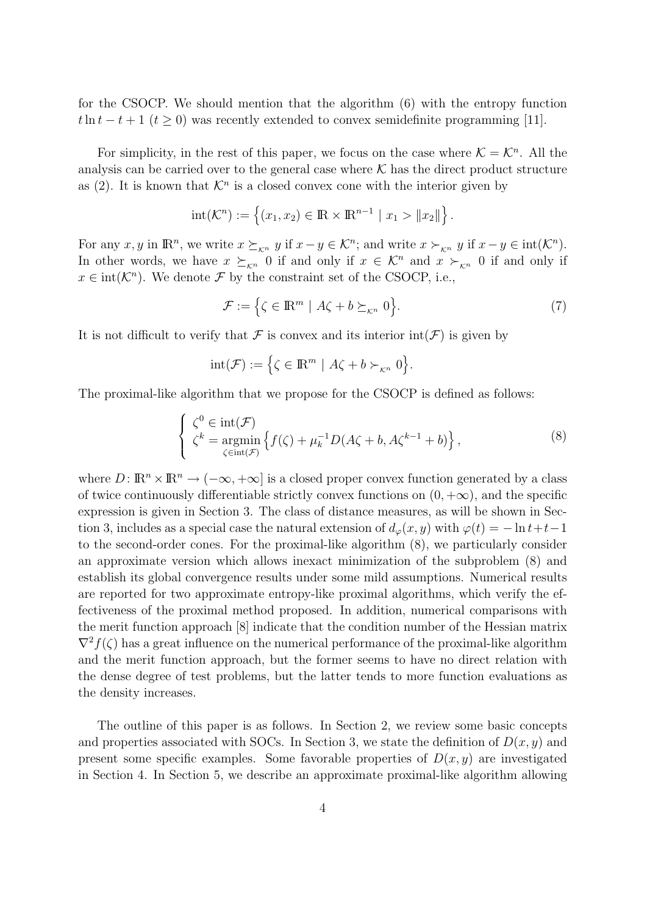for the CSOCP. We should mention that the algorithm (6) with the entropy function $t \ln t - t + 1$ ($t \geq 0$) was recently extended to convex semidefinite programming [11].

For simplicity, in the rest of this paper, we focus on the case where $\mathcal{K} = \mathcal{K}^n$. All the analysis can be carried over to the general case where $\mathcal{K}$ has the direct product structure as (2). It is known that $\mathcal{K}^n$ is a closed convex cone with the interior given by

$$\text{int}(\mathcal{K}^n) := \left\{ (x_1, x_2) \in \mathbb{R} \times \mathbb{R}^{n-1} \mid x_1 > \|x_2\| \right\}.$$

For any $x, y$ in $\mathbb{R}^n$, we write $x \succeq_{\mathcal{K}^n} y$ if $x - y \in \mathcal{K}^n$; and write $x \succ_{\mathcal{K}^n} y$ if $x - y \in \text{int}(\mathcal{K}^n)$. In other words, we have $x \succeq_{\mathcal{K}^n} 0$ if and only if $x \in \mathcal{K}^n$ and $x \succ_{\mathcal{K}^n} 0$ if and only if $x \in \text{int}(\mathcal{K}^n)$. We denote $\mathcal{F}$ by the constraint set of the CSOCP, i.e.,

$$\mathcal{F} := \left\{ \zeta \in \mathbb{R}^m \mid A\zeta + b \succeq_{\mathcal{K}^n} 0 \right\}. \tag{7}$$

It is not difficult to verify that $\mathcal{F}$ is convex and its interior $\text{int}(\mathcal{F})$ is given by

$$\text{int}(\mathcal{F}) := \left\{ \zeta \in \mathbb{R}^m \mid A\zeta + b \succ_{\mathcal{K}^n} 0 \right\}.$$

The proximal-like algorithm that we propose for the CSOCP is defined as follows:

$$\begin{cases} \zeta^0 \in \text{int}(\mathcal{F}) \\ \zeta^k = \underset{\zeta \in \text{int}(\mathcal{F})}{\text{argmin}} \left\{ f(\zeta) + \mu_k^{-1} D(A\zeta + b, A\zeta^{k-1} + b) \right\}, \end{cases} \tag{8}$$

where $D\colon \mathbb{R}^n \times \mathbb{R}^n \to (-\infty, +\infty]$ is a closed proper convex function generated by a class of twice continuously differentiable strictly convex functions on $(0, +\infty)$, and the specific expression is given in Section 3. The class of distance measures, as will be shown in Section 3, includes as a special case the natural extension of $d_\varphi(x, y)$ with $\varphi(t) = -\ln t + t - 1$ to the second-order cones. For the proximal-like algorithm (8), we particularly consider an approximate version which allows inexact minimization of the subproblem (8) and establish its global convergence results under some mild assumptions. Numerical results are reported for two approximate entropy-like proximal algorithms, which verify the effectiveness of the proximal method proposed. In addition, numerical comparisons with the merit function approach [8] indicate that the condition number of the Hessian matrix $\nabla^2 f(\zeta)$ has a great influence on the numerical performance of the proximal-like algorithm and the merit function approach, but the former seems to have no direct relation with the dense degree of test problems, but the latter tends to more function evaluations as the density increases.

The outline of this paper is as follows. In Section 2, we review some basic concepts and properties associated with SOCs. In Section 3, we state the definition of $D(x, y)$ and present some specific examples. Some favorable properties of $D(x, y)$ are investigated in Section 4. In Section 5, we describe an approximate proximal-like algorithm allowing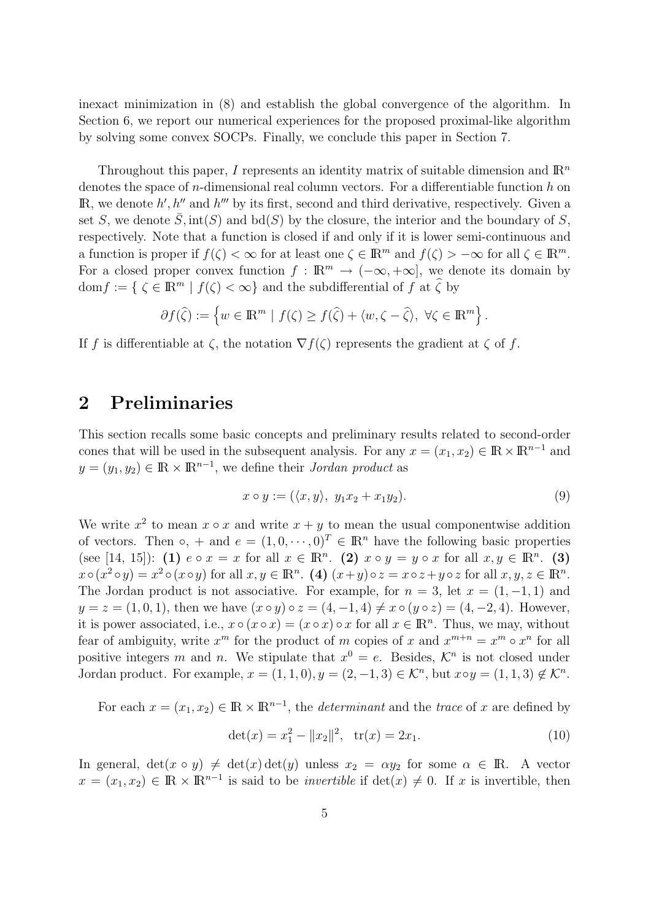inexact minimization in (8) and establish the global convergence of the algorithm. In Section 6, we report our numerical experiences for the proposed proximal-like algorithm by solving some convex SOCPs. Finally, we conclude this paper in Section 7.

Throughout this paper, $I$ represents an identity matrix of suitable dimension and $\mathbb{R}^n$ denotes the space of $n$-dimensional real column vectors. For a differentiable function $h$ on $\mathbb{R}$, we denote $h', h''$ and $h'''$ by its first, second and third derivative, respectively. Given a set $S$, we denote $\bar{S}, \text{int}(S)$ and $\text{bd}(S)$ by the closure, the interior and the boundary of $S$, respectively. Note that a function is closed if and only if it is lower semi-continuous and a function is proper if $f(\zeta) < \infty$ for at least one $\zeta \in \mathbb{R}^m$ and $f(\zeta) > -\infty$ for all $\zeta \in \mathbb{R}^m$. For a closed proper convex function $f : \mathbb{R}^m \to (-\infty, +\infty]$, we denote its domain by $\text{dom} f := \{ \zeta \in \mathbb{R}^m \mid f(\zeta) < \infty \}$ and the subdifferential of $f$ at $\widehat{\zeta}$ by

$$\partial f(\widehat{\zeta}) := \left\{ w \in \mathbb{R}^m \mid f(\zeta) \geq f(\widehat{\zeta}) + \langle w, \zeta - \widehat{\zeta} \rangle, \ \forall \zeta \in \mathbb{R}^m \right\}.$$

If $f$ is differentiable at $\zeta$, the notation $\nabla f(\zeta)$ represents the gradient at $\zeta$ of $f$.

## 2 Preliminaries

This section recalls some basic concepts and preliminary results related to second-order cones that will be used in the subsequent analysis. For any $x = (x_1, x_2) \in \mathbb{R} \times \mathbb{R}^{n-1}$ and $y = (y_1, y_2) \in \mathbb{R} \times \mathbb{R}^{n-1}$, we define their *Jordan product* as

$$x \circ y := (\langle x, y \rangle, \ y_1 x_2 + x_1 y_2). \tag{9}$$

We write $x^2$ to mean $x \circ x$ and write $x + y$ to mean the usual componentwise addition of vectors. Then $\circ$, $+$ and $e = (1, 0, \cdots, 0)^T \in \mathbb{R}^n$ have the following basic properties (see [14, 15]): **(1)** $e \circ x = x$ for all $x \in \mathbb{R}^n$. **(2)** $x \circ y = y \circ x$ for all $x, y \in \mathbb{R}^n$. **(3)** $x \circ (x^2 \circ y) = x^2 \circ (x \circ y)$ for all $x, y \in \mathbb{R}^n$. **(4)** $(x + y) \circ z = x \circ z + y \circ z$ for all $x, y, z \in \mathbb{R}^n$. The Jordan product is not associative. For example, for $n = 3$, let $x = (1, -1, 1)$ and $y = z = (1, 0, 1)$, then we have $(x \circ y) \circ z = (4, -1, 4) \neq x \circ (y \circ z) = (4, -2, 4)$. However, it is power associated, i.e., $x \circ (x \circ x) = (x \circ x) \circ x$ for all $x \in \mathbb{R}^n$. Thus, we may, without fear of ambiguity, write $x^m$ for the product of $m$ copies of $x$ and $x^{m+n} = x^m \circ x^n$ for all positive integers $m$ and $n$. We stipulate that $x^0 = e$. Besides, $\mathcal{K}^n$ is not closed under Jordan product. For example, $x = (1, 1, 0), y = (2, -1, 3) \in \mathcal{K}^n$, but $x \circ y = (1, 1, 3) \notin \mathcal{K}^n$.

For each $x = (x_1, x_2) \in \mathbb{R} \times \mathbb{R}^{n-1}$, the *determinant* and the *trace* of $x$ are defined by

$$\det(x) = x_1^2 - \|x_2\|^2, \quad \text{tr}(x) = 2x_1. \tag{10}$$

In general, $\det(x \circ y) \neq \det(x) \det(y)$ unless $x_2 = \alpha y_2$ for some $\alpha \in \mathbb{R}$. A vector $x = (x_1, x_2) \in \mathbb{R} \times \mathbb{R}^{n-1}$ is said to be *invertible* if $\det(x) \neq 0$. If $x$ is invertible, then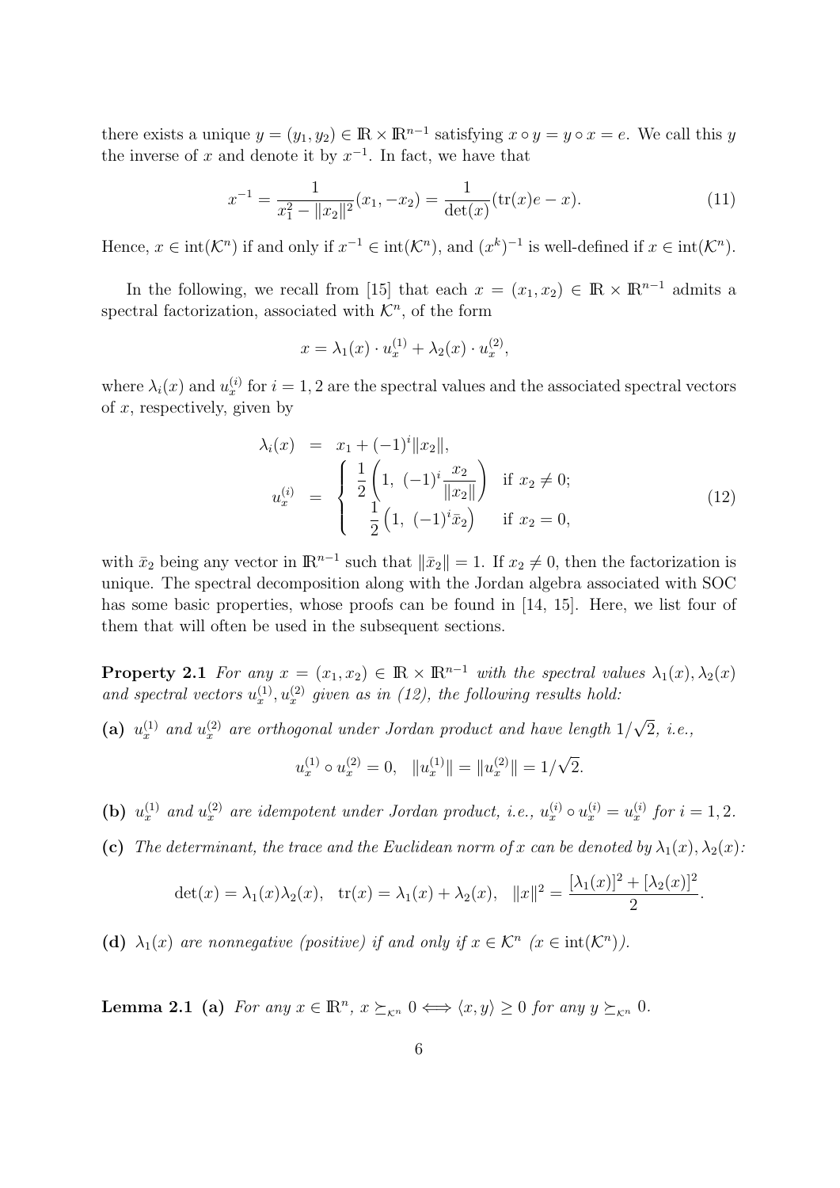there exists a unique $y = (y_1, y_2) \in \mathbb{R} \times \mathbb{R}^{n-1}$ satisfying $x \circ y = y \circ x = e$. We call this $y$ the inverse of $x$ and denote it by $x^{-1}$. In fact, we have that

$$x^{-1} = \frac{1}{x_1^2 - \|x_2\|^2}(x_1, -x_2) = \frac{1}{\det(x)}(\mathrm{tr}(x)e - x). \tag{11}$$

Hence, $x \in \mathrm{int}(\mathcal{K}^n)$ if and only if $x^{-1} \in \mathrm{int}(\mathcal{K}^n)$, and $(x^k)^{-1}$ is well-defined if $x \in \mathrm{int}(\mathcal{K}^n)$.

In the following, we recall from [15] that each $x = (x_1, x_2) \in \mathbb{R} \times \mathbb{R}^{n-1}$ admits a spectral factorization, associated with $\mathcal{K}^n$, of the form

$$x = \lambda_1(x) \cdot u_x^{(1)} + \lambda_2(x) \cdot u_x^{(2)},$$

where $\lambda_i(x)$ and $u_x^{(i)}$ for $i = 1, 2$ are the spectral values and the associated spectral vectors of $x$, respectively, given by

$$\begin{aligned} \lambda_i(x) &= x_1 + (-1)^i \|x_2\|, \\ u_x^{(i)} &= \begin{cases} \dfrac{1}{2}\left(1,\ (-1)^i \dfrac{x_2}{\|x_2\|}\right) & \text{if } x_2 \neq 0; \\ \dfrac{1}{2}\left(1,\ (-1)^i \bar{x}_2\right) & \text{if } x_2 = 0, \end{cases} \end{aligned} \tag{12}$$

with $\bar{x}_2$ being any vector in $\mathbb{R}^{n-1}$ such that $\|\bar{x}_2\| = 1$. If $x_2 \neq 0$, then the factorization is unique. The spectral decomposition along with the Jordan algebra associated with SOC has some basic properties, whose proofs can be found in [14, 15]. Here, we list four of them that will often be used in the subsequent sections.

**Property 2.1** *For any $x = (x_1, x_2) \in \mathbb{R} \times \mathbb{R}^{n-1}$ with the spectral values $\lambda_1(x), \lambda_2(x)$ and spectral vectors $u_x^{(1)}, u_x^{(2)}$ given as in (12), the following results hold:*

**(a)** *$u_x^{(1)}$ and $u_x^{(2)}$ are orthogonal under Jordan product and have length $1/\sqrt{2}$, i.e.,*

$$u_x^{(1)} \circ u_x^{(2)} = 0, \quad \|u_x^{(1)}\| = \|u_x^{(2)}\| = 1/\sqrt{2}.$$

**(b)** *$u_x^{(1)}$ and $u_x^{(2)}$ are idempotent under Jordan product, i.e., $u_x^{(i)} \circ u_x^{(i)} = u_x^{(i)}$ for $i = 1, 2$.*

**(c)** *The determinant, the trace and the Euclidean norm of $x$ can be denoted by $\lambda_1(x), \lambda_2(x)$:*

$$\det(x) = \lambda_1(x)\lambda_2(x), \quad \mathrm{tr}(x) = \lambda_1(x) + \lambda_2(x), \quad \|x\|^2 = \frac{[\lambda_1(x)]^2 + [\lambda_2(x)]^2}{2}.$$

**(d)** *$\lambda_1(x)$ are nonnegative (positive) if and only if $x \in \mathcal{K}^n$ ($x \in \mathrm{int}(\mathcal{K}^n)$).*

**Lemma 2.1** **(a)** *For any $x \in \mathbb{R}^n$, $x \succeq_{\mathcal{K}^n} 0 \Longleftrightarrow \langle x, y \rangle \geq 0$ for any $y \succeq_{\mathcal{K}^n} 0$.*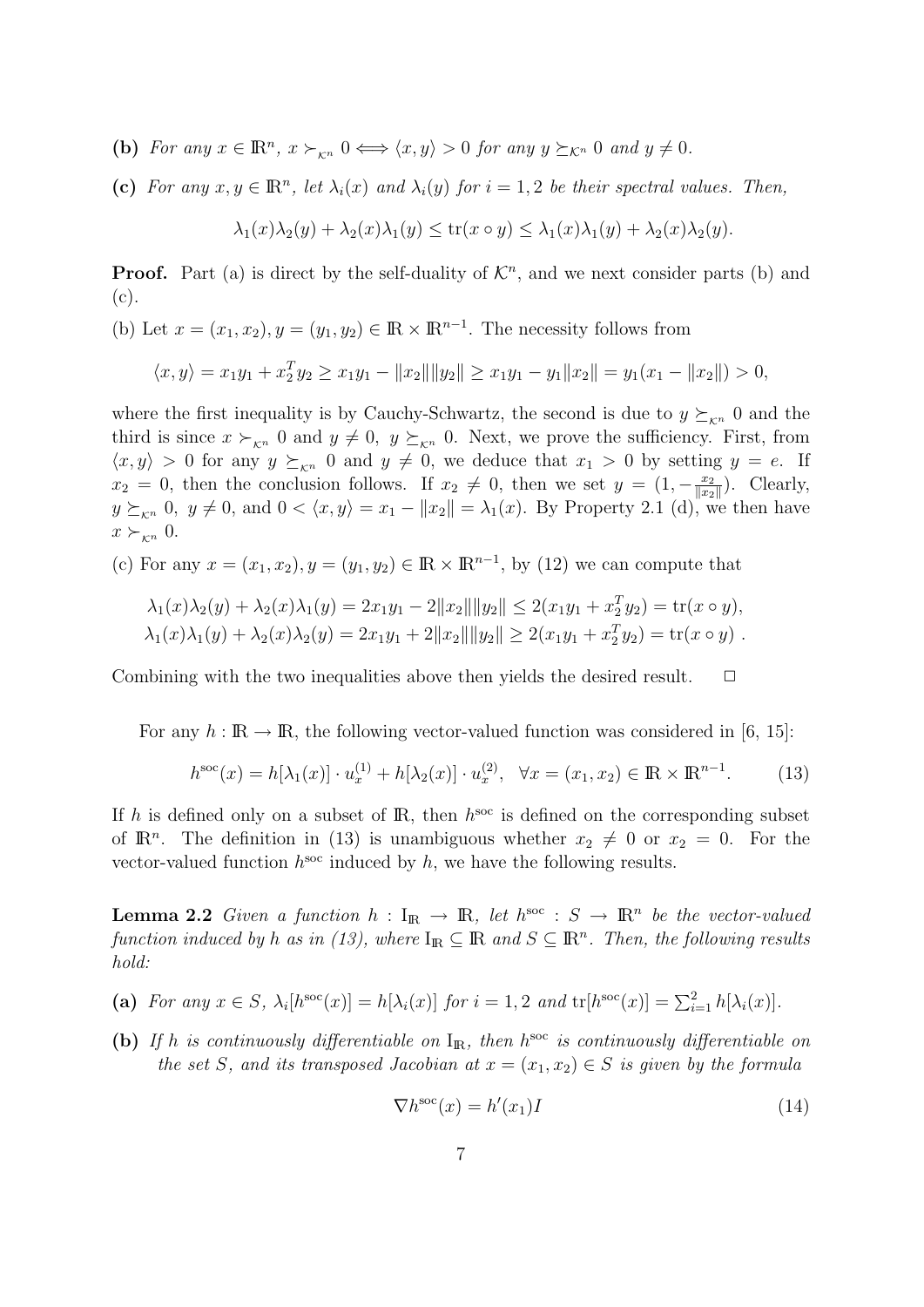**(b)** *For any $x \in \mathbb{R}^n$, $x \succ_{\mathcal{K}^n} 0 \Longleftrightarrow \langle x, y\rangle > 0$ for any $y \succeq_{\mathcal{K}^n} 0$ and $y \neq 0$.*

**(c)** *For any $x, y \in \mathbb{R}^n$, let $\lambda_i(x)$ and $\lambda_i(y)$ for $i = 1, 2$ be their spectral values. Then,*

$$\lambda_1(x)\lambda_2(y) + \lambda_2(x)\lambda_1(y) \leq \mathrm{tr}(x \circ y) \leq \lambda_1(x)\lambda_1(y) + \lambda_2(x)\lambda_2(y).$$

**Proof.** Part (a) is direct by the self-duality of $\mathcal{K}^n$, and we next consider parts (b) and (c).

(b) Let $x = (x_1, x_2), y = (y_1, y_2) \in \mathbb{R} \times \mathbb{R}^{n-1}$. The necessity follows from

$$\langle x, y\rangle = x_1y_1 + x_2^T y_2 \geq x_1y_1 - \|x_2\|\|y_2\| \geq x_1y_1 - y_1\|x_2\| = y_1(x_1 - \|x_2\|) > 0,$$

where the first inequality is by Cauchy-Schwartz, the second is due to $y \succeq_{\mathcal{K}^n} 0$ and the third is since $x \succ_{\mathcal{K}^n} 0$ and $y \neq 0$, $y \succeq_{\mathcal{K}^n} 0$. Next, we prove the sufficiency. First, from $\langle x, y\rangle > 0$ for any $y \succeq_{\mathcal{K}^n} 0$ and $y \neq 0$, we deduce that $x_1 > 0$ by setting $y = e$. If $x_2 = 0$, then the conclusion follows. If $x_2 \neq 0$, then we set $y = (1, -\frac{x_2}{\|x_2\|})$. Clearly, $y \succeq_{\mathcal{K}^n} 0$, $y \neq 0$, and $0 < \langle x, y\rangle = x_1 - \|x_2\| = \lambda_1(x)$. By Property 2.1 (d), we then have $x \succ_{\mathcal{K}^n} 0$.

(c) For any $x = (x_1, x_2), y = (y_1, y_2) \in \mathbb{R} \times \mathbb{R}^{n-1}$, by (12) we can compute that

$$\lambda_1(x)\lambda_2(y) + \lambda_2(x)\lambda_1(y) = 2x_1y_1 - 2\|x_2\|\|y_2\| \leq 2(x_1y_1 + x_2^T y_2) = \mathrm{tr}(x \circ y),$$
$$\lambda_1(x)\lambda_1(y) + \lambda_2(x)\lambda_2(y) = 2x_1y_1 + 2\|x_2\|\|y_2\| \geq 2(x_1y_1 + x_2^T y_2) = \mathrm{tr}(x \circ y)\ .$$

Combining with the two inequalities above then yields the desired result. $\Box$

For any $h : \mathbb{R} \to \mathbb{R}$, the following vector-valued function was considered in [6, 15]:

$$h^{\mathrm{soc}}(x) = h[\lambda_1(x)] \cdot u_x^{(1)} + h[\lambda_2(x)] \cdot u_x^{(2)}, \quad \forall x = (x_1, x_2) \in \mathbb{R} \times \mathbb{R}^{n-1}. \tag{13}$$

If $h$ is defined only on a subset of $\mathbb{R}$, then $h^{\mathrm{soc}}$ is defined on the corresponding subset of $\mathbb{R}^n$. The definition in (13) is unambiguous whether $x_2 \neq 0$ or $x_2 = 0$. For the vector-valued function $h^{\mathrm{soc}}$ induced by $h$, we have the following results.

**Lemma 2.2** *Given a function $h : \mathrm{I}_{\mathbb{R}} \to \mathbb{R}$, let $h^{\mathrm{soc}} : S \to \mathbb{R}^n$ be the vector-valued function induced by $h$ as in (13), where $\mathrm{I}_{\mathbb{R}} \subseteq \mathbb{R}$ and $S \subseteq \mathbb{R}^n$. Then, the following results hold:*

**(a)** *For any $x \in S$, $\lambda_i[h^{\mathrm{soc}}(x)] = h[\lambda_i(x)]$ for $i = 1, 2$ and $\mathrm{tr}[h^{\mathrm{soc}}(x)] = \sum_{i=1}^{2} h[\lambda_i(x)]$.*

**(b)** *If $h$ is continuously differentiable on $\mathrm{I}_{\mathbb{R}}$, then $h^{\mathrm{soc}}$ is continuously differentiable on the set $S$, and its transposed Jacobian at $x = (x_1, x_2) \in S$ is given by the formula*

$$\nabla h^{\mathrm{soc}}(x) = h'(x_1)I \tag{14}$$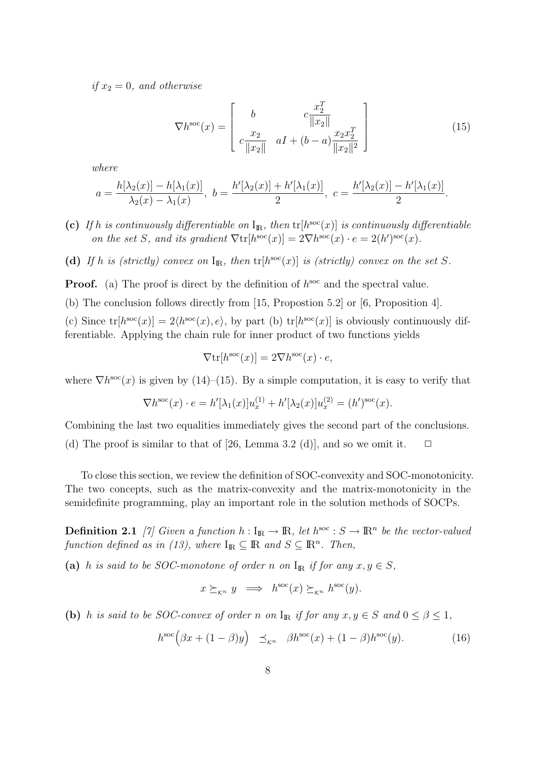*if $x_2 = 0$, and otherwise*

$$\nabla h^{\rm soc}(x) = \begin{bmatrix} b & c\dfrac{x_2^T}{\|x_2\|} \\ c\dfrac{x_2}{\|x_2\|} & aI + (b-a)\dfrac{x_2 x_2^T}{\|x_2\|^2} \end{bmatrix} \tag{15}$$

*where*

$$a = \frac{h[\lambda_2(x)] - h[\lambda_1(x)]}{\lambda_2(x) - \lambda_1(x)},\ b = \frac{h'[\lambda_2(x)] + h'[\lambda_1(x)]}{2},\ c = \frac{h'[\lambda_2(x)] - h'[\lambda_1(x)]}{2}.$$

**(c)** *If $h$ is continuously differentiable on $\mathrm{I}_{\mathbb{R}}$, then $\mathrm{tr}[h^{\rm soc}(x)]$ is continuously differentiable on the set $S$, and its gradient $\nabla \mathrm{tr}[h^{\rm soc}(x)] = 2\nabla h^{\rm soc}(x) \cdot e = 2(h')^{\rm soc}(x)$.*

**(d)** *If $h$ is (strictly) convex on $\mathrm{I}_{\mathbb{R}}$, then $\mathrm{tr}[h^{\rm soc}(x)]$ is (strictly) convex on the set $S$.*

**Proof.** (a) The proof is direct by the definition of $h^{\rm soc}$ and the spectral value.

(b) The conclusion follows directly from [15, Propostion 5.2] or [6, Proposition 4].

(c) Since $\mathrm{tr}[h^{\rm soc}(x)] = 2\langle h^{\rm soc}(x), e\rangle$, by part (b) $\mathrm{tr}[h^{\rm soc}(x)]$ is obviously continuously differentiable. Applying the chain rule for inner product of two functions yields

$$\nabla \mathrm{tr}[h^{\rm soc}(x)] = 2\nabla h^{\rm soc}(x) \cdot e,$$

where $\nabla h^{\rm soc}(x)$ is given by (14)–(15). By a simple computation, it is easy to verify that

$$\nabla h^{\rm soc}(x) \cdot e = h'[\lambda_1(x)]u_x^{(1)} + h'[\lambda_2(x)]u_x^{(2)} = (h')^{\rm soc}(x).$$

Combining the last two equalities immediately gives the second part of the conclusions.

(d) The proof is similar to that of [26, Lemma 3.2 (d)], and so we omit it. $\Box$

To close this section, we review the definition of SOC-convexity and SOC-monotonicity. The two concepts, such as the matrix-convexity and the matrix-monotonicity in the semidefinite programming, play an important role in the solution methods of SOCPs.

**Definition 2.1** *[7] Given a function $h : \mathrm{I}_{\mathbb{R}} \to \mathbb{R}$, let $h^{\rm soc} : S \to \mathbb{R}^n$ be the vector-valued function defined as in (13), where $\mathrm{I}_{\mathbb{R}} \subseteq \mathbb{R}$ and $S \subseteq \mathbb{R}^n$. Then,*

**(a)** *$h$ is said to be SOC-monotone of order $n$ on $\mathrm{I}_{\mathbb{R}}$ if for any $x, y \in S$,*

$$x \succeq_{\mathcal{K}^n} y \implies h^{\rm soc}(x) \succeq_{\mathcal{K}^n} h^{\rm soc}(y).$$

**(b)** *$h$ is said to be SOC-convex of order $n$ on $\mathrm{I}_{\mathbb{R}}$ if for any $x, y \in S$ and $0 \le \beta \le 1$,*

$$h^{\rm soc}\Big(\beta x + (1-\beta)y\Big) \ \ \preceq_{\mathcal{K}^n} \ \ \beta h^{\rm soc}(x) + (1-\beta)h^{\rm soc}(y). \tag{16}$$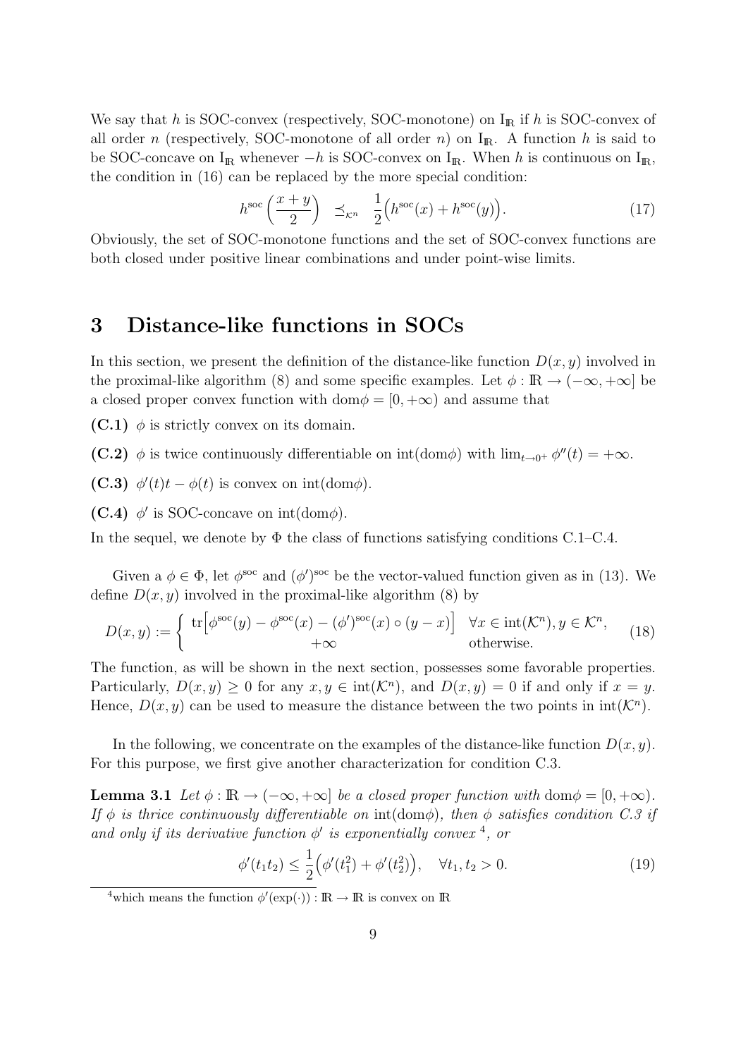We say that $h$ is SOC-convex (respectively, SOC-monotone) on $\mathrm{I}_{\mathbb{R}}$ if $h$ is SOC-convex of all order $n$ (respectively, SOC-monotone of all order $n$) on $\mathrm{I}_{\mathbb{R}}$. A function $h$ is said to be SOC-concave on $\mathrm{I}_{\mathbb{R}}$ whenever $-h$ is SOC-convex on $\mathrm{I}_{\mathbb{R}}$. When $h$ is continuous on $\mathrm{I}_{\mathbb{R}}$, the condition in (16) can be replaced by the more special condition:

$$h^{\rm soc}\left(\frac{x+y}{2}\right) \preceq_{\mathcal{K}^n} \frac{1}{2}\Big(h^{\rm soc}(x) + h^{\rm soc}(y)\Big). \tag{17}$$

Obviously, the set of SOC-monotone functions and the set of SOC-convex functions are both closed under positive linear combinations and under point-wise limits.

## 3 Distance-like functions in SOCs

In this section, we present the definition of the distance-like function $D(x,y)$ involved in the proximal-like algorithm (8) and some specific examples. Let $\phi : \mathbb{R} \to (-\infty, +\infty]$ be a closed proper convex function with $\mathrm{dom}\phi = [0, +\infty)$ and assume that

**(C.1)** $\phi$ is strictly convex on its domain.

**(C.2)** $\phi$ is twice continuously differentiable on $\mathrm{int}(\mathrm{dom}\phi)$ with $\lim_{t\to 0^+} \phi''(t) = +\infty$.

**(C.3)** $\phi'(t)t - \phi(t)$ is convex on $\mathrm{int}(\mathrm{dom}\phi)$.

**(C.4)** $\phi'$ is SOC-concave on $\mathrm{int}(\mathrm{dom}\phi)$.

In the sequel, we denote by $\Phi$ the class of functions satisfying conditions C.1–C.4.

Given a $\phi \in \Phi$, let $\phi^{\rm soc}$ and $(\phi')^{\rm soc}$ be the vector-valued function given as in (13). We define $D(x,y)$ involved in the proximal-like algorithm (8) by

$$D(x,y) := \begin{cases} \mathrm{tr}\Big[\phi^{\rm soc}(y) - \phi^{\rm soc}(x) - (\phi')^{\rm soc}(x) \circ (y - x)\Big] & \forall x \in \mathrm{int}(\mathcal{K}^n), y \in \mathcal{K}^n, \\ +\infty & \text{otherwise.} \end{cases} \tag{18}$$

The function, as will be shown in the next section, possesses some favorable properties. Particularly, $D(x,y) \geq 0$ for any $x, y \in \mathrm{int}(\mathcal{K}^n)$, and $D(x,y) = 0$ if and only if $x = y$. Hence, $D(x,y)$ can be used to measure the distance between the two points in $\mathrm{int}(\mathcal{K}^n)$.

In the following, we concentrate on the examples of the distance-like function $D(x,y)$. For this purpose, we first give another characterization for condition C.3.

**Lemma 3.1** *Let $\phi : \mathbb{R} \to (-\infty, +\infty]$ be a closed proper function with $\mathrm{dom}\phi = [0, +\infty)$. If $\phi$ is thrice continuously differentiable on $\mathrm{int}(\mathrm{dom}\phi)$, then $\phi$ satisfies condition C.3 if and only if its derivative function $\phi'$ is exponentially convex* [4]*, or*

$$\phi'(t_1 t_2) \leq \frac{1}{2}\Big(\phi'(t_1^2) + \phi'(t_2^2)\Big), \quad \forall t_1, t_2 > 0. \tag{19}$$

[4] which means the function $\phi'(\exp(\cdot)) : \mathbb{R} \to \mathbb{R}$ is convex on $\mathbb{R}$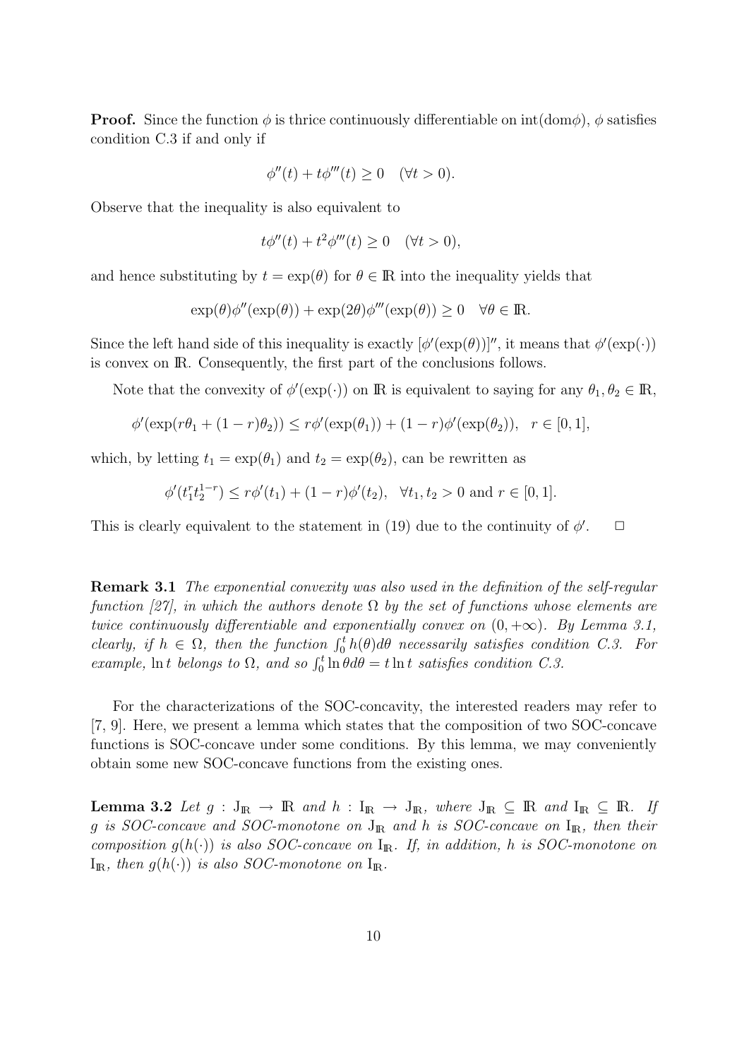**Proof.** Since the function $\phi$ is thrice continuously differentiable on $\text{int}(\text{dom}\phi)$, $\phi$ satisfies condition C.3 if and only if

$$\phi''(t) + t\phi'''(t) \geq 0 \quad (\forall t > 0).$$

Observe that the inequality is also equivalent to

$$t\phi''(t) + t^2\phi'''(t) \geq 0 \quad (\forall t > 0),$$

and hence substituting by $t = \exp(\theta)$ for $\theta \in \mathbb{R}$ into the inequality yields that

$$\exp(\theta)\phi''(\exp(\theta)) + \exp(2\theta)\phi'''(\exp(\theta)) \geq 0 \quad \forall \theta \in \mathbb{R}.$$

Since the left hand side of this inequality is exactly $[\phi'(\exp(\theta))]''$, it means that $\phi'(\exp(\cdot))$ is convex on $\mathbb{R}$. Consequently, the first part of the conclusions follows.

Note that the convexity of $\phi'(\exp(\cdot))$ on $\mathbb{R}$ is equivalent to saying for any $\theta_1, \theta_2 \in \mathbb{R}$,

$$\phi'(\exp(r\theta_1 + (1-r)\theta_2)) \leq r\phi'(\exp(\theta_1)) + (1-r)\phi'(\exp(\theta_2)), \quad r \in [0,1],$$

which, by letting $t_1 = \exp(\theta_1)$ and $t_2 = \exp(\theta_2)$, can be rewritten as

$$\phi'(t_1^r t_2^{1-r}) \leq r\phi'(t_1) + (1-r)\phi'(t_2), \quad \forall t_1, t_2 > 0 \text{ and } r \in [0,1].$$

This is clearly equivalent to the statement in (19) due to the continuity of $\phi'$. $\Box$

**Remark 3.1** *The exponential convexity was also used in the definition of the self-regular function [27], in which the authors denote $\Omega$ by the set of functions whose elements are twice continuously differentiable and exponentially convex on $(0, +\infty)$. By Lemma 3.1, clearly, if $h \in \Omega$, then the function $\int_0^t h(\theta)d\theta$ necessarily satisfies condition C.3. For example, $\ln t$ belongs to $\Omega$, and so $\int_0^t \ln\theta d\theta = t\ln t$ satisfies condition C.3.*

For the characterizations of the SOC-concavity, the interested readers may refer to [7, 9]. Here, we present a lemma which states that the composition of two SOC-concave functions is SOC-concave under some conditions. By this lemma, we may conveniently obtain some new SOC-concave functions from the existing ones.

**Lemma 3.2** *Let $g : \mathrm{J}_{\mathbb{R}} \to \mathbb{R}$ and $h : \mathrm{I}_{\mathbb{R}} \to \mathrm{J}_{\mathbb{R}}$, where $\mathrm{J}_{\mathbb{R}} \subseteq \mathbb{R}$ and $\mathrm{I}_{\mathbb{R}} \subseteq \mathbb{R}$. If $g$ is SOC-concave and SOC-monotone on $\mathrm{J}_{\mathbb{R}}$ and $h$ is SOC-concave on $\mathrm{I}_{\mathbb{R}}$, then their composition $g(h(\cdot))$ is also SOC-concave on $\mathrm{I}_{\mathbb{R}}$. If, in addition, $h$ is SOC-monotone on $\mathrm{I}_{\mathbb{R}}$, then $g(h(\cdot))$ is also SOC-monotone on $\mathrm{I}_{\mathbb{R}}$.*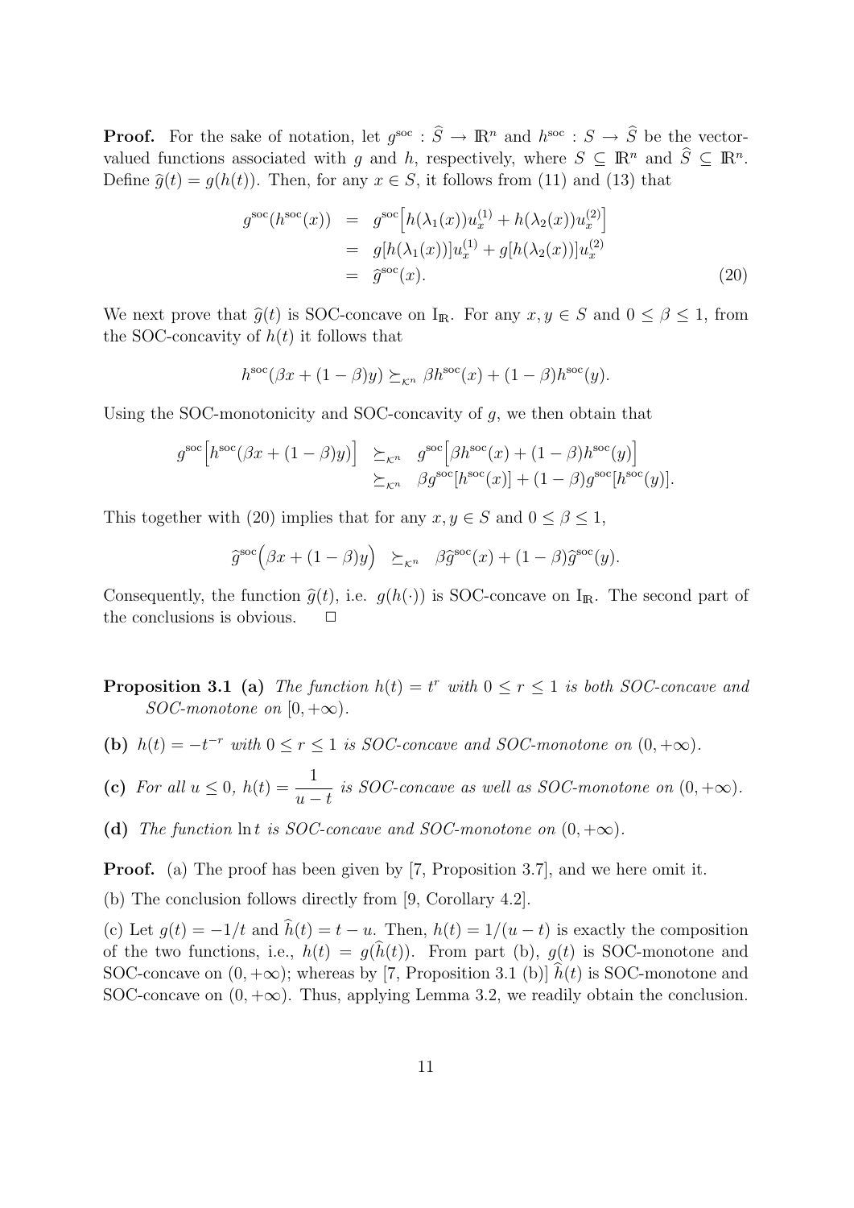**Proof.** For the sake of notation, let $g^{\rm soc}: \widehat{S} \to \mathbb{R}^n$ and $h^{\rm soc}: S \to \widehat{S}$ be the vector-valued functions associated with $g$ and $h$, respectively, where $S \subseteq \mathbb{R}^n$ and $\widehat{S} \subseteq \mathbb{R}^n$. Define $\widehat{g}(t) = g(h(t))$. Then, for any $x \in S$, it follows from (11) and (13) that

$$
\begin{aligned}
g^{\rm soc}(h^{\rm soc}(x)) &= g^{\rm soc}\Big[h(\lambda_1(x))u_x^{(1)} + h(\lambda_2(x))u_x^{(2)}\Big] \\
&= g[h(\lambda_1(x))]u_x^{(1)} + g[h(\lambda_2(x))]u_x^{(2)} \\
&= \widehat{g}^{\rm soc}(x). \qquad (20)
\end{aligned}
$$

We next prove that $\widehat{g}(t)$ is SOC-concave on $\mathrm{I}_{\mathbb{R}}$. For any $x, y \in S$ and $0 \le \beta \le 1$, from the SOC-concavity of $h(t)$ it follows that

$$
h^{\rm soc}(\beta x + (1-\beta)y) \succeq_{\mathcal{K}^n} \beta h^{\rm soc}(x) + (1-\beta)h^{\rm soc}(y).
$$

Using the SOC-monotonicity and SOC-concavity of $g$, we then obtain that

$$
\begin{aligned}
g^{\rm soc}\Big[h^{\rm soc}(\beta x + (1-\beta)y)\Big] &\succeq_{\mathcal{K}^n} g^{\rm soc}\Big[\beta h^{\rm soc}(x) + (1-\beta)h^{\rm soc}(y)\Big] \\
&\succeq_{\mathcal{K}^n} \beta g^{\rm soc}[h^{\rm soc}(x)] + (1-\beta)g^{\rm soc}[h^{\rm soc}(y)].
\end{aligned}
$$

This together with (20) implies that for any $x, y \in S$ and $0 \le \beta \le 1$,

$$
\widehat{g}^{\rm soc}\Big(\beta x + (1-\beta)y\Big) \succeq_{\mathcal{K}^n} \beta\widehat{g}^{\rm soc}(x) + (1-\beta)\widehat{g}^{\rm soc}(y).
$$

Consequently, the function $\widehat{g}(t)$, i.e. $g(h(\cdot))$ is SOC-concave on $\mathrm{I}_{\mathbb{R}}$. The second part of the conclusions is obvious. $\Box$

**Proposition 3.1** **(a)** *The function $h(t) = t^r$ with $0 \le r \le 1$ is both SOC-concave and SOC-monotone on $[0, +\infty)$.*

**(b)** *$h(t) = -t^{-r}$ with $0 \le r \le 1$ is SOC-concave and SOC-monotone on $(0, +\infty)$.*

**(c)** *For all $u \le 0$, $h(t) = \dfrac{1}{u-t}$ is SOC-concave as well as SOC-monotone on $(0, +\infty)$.*

**(d)** *The function $\ln t$ is SOC-concave and SOC-monotone on $(0, +\infty)$.*

**Proof.** (a) The proof has been given by [7, Proposition 3.7], and we here omit it.

(b) The conclusion follows directly from [9, Corollary 4.2].

(c) Let $g(t) = -1/t$ and $\widehat{h}(t) = t - u$. Then, $h(t) = 1/(u-t)$ is exactly the composition of the two functions, i.e., $h(t) = g(\widehat{h}(t))$. From part (b), $g(t)$ is SOC-monotone and SOC-concave on $(0, +\infty)$; whereas by [7, Proposition 3.1 (b)] $\widehat{h}(t)$ is SOC-monotone and SOC-concave on $(0, +\infty)$. Thus, applying Lemma 3.2, we readily obtain the conclusion.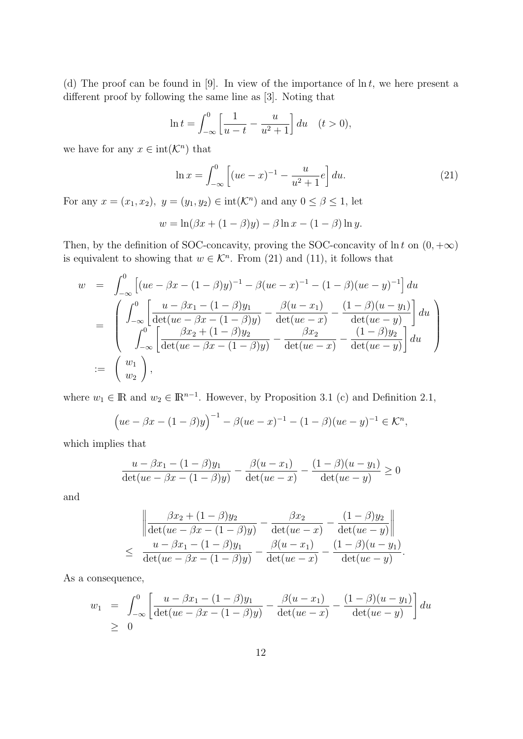(d) The proof can be found in [9]. In view of the importance of $\ln t$, we here present a different proof by following the same line as [3]. Noting that

$$\ln t = \int_{-\infty}^{0} \left[ \frac{1}{u-t} - \frac{u}{u^2+1} \right] du \quad (t > 0),$$

we have for any $x \in \operatorname{int}(\mathcal{K}^n)$ that

$$\ln x = \int_{-\infty}^{0} \left[ (ue - x)^{-1} - \frac{u}{u^2+1} e \right] du. \tag{21}$$

For any $x = (x_1, x_2),\ y = (y_1, y_2) \in \operatorname{int}(\mathcal{K}^n)$ and any $0 \leq \beta \leq 1$, let

$$w = \ln(\beta x + (1-\beta) y) - \beta \ln x - (1-\beta) \ln y.$$

Then, by the definition of SOC-concavity, proving the SOC-concavity of $\ln t$ on $(0, +\infty)$ is equivalent to showing that $w \in \mathcal{K}^n$. From (21) and (11), it follows that

$$\begin{aligned}
w &= \int_{-\infty}^{0} \left[ (ue - \beta x - (1-\beta) y)^{-1} - \beta (ue - x)^{-1} - (1-\beta)(ue - y)^{-1} \right] du \\
&= \begin{pmatrix} \displaystyle\int_{-\infty}^{0} \left[ \frac{u - \beta x_1 - (1-\beta) y_1}{\det(ue - \beta x - (1-\beta) y)} - \frac{\beta (u - x_1)}{\det(ue - x)} - \frac{(1-\beta)(u - y_1)}{\det(ue - y)} \right] du \\ \displaystyle\int_{-\infty}^{0} \left[ \frac{\beta x_2 + (1-\beta) y_2}{\det(ue - \beta x - (1-\beta) y)} - \frac{\beta x_2}{\det(ue - x)} - \frac{(1-\beta) y_2}{\det(ue - y)} \right] du \end{pmatrix} \\
&:= \begin{pmatrix} w_1 \\ w_2 \end{pmatrix},
\end{aligned}$$

where $w_1 \in \mathbb{R}$ and $w_2 \in \mathbb{R}^{n-1}$. However, by Proposition 3.1 (c) and Definition 2.1,

$$\Big( ue - \beta x - (1-\beta) y \Big)^{-1} - \beta (ue - x)^{-1} - (1-\beta)(ue - y)^{-1} \in \mathcal{K}^n,$$

which implies that

$$\frac{u - \beta x_1 - (1-\beta) y_1}{\det(ue - \beta x - (1-\beta) y)} - \frac{\beta (u - x_1)}{\det(ue - x)} - \frac{(1-\beta)(u - y_1)}{\det(ue - y)} \geq 0$$

and

$$\begin{aligned}
& \left\| \frac{\beta x_2 + (1-\beta) y_2}{\det(ue - \beta x - (1-\beta) y)} - \frac{\beta x_2}{\det(ue - x)} - \frac{(1-\beta) y_2}{\det(ue - y)} \right\| \\
\leq\ & \frac{u - \beta x_1 - (1-\beta) y_1}{\det(ue - \beta x - (1-\beta) y)} - \frac{\beta (u - x_1)}{\det(ue - x)} - \frac{(1-\beta)(u - y_1)}{\det(ue - y)}.
\end{aligned}$$

As a consequence,

$$\begin{aligned}
w_1 &= \int_{-\infty}^{0} \left[ \frac{u - \beta x_1 - (1-\beta) y_1}{\det(ue - \beta x - (1-\beta) y)} - \frac{\beta (u - x_1)}{\det(ue - x)} - \frac{(1-\beta)(u - y_1)}{\det(ue - y)} \right] du \\
&\geq 0
\end{aligned}$$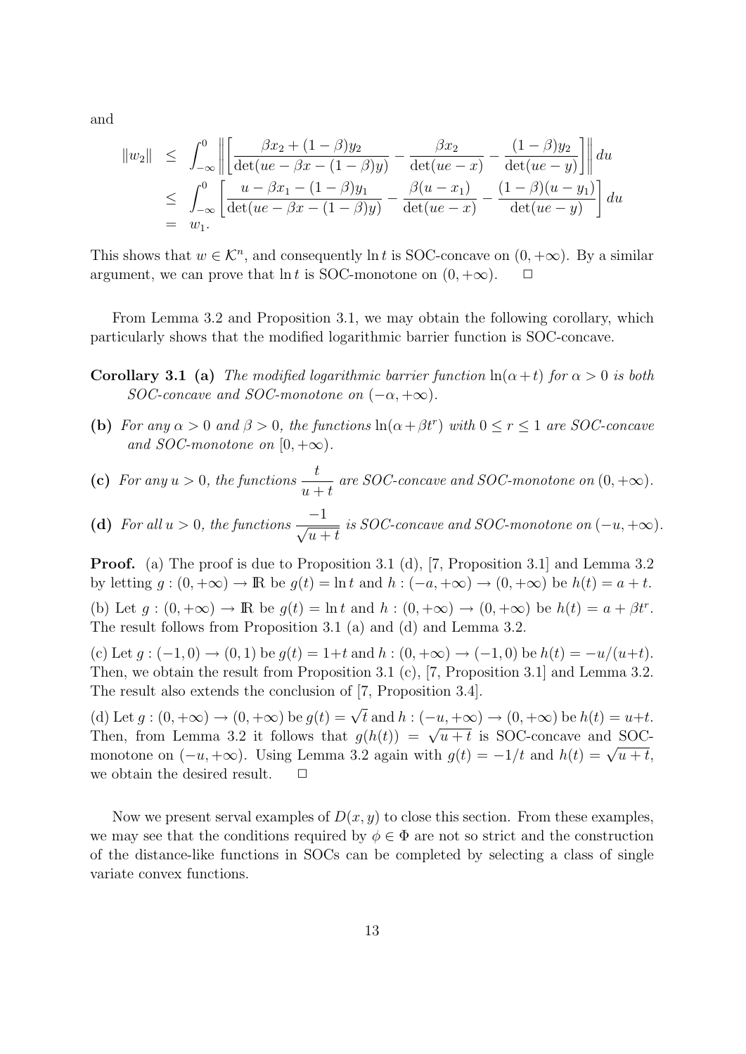and

$$
\begin{aligned}
\|w_2\| &\leq \int_{-\infty}^{0} \left\| \left[ \frac{\beta x_2 + (1-\beta)y_2}{\det(ue - \beta x - (1-\beta)y)} - \frac{\beta x_2}{\det(ue - x)} - \frac{(1-\beta)y_2}{\det(ue - y)} \right] \right\| du \\
&\leq \int_{-\infty}^{0} \left[ \frac{u - \beta x_1 - (1-\beta)y_1}{\det(ue - \beta x - (1-\beta)y)} - \frac{\beta(u - x_1)}{\det(ue - x)} - \frac{(1-\beta)(u - y_1)}{\det(ue - y)} \right] du \\
&= w_1.
\end{aligned}
$$

This shows that $w \in \mathcal{K}^n$, and consequently $\ln t$ is SOC-concave on $(0, +\infty)$. By a similar argument, we can prove that $\ln t$ is SOC-monotone on $(0, +\infty)$. $\square$

From Lemma 3.2 and Proposition 3.1, we may obtain the following corollary, which particularly shows that the modified logarithmic barrier function is SOC-concave.

**Corollary 3.1** **(a)** *The modified logarithmic barrier function $\ln(\alpha + t)$ for $\alpha > 0$ is both SOC-concave and SOC-monotone on $(-\alpha, +\infty)$.*

**(b)** *For any $\alpha > 0$ and $\beta > 0$, the functions $\ln(\alpha + \beta t^r)$ with $0 \leq r \leq 1$ are SOC-concave and SOC-monotone on $[0, +\infty)$.*

**(c)** *For any $u > 0$, the functions $\dfrac{t}{u+t}$ are SOC-concave and SOC-monotone on $(0, +\infty)$.*

**(d)** *For all $u > 0$, the functions $\dfrac{-1}{\sqrt{u+t}}$ is SOC-concave and SOC-monotone on $(-u, +\infty)$.*

**Proof.** (a) The proof is due to Proposition 3.1 (d), [7, Proposition 3.1] and Lemma 3.2 by letting $g : (0, +\infty) \to \mathbb{R}$ be $g(t) = \ln t$ and $h : (-a, +\infty) \to (0, +\infty)$ be $h(t) = a + t$.

(b) Let $g : (0, +\infty) \to \mathbb{R}$ be $g(t) = \ln t$ and $h : (0, +\infty) \to (0, +\infty)$ be $h(t) = a + \beta t^r$. The result follows from Proposition 3.1 (a) and (d) and Lemma 3.2.

(c) Let $g : (-1, 0) \to (0, 1)$ be $g(t) = 1+t$ and $h : (0, +\infty) \to (-1, 0)$ be $h(t) = -u/(u+t)$. Then, we obtain the result from Proposition 3.1 (c), [7, Proposition 3.1] and Lemma 3.2. The result also extends the conclusion of [7, Proposition 3.4].

(d) Let $g : (0, +\infty) \to (0, +\infty)$ be $g(t) = \sqrt{t}$ and $h : (-u, +\infty) \to (0, +\infty)$ be $h(t) = u+t$. Then, from Lemma 3.2 it follows that $g(h(t)) = \sqrt{u+t}$ is SOC-concave and SOC-monotone on $(-u, +\infty)$. Using Lemma 3.2 again with $g(t) = -1/t$ and $h(t) = \sqrt{u+t}$, we obtain the desired result. $\square$

Now we present serval examples of $D(x, y)$ to close this section. From these examples, we may see that the conditions required by $\phi \in \Phi$ are not so strict and the construction of the distance-like functions in SOCs can be completed by selecting a class of single variate convex functions.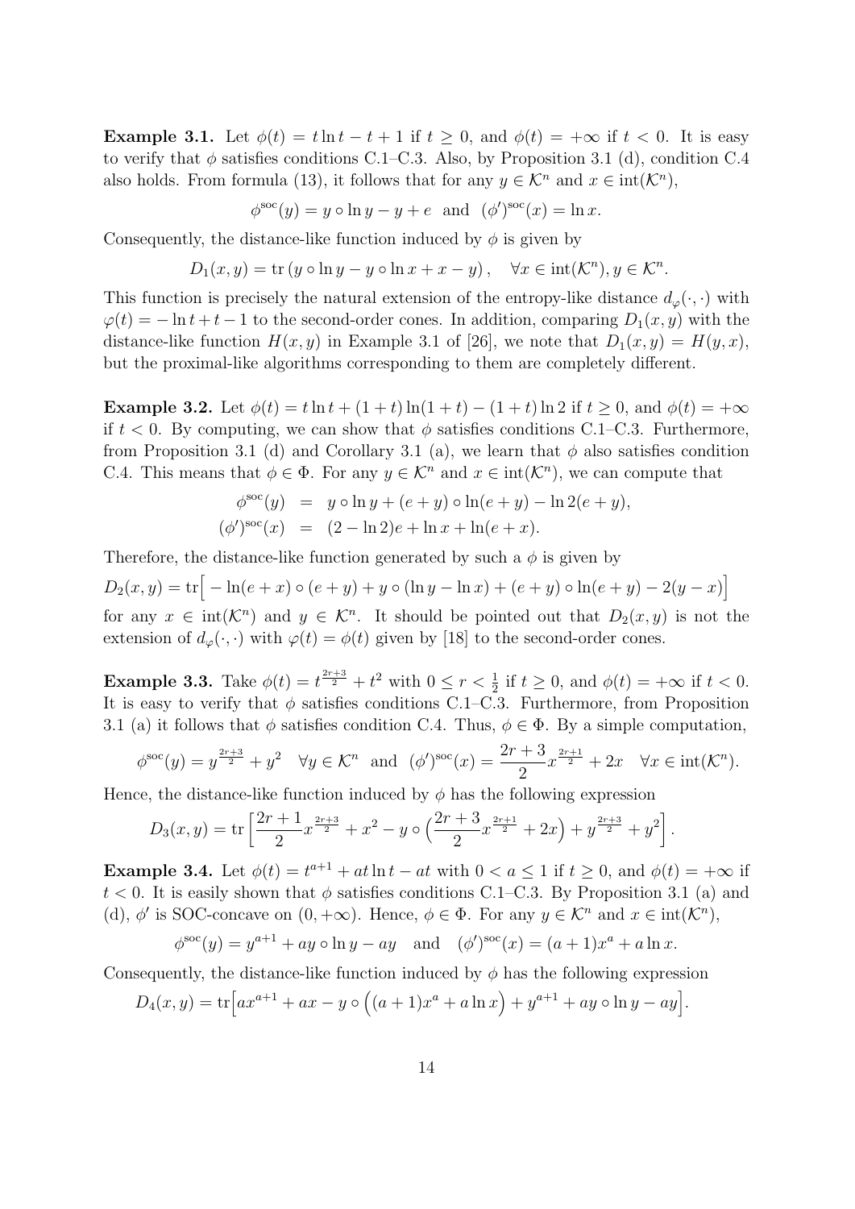**Example 3.1.** Let $\phi(t) = t\ln t - t + 1$ if $t \geq 0$, and $\phi(t) = +\infty$ if $t < 0$. It is easy to verify that $\phi$ satisfies conditions C.1–C.3. Also, by Proposition 3.1 (d), condition C.4 also holds. From formula (13), it follows that for any $y \in \mathcal{K}^n$ and $x \in \mathrm{int}(\mathcal{K}^n)$,

$$\phi^{\mathrm{soc}}(y) = y \circ \ln y - y + e \quad \text{and} \quad (\phi')^{\mathrm{soc}}(x) = \ln x.$$

Consequently, the distance-like function induced by $\phi$ is given by

$$D_1(x,y) = \mathrm{tr}\left(y \circ \ln y - y \circ \ln x + x - y\right), \quad \forall x \in \mathrm{int}(\mathcal{K}^n), y \in \mathcal{K}^n.$$

This function is precisely the natural extension of the entropy-like distance $d_\varphi(\cdot,\cdot)$ with $\varphi(t) = -\ln t + t - 1$ to the second-order cones. In addition, comparing $D_1(x,y)$ with the distance-like function $H(x,y)$ in Example 3.1 of [26], we note that $D_1(x,y) = H(y,x)$, but the proximal-like algorithms corresponding to them are completely different.

**Example 3.2.** Let $\phi(t) = t\ln t + (1+t)\ln(1+t) - (1+t)\ln 2$ if $t \geq 0$, and $\phi(t) = +\infty$ if $t < 0$. By computing, we can show that $\phi$ satisfies conditions C.1–C.3. Furthermore, from Proposition 3.1 (d) and Corollary 3.1 (a), we learn that $\phi$ also satisfies condition C.4. This means that $\phi \in \Phi$. For any $y \in \mathcal{K}^n$ and $x \in \mathrm{int}(\mathcal{K}^n)$, we can compute that

$$\begin{aligned}
\phi^{\mathrm{soc}}(y) &= y \circ \ln y + (e+y) \circ \ln(e+y) - \ln 2(e+y), \\
(\phi')^{\mathrm{soc}}(x) &= (2 - \ln 2)e + \ln x + \ln(e+x).
\end{aligned}$$

Therefore, the distance-like function generated by such a $\phi$ is given by

$$D_2(x,y) = \mathrm{tr}\Big[-\ln(e+x) \circ (e+y) + y \circ (\ln y - \ln x) + (e+y) \circ \ln(e+y) - 2(y-x)\Big]$$

for any $x \in \mathrm{int}(\mathcal{K}^n)$ and $y \in \mathcal{K}^n$. It should be pointed out that $D_2(x,y)$ is not the extension of $d_\varphi(\cdot,\cdot)$ with $\varphi(t) = \phi(t)$ given by [18] to the second-order cones.

**Example 3.3.** Take $\phi(t) = t^{\frac{2r+3}{2}} + t^2$ with $0 \leq r < \frac{1}{2}$ if $t \geq 0$, and $\phi(t) = +\infty$ if $t < 0$. It is easy to verify that $\phi$ satisfies conditions C.1–C.3. Furthermore, from Proposition 3.1 (a) it follows that $\phi$ satisfies condition C.4. Thus, $\phi \in \Phi$. By a simple computation,

$$\phi^{\mathrm{soc}}(y) = y^{\frac{2r+3}{2}} + y^2 \quad \forall y \in \mathcal{K}^n \quad \text{and} \quad (\phi')^{\mathrm{soc}}(x) = \frac{2r+3}{2}x^{\frac{2r+1}{2}} + 2x \quad \forall x \in \mathrm{int}(\mathcal{K}^n).$$

Hence, the distance-like function induced by $\phi$ has the following expression

$$D_3(x,y) = \mathrm{tr}\left[\frac{2r+1}{2}x^{\frac{2r+3}{2}} + x^2 - y \circ \Big(\frac{2r+3}{2}x^{\frac{2r+1}{2}} + 2x\Big) + y^{\frac{2r+3}{2}} + y^2\right].$$

**Example 3.4.** Let $\phi(t) = t^{a+1} + at\ln t - at$ with $0 < a \leq 1$ if $t \geq 0$, and $\phi(t) = +\infty$ if $t < 0$. It is easily shown that $\phi$ satisfies conditions C.1–C.3. By Proposition 3.1 (a) and (d), $\phi'$ is SOC-concave on $(0,+\infty)$. Hence, $\phi \in \Phi$. For any $y \in \mathcal{K}^n$ and $x \in \mathrm{int}(\mathcal{K}^n)$,

$$\phi^{\mathrm{soc}}(y) = y^{a+1} + ay \circ \ln y - ay \quad \text{and} \quad (\phi')^{\mathrm{soc}}(x) = (a+1)x^a + a\ln x.$$

Consequently, the distance-like function induced by $\phi$ has the following expression

$$D_4(x,y) = \mathrm{tr}\Big[ax^{a+1} + ax - y \circ \Big((a+1)x^a + a\ln x\Big) + y^{a+1} + ay \circ \ln y - ay\Big].$$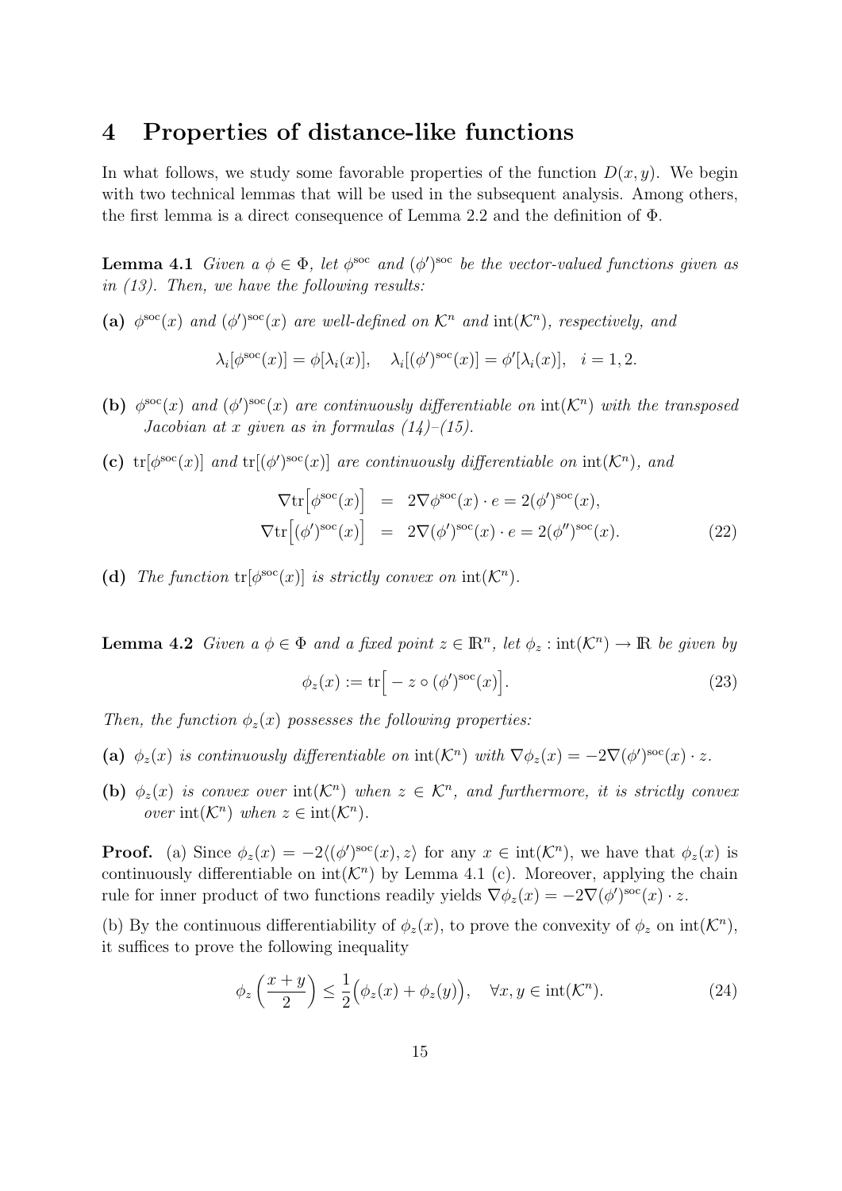# 4 Properties of distance-like functions

In what follows, we study some favorable properties of the function $D(x, y)$. We begin with two technical lemmas that will be used in the subsequent analysis. Among others, the first lemma is a direct consequence of Lemma 2.2 and the definition of $\Phi$.

**Lemma 4.1** *Given a $\phi \in \Phi$, let $\phi^{\rm soc}$ and $(\phi')^{\rm soc}$ be the vector-valued functions given as in (13). Then, we have the following results:*

**(a)** *$\phi^{\rm soc}(x)$ and $(\phi')^{\rm soc}(x)$ are well-defined on $\mathcal{K}^n$ and $\operatorname{int}(\mathcal{K}^n)$, respectively, and*

$$\lambda_i[\phi^{\rm soc}(x)] = \phi[\lambda_i(x)], \quad \lambda_i[(\phi')^{\rm soc}(x)] = \phi'[\lambda_i(x)], \quad i = 1, 2.$$

**(b)** *$\phi^{\rm soc}(x)$ and $(\phi')^{\rm soc}(x)$ are continuously differentiable on $\operatorname{int}(\mathcal{K}^n)$ with the transposed Jacobian at $x$ given as in formulas (14)–(15).*

**(c)** *$\operatorname{tr}[\phi^{\rm soc}(x)]$ and $\operatorname{tr}[(\phi')^{\rm soc}(x)]$ are continuously differentiable on $\operatorname{int}(\mathcal{K}^n)$, and*

$$\begin{aligned}
\nabla \operatorname{tr}\Big[\phi^{\rm soc}(x)\Big] &= 2\nabla\phi^{\rm soc}(x) \cdot e = 2(\phi')^{\rm soc}(x), \\
\nabla \operatorname{tr}\Big[(\phi')^{\rm soc}(x)\Big] &= 2\nabla(\phi')^{\rm soc}(x) \cdot e = 2(\phi'')^{\rm soc}(x).
\end{aligned} \tag{22}$$

**(d)** *The function $\operatorname{tr}[\phi^{\rm soc}(x)]$ is strictly convex on $\operatorname{int}(\mathcal{K}^n)$.*

**Lemma 4.2** *Given a $\phi \in \Phi$ and a fixed point $z \in \mathbb{R}^n$, let $\phi_z : \operatorname{int}(\mathcal{K}^n) \to \mathbb{R}$ be given by*

$$\phi_z(x) := \operatorname{tr}\Big[-z \circ (\phi')^{\rm soc}(x)\Big]. \tag{23}$$

*Then, the function $\phi_z(x)$ possesses the following properties:*

**(a)** *$\phi_z(x)$ is continuously differentiable on $\operatorname{int}(\mathcal{K}^n)$ with $\nabla\phi_z(x) = -2\nabla(\phi')^{\rm soc}(x) \cdot z$.*

**(b)** *$\phi_z(x)$ is convex over $\operatorname{int}(\mathcal{K}^n)$ when $z \in \mathcal{K}^n$, and furthermore, it is strictly convex over $\operatorname{int}(\mathcal{K}^n)$ when $z \in \operatorname{int}(\mathcal{K}^n)$.*

**Proof.** (a) Since $\phi_z(x) = -2\langle(\phi')^{\rm soc}(x), z\rangle$ for any $x \in \operatorname{int}(\mathcal{K}^n)$, we have that $\phi_z(x)$ is continuously differentiable on $\operatorname{int}(\mathcal{K}^n)$ by Lemma 4.1 (c). Moreover, applying the chain rule for inner product of two functions readily yields $\nabla\phi_z(x) = -2\nabla(\phi')^{\rm soc}(x) \cdot z$.

(b) By the continuous differentiability of $\phi_z(x)$, to prove the convexity of $\phi_z$ on $\operatorname{int}(\mathcal{K}^n)$, it suffices to prove the following inequality

$$\phi_z\Big(\frac{x+y}{2}\Big) \leq \frac{1}{2}\Big(\phi_z(x) + \phi_z(y)\Big), \quad \forall x, y \in \operatorname{int}(\mathcal{K}^n). \tag{24}$$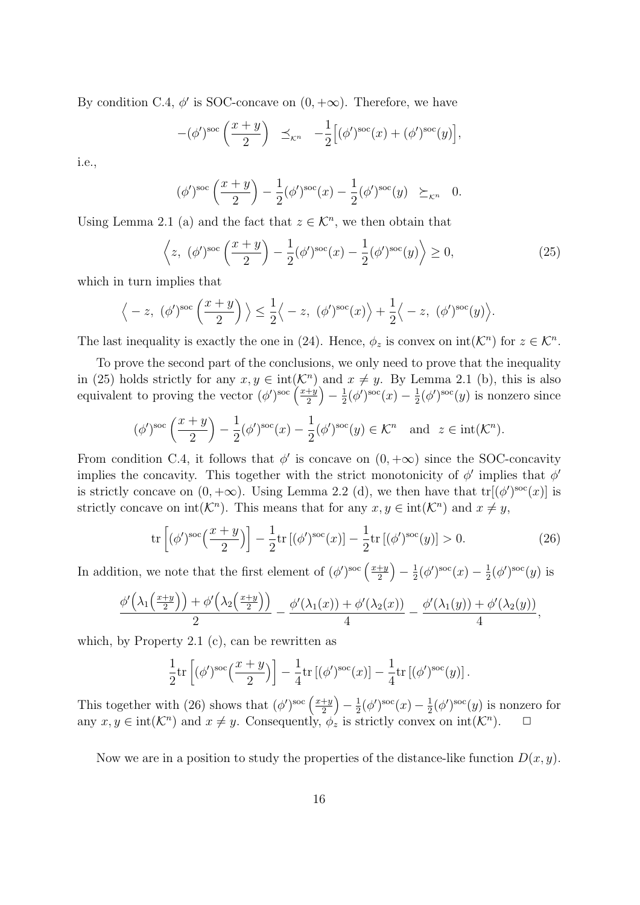By condition C.4, $\phi'$ is SOC-concave on $(0,+\infty)$. Therefore, we have

$$-(\phi')^{\rm soc}\left(\frac{x+y}{2}\right) \ \preceq_{\mathcal{K}^n} \ -\frac{1}{2}\Big[(\phi')^{\rm soc}(x)+(\phi')^{\rm soc}(y)\Big],$$

i.e.,

$$(\phi')^{\rm soc}\left(\frac{x+y}{2}\right)-\frac{1}{2}(\phi')^{\rm soc}(x)-\frac{1}{2}(\phi')^{\rm soc}(y) \ \succeq_{\mathcal{K}^n} \ 0.$$

Using Lemma 2.1 (a) and the fact that $z\in\mathcal{K}^n$, we then obtain that

$$\left\langle z,\ (\phi')^{\rm soc}\left(\frac{x+y}{2}\right)-\frac{1}{2}(\phi')^{\rm soc}(x)-\frac{1}{2}(\phi')^{\rm soc}(y)\right\rangle \geq 0, \tag{25}$$

which in turn implies that

$$\Big\langle -z,\ (\phi')^{\rm soc}\left(\frac{x+y}{2}\right)\Big\rangle \leq \frac{1}{2}\Big\langle -z,\ (\phi')^{\rm soc}(x)\Big\rangle+\frac{1}{2}\Big\langle -z,\ (\phi')^{\rm soc}(y)\Big\rangle.$$

The last inequality is exactly the one in (24). Hence, $\phi_z$ is convex on ${\rm int}(\mathcal{K}^n)$ for $z\in\mathcal{K}^n$.

To prove the second part of the conclusions, we only need to prove that the inequality in (25) holds strictly for any $x,y\in{\rm int}(\mathcal{K}^n)$ and $x\neq y$. By Lemma 2.1 (b), this is also equivalent to proving the vector $(\phi')^{\rm soc}\left(\frac{x+y}{2}\right)-\frac{1}{2}(\phi')^{\rm soc}(x)-\frac{1}{2}(\phi')^{\rm soc}(y)$ is nonzero since

$$(\phi')^{\rm soc}\left(\frac{x+y}{2}\right)-\frac{1}{2}(\phi')^{\rm soc}(x)-\frac{1}{2}(\phi')^{\rm soc}(y)\in\mathcal{K}^n \quad \text{and} \quad z\in{\rm int}(\mathcal{K}^n).$$

From condition C.4, it follows that $\phi'$ is concave on $(0,+\infty)$ since the SOC-concavity implies the concavity. This together with the strict monotonicity of $\phi'$ implies that $\phi'$ is strictly concave on $(0,+\infty)$. Using Lemma 2.2 (d), we then have that ${\rm tr}[(\phi')^{\rm soc}(x)]$ is strictly concave on ${\rm int}(\mathcal{K}^n)$. This means that for any $x,y\in{\rm int}(\mathcal{K}^n)$ and $x\neq y$,

$${\rm tr}\left[(\phi')^{\rm soc}\Big(\frac{x+y}{2}\Big)\right]-\frac{1}{2}{\rm tr}\left[(\phi')^{\rm soc}(x)\right]-\frac{1}{2}{\rm tr}\left[(\phi')^{\rm soc}(y)\right]>0. \tag{26}$$

In addition, we note that the first element of $(\phi')^{\rm soc}\left(\frac{x+y}{2}\right)-\frac{1}{2}(\phi')^{\rm soc}(x)-\frac{1}{2}(\phi')^{\rm soc}(y)$ is

$$\frac{\phi'\Big(\lambda_1\Big(\frac{x+y}{2}\Big)\Big)+\phi'\Big(\lambda_2\Big(\frac{x+y}{2}\Big)\Big)}{2}-\frac{\phi'(\lambda_1(x))+\phi'(\lambda_2(x))}{4}-\frac{\phi'(\lambda_1(y))+\phi'(\lambda_2(y))}{4},$$

which, by Property 2.1 (c), can be rewritten as

$$\frac{1}{2}{\rm tr}\left[(\phi')^{\rm soc}\Big(\frac{x+y}{2}\Big)\right]-\frac{1}{4}{\rm tr}\left[(\phi')^{\rm soc}(x)\right]-\frac{1}{4}{\rm tr}\left[(\phi')^{\rm soc}(y)\right].$$

This together with (26) shows that $(\phi')^{\rm soc}\left(\frac{x+y}{2}\right)-\frac{1}{2}(\phi')^{\rm soc}(x)-\frac{1}{2}(\phi')^{\rm soc}(y)$ is nonzero for any $x,y\in{\rm int}(\mathcal{K}^n)$ and $x\neq y$. Consequently, $\phi_z$ is strictly convex on ${\rm int}(\mathcal{K}^n)$. $\quad\Box$

Now we are in a position to study the properties of the distance-like function $D(x,y)$.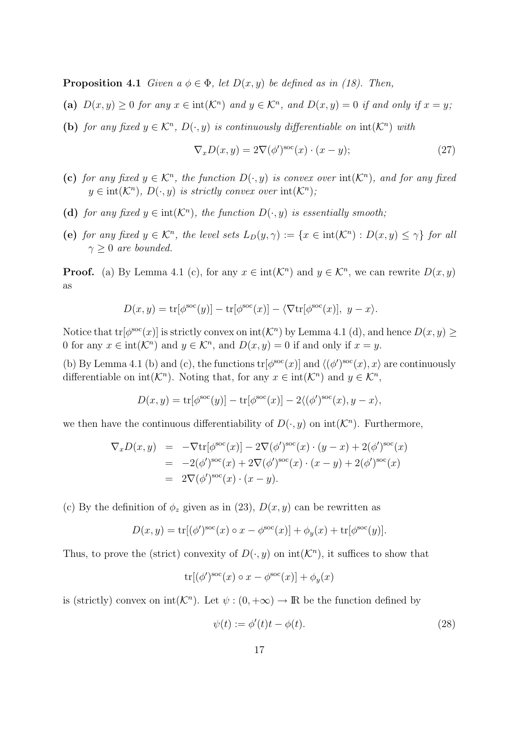**Proposition 4.1** *Given a $\phi \in \Phi$, let $D(x,y)$ be defined as in (18). Then,*

**(a)** *$D(x,y) \geq 0$ for any $x \in \text{int}(\mathcal{K}^n)$ and $y \in \mathcal{K}^n$, and $D(x,y) = 0$ if and only if $x = y$;*

**(b)** *for any fixed $y \in \mathcal{K}^n$, $D(\cdot, y)$ is continuously differentiable on $\text{int}(\mathcal{K}^n)$ with*

$$\nabla_x D(x,y) = 2\nabla(\phi')^{\text{soc}}(x) \cdot (x - y); \tag{27}$$

**(c)** *for any fixed $y \in \mathcal{K}^n$, the function $D(\cdot, y)$ is convex over $\text{int}(\mathcal{K}^n)$, and for any fixed $y \in \text{int}(\mathcal{K}^n)$, $D(\cdot, y)$ is strictly convex over $\text{int}(\mathcal{K}^n)$;*

**(d)** *for any fixed $y \in \text{int}(\mathcal{K}^n)$, the function $D(\cdot, y)$ is essentially smooth;*

**(e)** *for any fixed $y \in \mathcal{K}^n$, the level sets $L_D(y, \gamma) := \{x \in \text{int}(\mathcal{K}^n) : D(x,y) \leq \gamma\}$ for all $\gamma \geq 0$ are bounded.*

**Proof.** (a) By Lemma 4.1 (c), for any $x \in \text{int}(\mathcal{K}^n)$ and $y \in \mathcal{K}^n$, we can rewrite $D(x,y)$ as

$$D(x,y) = \text{tr}[\phi^{\text{soc}}(y)] - \text{tr}[\phi^{\text{soc}}(x)] - \langle \nabla \text{tr}[\phi^{\text{soc}}(x)],\ y - x \rangle.$$

Notice that $\text{tr}[\phi^{\text{soc}}(x)]$ is strictly convex on $\text{int}(\mathcal{K}^n)$ by Lemma 4.1 (d), and hence $D(x,y) \geq 0$ for any $x \in \text{int}(\mathcal{K}^n)$ and $y \in \mathcal{K}^n$, and $D(x,y) = 0$ if and only if $x = y$.

(b) By Lemma 4.1 (b) and (c), the functions $\text{tr}[\phi^{\text{soc}}(x)]$ and $\langle (\phi')^{\text{soc}}(x), x \rangle$ are continuously differentiable on $\text{int}(\mathcal{K}^n)$. Noting that, for any $x \in \text{int}(\mathcal{K}^n)$ and $y \in \mathcal{K}^n$,

$$D(x,y) = \text{tr}[\phi^{\text{soc}}(y)] - \text{tr}[\phi^{\text{soc}}(x)] - 2\langle (\phi')^{\text{soc}}(x), y - x \rangle,$$

we then have the continuous differentiability of $D(\cdot, y)$ on $\text{int}(\mathcal{K}^n)$. Furthermore,

$$\begin{aligned}
\nabla_x D(x,y) &= -\nabla \text{tr}[\phi^{\text{soc}}(x)] - 2\nabla(\phi')^{\text{soc}}(x) \cdot (y - x) + 2(\phi')^{\text{soc}}(x) \\
&= -2(\phi')^{\text{soc}}(x) + 2\nabla(\phi')^{\text{soc}}(x) \cdot (x - y) + 2(\phi')^{\text{soc}}(x) \\
&= 2\nabla(\phi')^{\text{soc}}(x) \cdot (x - y).
\end{aligned}$$

(c) By the definition of $\phi_z$ given as in (23), $D(x,y)$ can be rewritten as

$$D(x,y) = \text{tr}[(\phi')^{\text{soc}}(x) \circ x - \phi^{\text{soc}}(x)] + \phi_y(x) + \text{tr}[\phi^{\text{soc}}(y)].$$

Thus, to prove the (strict) convexity of $D(\cdot, y)$ on $\text{int}(\mathcal{K}^n)$, it suffices to show that

$$\text{tr}[(\phi')^{\text{soc}}(x) \circ x - \phi^{\text{soc}}(x)] + \phi_y(x)$$

is (strictly) convex on $\text{int}(\mathcal{K}^n)$. Let $\psi : (0, +\infty) \to \mathbb{R}$ be the function defined by

$$\psi(t) := \phi'(t)t - \phi(t). \tag{28}$$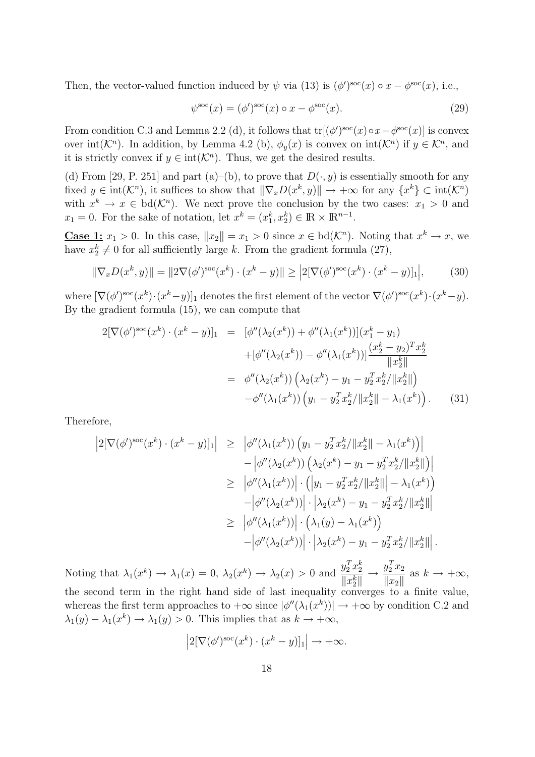Then, the vector-valued function induced by $\psi$ via (13) is $(\phi')^{\rm soc}(x)\circ x - \phi^{\rm soc}(x)$, i.e.,

$$\psi^{\rm soc}(x) = (\phi')^{\rm soc}(x)\circ x - \phi^{\rm soc}(x). \tag{29}$$

From condition C.3 and Lemma 2.2 (d), it follows that $\mathrm{tr}[(\phi')^{\rm soc}(x)\circ x - \phi^{\rm soc}(x)]$ is convex over $\mathrm{int}(\mathcal{K}^n)$. In addition, by Lemma 4.2 (b), $\phi_y(x)$ is convex on $\mathrm{int}(\mathcal{K}^n)$ if $y\in\mathcal{K}^n$, and it is strictly convex if $y\in\mathrm{int}(\mathcal{K}^n)$. Thus, we get the desired results.

(d) From [29, P. 251] and part (a)–(b), to prove that $D(\cdot,y)$ is essentially smooth for any fixed $y\in\mathrm{int}(\mathcal{K}^n)$, it suffices to show that $\|\nabla_x D(x^k,y)\|\to+\infty$ for any $\{x^k\}\subset\mathrm{int}(\mathcal{K}^n)$ with $x^k\to x\in\mathrm{bd}(\mathcal{K}^n)$. We next prove the conclusion by the two cases: $x_1>0$ and $x_1=0$. For the sake of notation, let $x^k=(x_1^k,x_2^k)\in\mathbb{R}\times\mathbb{R}^{n-1}$.

**Case 1:** $x_1>0$. In this case, $\|x_2\|=x_1>0$ since $x\in\mathrm{bd}(\mathcal{K}^n)$. Noting that $x^k\to x$, we have $x_2^k\neq 0$ for all sufficiently large $k$. From the gradient formula (27),

$$\|\nabla_x D(x^k,y)\| = \|2\nabla(\phi')^{\rm soc}(x^k)\cdot(x^k-y)\| \ge \Big|2[\nabla(\phi')^{\rm soc}(x^k)\cdot(x^k-y)]_1\Big|, \tag{30}$$

where $[\nabla(\phi')^{\rm soc}(x^k)\cdot(x^k-y)]_1$ denotes the first element of the vector $\nabla(\phi')^{\rm soc}(x^k)\cdot(x^k-y)$. By the gradient formula (15), we can compute that

$$\begin{aligned}
2[\nabla(\phi')^{\rm soc}(x^k)\cdot(x^k-y)]_1 &= [\phi''(\lambda_2(x^k))+\phi''(\lambda_1(x^k))](x_1^k-y_1)\\
&\quad +[\phi''(\lambda_2(x^k))-\phi''(\lambda_1(x^k))]\frac{(x_2^k-y_2)^Tx_2^k}{\|x_2^k\|}\\
&= \phi''(\lambda_2(x^k))\left(\lambda_2(x^k)-y_1-y_2^Tx_2^k/\|x_2^k\|\right)\\
&\quad -\phi''(\lambda_1(x^k))\left(y_1-y_2^Tx_2^k/\|x_2^k\|-\lambda_1(x^k)\right).
\end{aligned}\tag{31}$$

Therefore,

$$\begin{aligned}
\Big|2[\nabla(\phi')^{\rm soc}(x^k)\cdot(x^k-y)]_1\Big| &\ge \Big|\phi''(\lambda_1(x^k))\left(y_1-y_2^Tx_2^k/\|x_2^k\|-\lambda_1(x^k)\right)\Big|\\
&\quad -\Big|\phi''(\lambda_2(x^k))\left(\lambda_2(x^k)-y_1-y_2^Tx_2^k/\|x_2^k\|\right)\Big|\\
&\ge \Big|\phi''(\lambda_1(x^k))\Big|\cdot\left(\Big|y_1-y_2^Tx_2^k/\|x_2^k\|\Big|-\lambda_1(x^k)\right)\\
&\quad -\Big|\phi''(\lambda_2(x^k))\Big|\cdot\Big|\lambda_2(x^k)-y_1-y_2^Tx_2^k/\|x_2^k\|\Big|\\
&\ge \Big|\phi''(\lambda_1(x^k))\Big|\cdot\left(\lambda_1(y)-\lambda_1(x^k)\right)\\
&\quad -\Big|\phi''(\lambda_2(x^k))\Big|\cdot\Big|\lambda_2(x^k)-y_1-y_2^Tx_2^k/\|x_2^k\|\Big|.
\end{aligned}$$

Noting that $\lambda_1(x^k)\to\lambda_1(x)=0$, $\lambda_2(x^k)\to\lambda_2(x)>0$ and $\dfrac{y_2^Tx_2^k}{\|x_2^k\|}\to\dfrac{y_2^Tx_2}{\|x_2\|}$ as $k\to+\infty$, the second term in the right hand side of last inequality converges to a finite value, whereas the first term approaches to $+\infty$ since $|\phi''(\lambda_1(x^k))|\to+\infty$ by condition C.2 and $\lambda_1(y)-\lambda_1(x^k)\to\lambda_1(y)>0$. This implies that as $k\to+\infty$,

$$\Big|2[\nabla(\phi')^{\rm soc}(x^k)\cdot(x^k-y)]_1\Big|\to+\infty.$$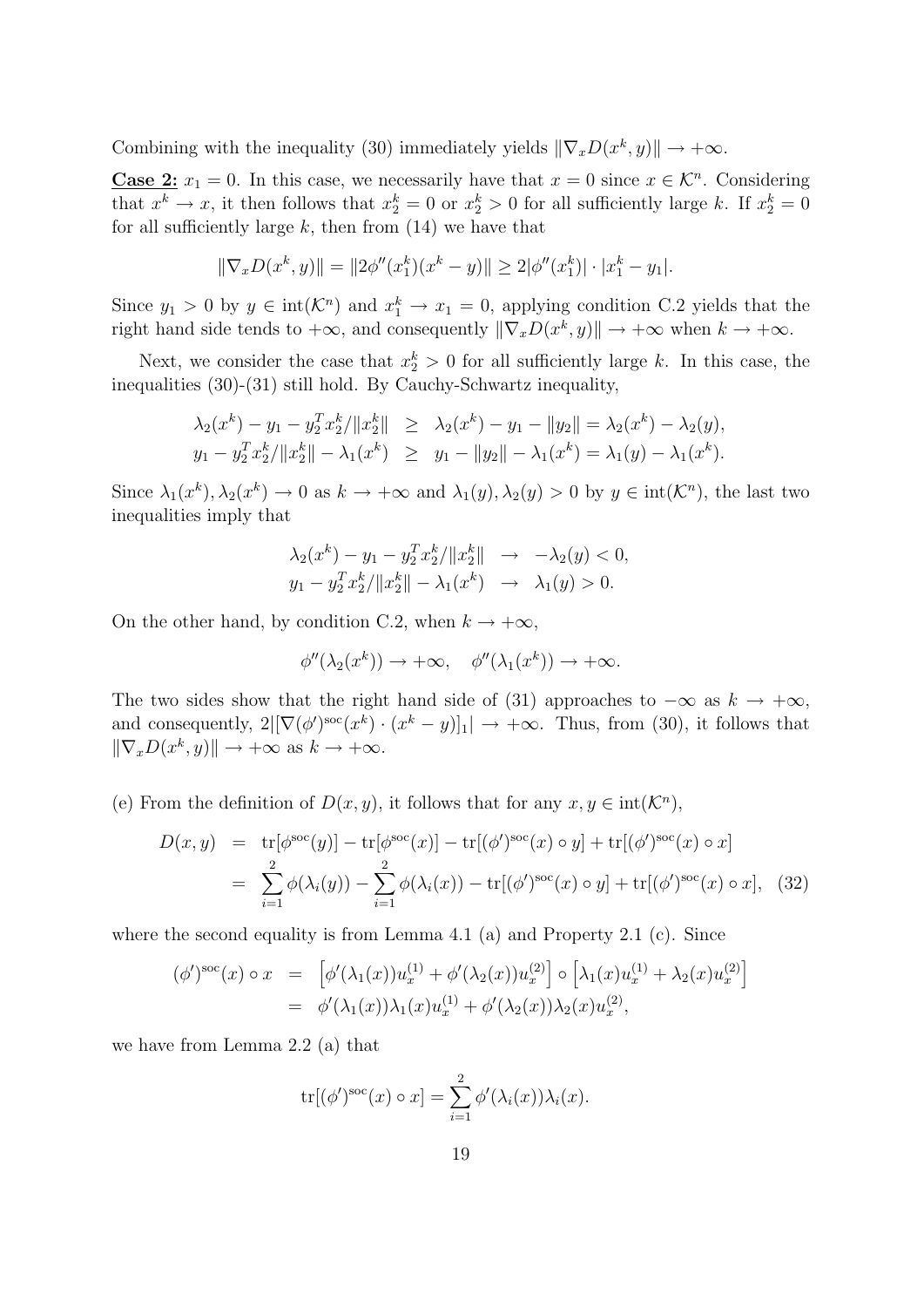Combining with the inequality (30) immediately yields $\|\nabla_x D(x^k, y)\| \to +\infty$.

**Case 2:** $x_1 = 0$. In this case, we necessarily have that $x = 0$ since $x \in \mathcal{K}^n$. Considering that $x^k \to x$, it then follows that $x_2^k = 0$ or $x_2^k > 0$ for all sufficiently large $k$. If $x_2^k = 0$ for all sufficiently large $k$, then from (14) we have that

$$\|\nabla_x D(x^k, y)\| = \|2\phi''(x_1^k)(x^k - y)\| \geq 2|\phi''(x_1^k)| \cdot |x_1^k - y_1|.$$

Since $y_1 > 0$ by $y \in \text{int}(\mathcal{K}^n)$ and $x_1^k \to x_1 = 0$, applying condition C.2 yields that the right hand side tends to $+\infty$, and consequently $\|\nabla_x D(x^k, y)\| \to +\infty$ when $k \to +\infty$.

Next, we consider the case that $x_2^k > 0$ for all sufficiently large $k$. In this case, the inequalities (30)-(31) still hold. By Cauchy-Schwartz inequality,

$$\begin{aligned}
\lambda_2(x^k) - y_1 - y_2^T x_2^k/\|x_2^k\| &\geq \lambda_2(x^k) - y_1 - \|y_2\| = \lambda_2(x^k) - \lambda_2(y), \\
y_1 - y_2^T x_2^k/\|x_2^k\| - \lambda_1(x^k) &\geq y_1 - \|y_2\| - \lambda_1(x^k) = \lambda_1(y) - \lambda_1(x^k).
\end{aligned}$$

Since $\lambda_1(x^k), \lambda_2(x^k) \to 0$ as $k \to +\infty$ and $\lambda_1(y), \lambda_2(y) > 0$ by $y \in \text{int}(\mathcal{K}^n)$, the last two inequalities imply that

$$\begin{aligned}
\lambda_2(x^k) - y_1 - y_2^T x_2^k/\|x_2^k\| &\to -\lambda_2(y) < 0, \\
y_1 - y_2^T x_2^k/\|x_2^k\| - \lambda_1(x^k) &\to \lambda_1(y) > 0.
\end{aligned}$$

On the other hand, by condition C.2, when $k \to +\infty$,

$$\phi''(\lambda_2(x^k)) \to +\infty, \quad \phi''(\lambda_1(x^k)) \to +\infty.$$

The two sides show that the right hand side of (31) approaches to $-\infty$ as $k \to +\infty$, and consequently, $2|[\nabla(\phi')^{\text{soc}}(x^k) \cdot (x^k - y)]_1| \to +\infty$. Thus, from (30), it follows that $\|\nabla_x D(x^k, y)\| \to +\infty$ as $k \to +\infty$.

(e) From the definition of $D(x, y)$, it follows that for any $x, y \in \text{int}(\mathcal{K}^n)$,

$$\begin{aligned}
D(x, y) &= \text{tr}[\phi^{\text{soc}}(y)] - \text{tr}[\phi^{\text{soc}}(x)] - \text{tr}[(\phi')^{\text{soc}}(x) \circ y] + \text{tr}[(\phi')^{\text{soc}}(x) \circ x] \\
&= \sum_{i=1}^{2} \phi(\lambda_i(y)) - \sum_{i=1}^{2} \phi(\lambda_i(x)) - \text{tr}[(\phi')^{\text{soc}}(x) \circ y] + \text{tr}[(\phi')^{\text{soc}}(x) \circ x], \quad (32)
\end{aligned}$$

where the second equality is from Lemma 4.1 (a) and Property 2.1 (c). Since

$$\begin{aligned}
(\phi')^{\text{soc}}(x) \circ x &= \left[\phi'(\lambda_1(x))u_x^{(1)} + \phi'(\lambda_2(x))u_x^{(2)}\right] \circ \left[\lambda_1(x)u_x^{(1)} + \lambda_2(x)u_x^{(2)}\right] \\
&= \phi'(\lambda_1(x))\lambda_1(x)u_x^{(1)} + \phi'(\lambda_2(x))\lambda_2(x)u_x^{(2)},
\end{aligned}$$

we have from Lemma 2.2 (a) that

$$\text{tr}[(\phi')^{\text{soc}}(x) \circ x] = \sum_{i=1}^{2} \phi'(\lambda_i(x))\lambda_i(x).$$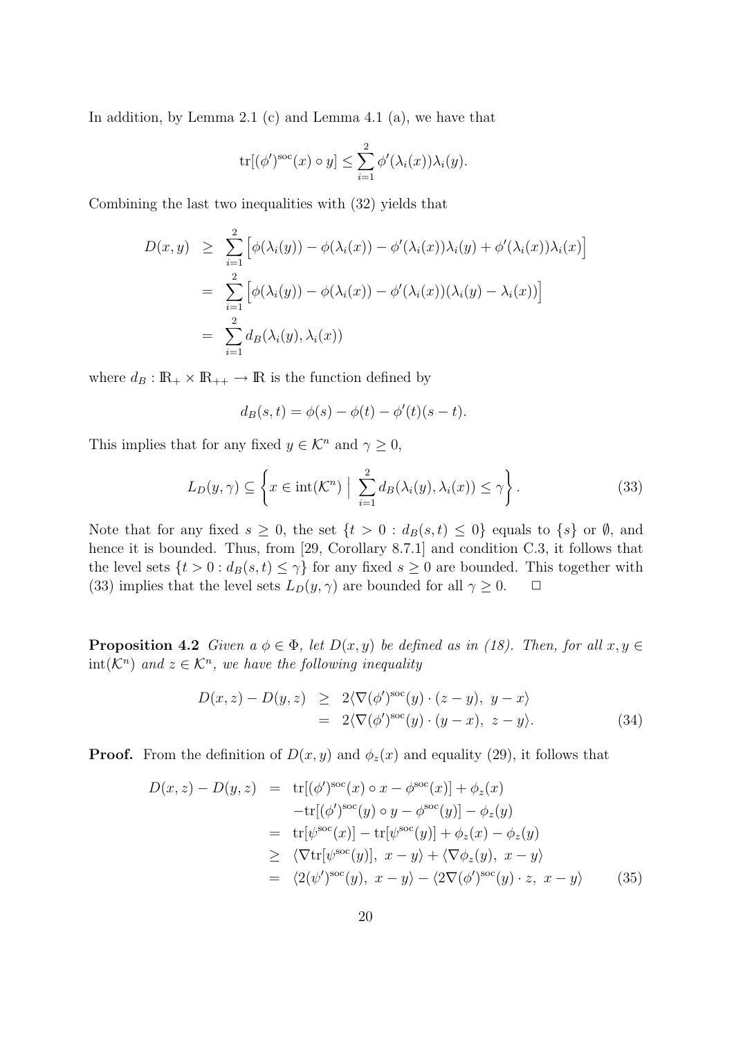In addition, by Lemma 2.1 (c) and Lemma 4.1 (a), we have that

$$\mathrm{tr}[(\phi')^{\mathrm{soc}}(x) \circ y] \leq \sum_{i=1}^{2} \phi'(\lambda_i(x))\lambda_i(y).$$

Combining the last two inequalities with (32) yields that

$$\begin{aligned}
D(x,y) &\geq \sum_{i=1}^{2} \Big[\phi(\lambda_i(y)) - \phi(\lambda_i(x)) - \phi'(\lambda_i(x))\lambda_i(y) + \phi'(\lambda_i(x))\lambda_i(x)\Big] \\
&= \sum_{i=1}^{2} \Big[\phi(\lambda_i(y)) - \phi(\lambda_i(x)) - \phi'(\lambda_i(x))(\lambda_i(y) - \lambda_i(x))\Big] \\
&= \sum_{i=1}^{2} d_B(\lambda_i(y), \lambda_i(x))
\end{aligned}$$

where $d_B : \mathbb{R}_+ \times \mathbb{R}_{++} \to \mathbb{R}$ is the function defined by

$$d_B(s,t) = \phi(s) - \phi(t) - \phi'(t)(s-t).$$

This implies that for any fixed $y \in \mathcal{K}^n$ and $\gamma \geq 0$,

$$L_D(y,\gamma) \subseteq \left\{ x \in \mathrm{int}(\mathcal{K}^n) \;\Big|\; \sum_{i=1}^{2} d_B(\lambda_i(y), \lambda_i(x)) \leq \gamma \right\}. \tag{33}$$

Note that for any fixed $s \geq 0$, the set $\{t > 0 : d_B(s,t) \leq 0\}$ equals to $\{s\}$ or $\emptyset$, and hence it is bounded. Thus, from [29, Corollary 8.7.1] and condition C.3, it follows that the level sets $\{t > 0 : d_B(s,t) \leq \gamma\}$ for any fixed $s \geq 0$ are bounded. This together with (33) implies that the level sets $L_D(y,\gamma)$ are bounded for all $\gamma \geq 0$. $\Box$

**Proposition 4.2** *Given a $\phi \in \Phi$, let $D(x,y)$ be defined as in (18). Then, for all $x, y \in \mathrm{int}(\mathcal{K}^n)$ and $z \in \mathcal{K}^n$, we have the following inequality*

$$\begin{aligned}
D(x,z) - D(y,z) &\geq 2\langle \nabla(\phi')^{\mathrm{soc}}(y) \cdot (z-y),\ y-x\rangle \\
&= 2\langle \nabla(\phi')^{\mathrm{soc}}(y) \cdot (y-x),\ z-y\rangle.
\end{aligned} \tag{34}$$

**Proof.** From the definition of $D(x,y)$ and $\phi_z(x)$ and equality (29), it follows that

$$\begin{aligned}
D(x,z) - D(y,z) &= \mathrm{tr}[(\phi')^{\mathrm{soc}}(x) \circ x - \phi^{\mathrm{soc}}(x)] + \phi_z(x) \\
&\quad - \mathrm{tr}[(\phi')^{\mathrm{soc}}(y) \circ y - \phi^{\mathrm{soc}}(y)] - \phi_z(y) \\
&= \mathrm{tr}[\psi^{\mathrm{soc}}(x)] - \mathrm{tr}[\psi^{\mathrm{soc}}(y)] + \phi_z(x) - \phi_z(y) \\
&\geq \langle \nabla \mathrm{tr}[\psi^{\mathrm{soc}}(y)],\ x-y\rangle + \langle \nabla\phi_z(y),\ x-y\rangle \\
&= \langle 2(\psi')^{\mathrm{soc}}(y),\ x-y\rangle - \langle 2\nabla(\phi')^{\mathrm{soc}}(y) \cdot z,\ x-y\rangle
\end{aligned} \tag{35}$$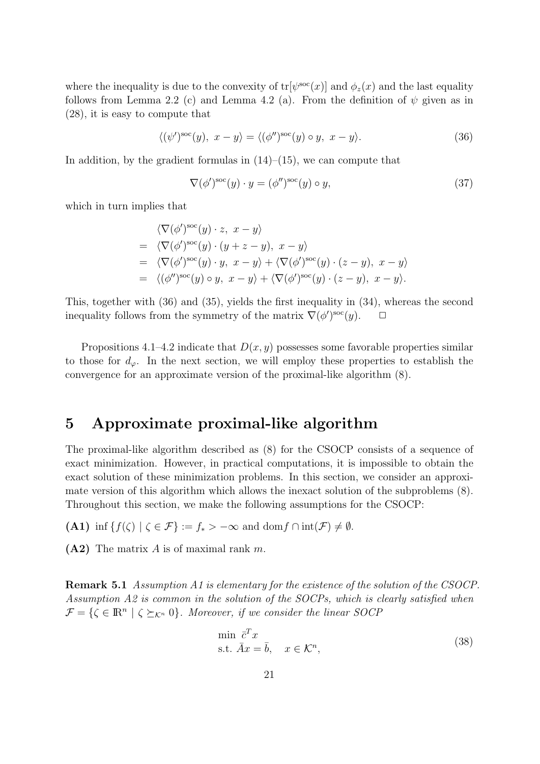where the inequality is due to the convexity of $\text{tr}[\psi^{\text{soc}}(x)]$ and $\phi_z(x)$ and the last equality follows from Lemma 2.2 (c) and Lemma 4.2 (a). From the definition of $\psi$ given as in (28), it is easy to compute that

$$\langle (\psi')^{\text{soc}}(y),\ x - y\rangle = \langle (\phi'')^{\text{soc}}(y) \circ y,\ x - y\rangle. \tag{36}$$

In addition, by the gradient formulas in (14)–(15), we can compute that

$$\nabla(\phi')^{\text{soc}}(y) \cdot y = (\phi'')^{\text{soc}}(y) \circ y, \tag{37}$$

which in turn implies that

$$\begin{aligned}
& \langle \nabla(\phi')^{\text{soc}}(y) \cdot z,\ x - y\rangle \\
= \ & \langle \nabla(\phi')^{\text{soc}}(y) \cdot (y + z - y),\ x - y\rangle \\
= \ & \langle \nabla(\phi')^{\text{soc}}(y) \cdot y,\ x - y\rangle + \langle \nabla(\phi')^{\text{soc}}(y) \cdot (z - y),\ x - y\rangle \\
= \ & \langle (\phi'')^{\text{soc}}(y) \circ y,\ x - y\rangle + \langle \nabla(\phi')^{\text{soc}}(y) \cdot (z - y),\ x - y\rangle.
\end{aligned}$$

This, together with (36) and (35), yields the first inequality in (34), whereas the second inequality follows from the symmetry of the matrix $\nabla(\phi')^{\text{soc}}(y)$. $\square$

Propositions 4.1–4.2 indicate that $D(x, y)$ possesses some favorable properties similar to those for $d_\varphi$. In the next section, we will employ these properties to establish the convergence for an approximate version of the proximal-like algorithm (8).

# 5 Approximate proximal-like algorithm

The proximal-like algorithm described as (8) for the CSOCP consists of a sequence of exact minimization. However, in practical computations, it is impossible to obtain the exact solution of these minimization problems. In this section, we consider an approximate version of this algorithm which allows the inexact solution of the subproblems (8). Throughout this section, we make the following assumptions for the CSOCP:

**(A1)** $\inf\{f(\zeta) \mid \zeta \in \mathcal{F}\} := f_* > -\infty$ and $\text{dom} f \cap \text{int}(\mathcal{F}) \neq \emptyset$.

**(A2)** The matrix $A$ is of maximal rank $m$.

**Remark 5.1** *Assumption A1 is elementary for the existence of the solution of the CSOCP. Assumption A2 is common in the solution of the SOCPs, which is clearly satisfied when $\mathcal{F} = \{\zeta \in \mathbb{R}^n \mid \zeta \succeq_{\mathcal{K}^n} 0\}$. Moreover, if we consider the linear SOCP*

$$\begin{aligned}
& \min\ \bar{c}^T x \\
& \text{s.t. } \bar{A}x = \bar{b}, \quad x \in \mathcal{K}^n,
\end{aligned} \tag{38}$$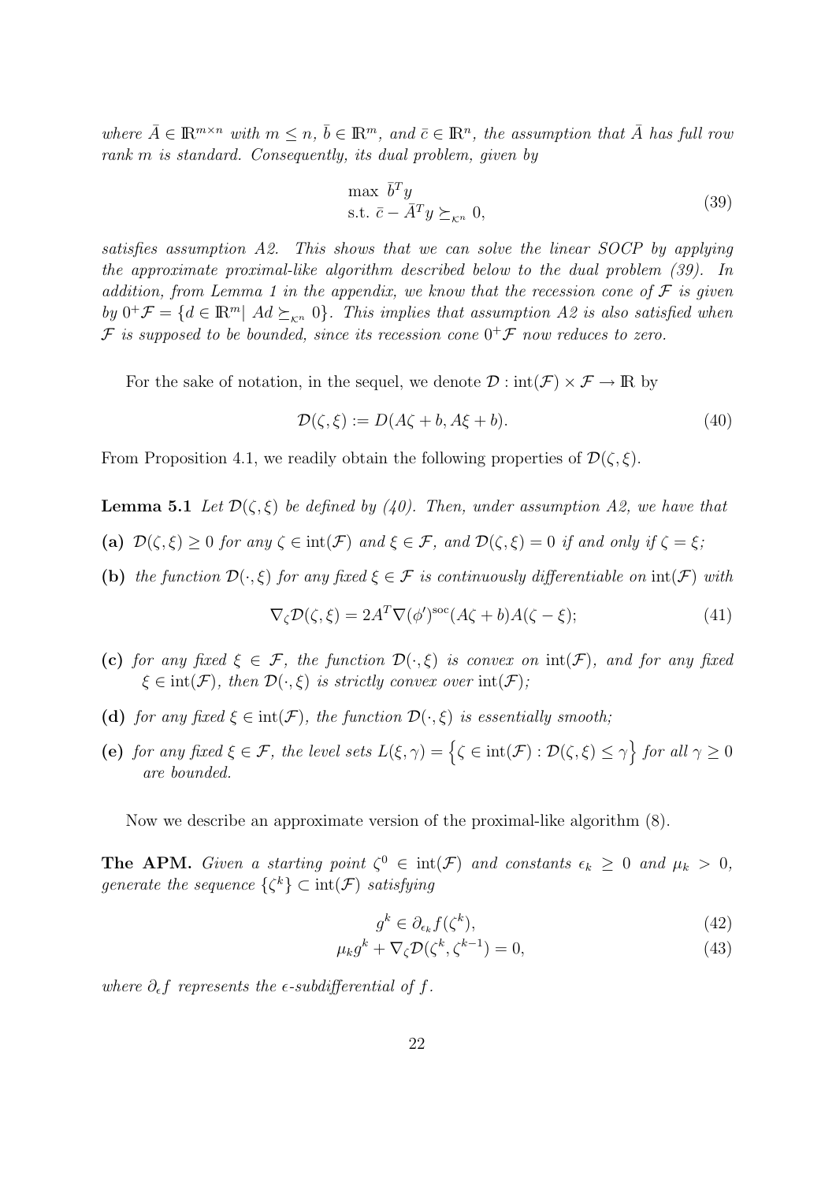*where $\bar{A} \in \mathbb{R}^{m\times n}$ with $m \le n$, $\bar{b} \in \mathbb{R}^m$, and $\bar{c} \in \mathbb{R}^n$, the assumption that $\bar{A}$ has full row rank $m$ is standard. Consequently, its dual problem, given by*

$$
\begin{array}{l}
\max\ \bar{b}^T y \\
\text{s.t. } \bar{c} - \bar{A}^T y \succeq_{\mathcal{K}^n} 0,
\end{array}
\tag{39}
$$

*satisfies assumption A2. This shows that we can solve the linear SOCP by applying the approximate proximal-like algorithm described below to the dual problem (39). In addition, from Lemma 1 in the appendix, we know that the recession cone of $\mathcal{F}$ is given by $0^+\mathcal{F} = \{d \in \mathbb{R}^m |\ Ad \succeq_{\mathcal{K}^n} 0\}$. This implies that assumption A2 is also satisfied when $\mathcal{F}$ is supposed to be bounded, since its recession cone $0^+\mathcal{F}$ now reduces to zero.*

For the sake of notation, in the sequel, we denote $\mathcal{D} : \text{int}(\mathcal{F}) \times \mathcal{F} \to \mathbb{R}$ by

$$
\mathcal{D}(\zeta, \xi) := D(A\zeta + b, A\xi + b). \tag{40}
$$

From Proposition 4.1, we readily obtain the following properties of $\mathcal{D}(\zeta, \xi)$.

**Lemma 5.1** *Let $\mathcal{D}(\zeta, \xi)$ be defined by (40). Then, under assumption A2, we have that*

**(a)** *$\mathcal{D}(\zeta, \xi) \ge 0$ for any $\zeta \in \text{int}(\mathcal{F})$ and $\xi \in \mathcal{F}$, and $\mathcal{D}(\zeta, \xi) = 0$ if and only if $\zeta = \xi$;*

**(b)** *the function $\mathcal{D}(\cdot, \xi)$ for any fixed $\xi \in \mathcal{F}$ is continuously differentiable on $\text{int}(\mathcal{F})$ with*

$$
\nabla_\zeta \mathcal{D}(\zeta, \xi) = 2A^T \nabla(\phi')^{\text{soc}}(A\zeta + b)A(\zeta - \xi); \tag{41}
$$

**(c)** *for any fixed $\xi \in \mathcal{F}$, the function $\mathcal{D}(\cdot, \xi)$ is convex on $\text{int}(\mathcal{F})$, and for any fixed $\xi \in \text{int}(\mathcal{F})$, then $\mathcal{D}(\cdot, \xi)$ is strictly convex over $\text{int}(\mathcal{F})$;*

**(d)** *for any fixed $\xi \in \text{int}(\mathcal{F})$, the function $\mathcal{D}(\cdot, \xi)$ is essentially smooth;*

**(e)** *for any fixed $\xi \in \mathcal{F}$, the level sets $L(\xi, \gamma) = \left\{\zeta \in \text{int}(\mathcal{F}) : \mathcal{D}(\zeta, \xi) \le \gamma\right\}$ for all $\gamma \ge 0$ are bounded.*

Now we describe an approximate version of the proximal-like algorithm (8).

**The APM.** *Given a starting point $\zeta^0 \in \text{int}(\mathcal{F})$ and constants $\epsilon_k \ge 0$ and $\mu_k > 0$, generate the sequence $\{\zeta^k\} \subset \text{int}(\mathcal{F})$ satisfying*

$$
g^k \in \partial_{\epsilon_k} f(\zeta^k), \tag{42}
$$

$$
\mu_k g^k + \nabla_\zeta \mathcal{D}(\zeta^k, \zeta^{k-1}) = 0, \tag{43}
$$

*where $\partial_\epsilon f$ represents the $\epsilon$-subdifferential of $f$.*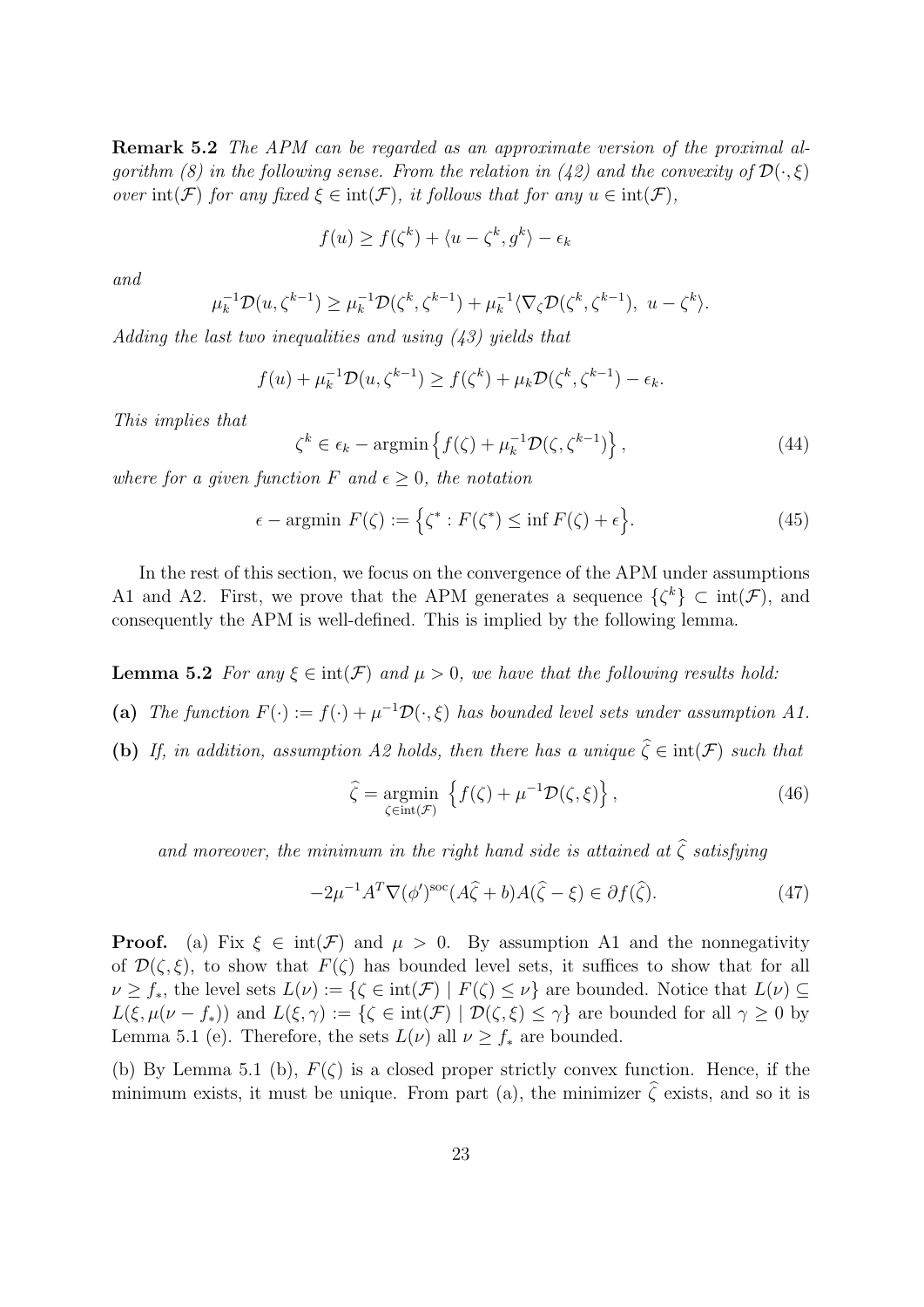**Remark 5.2** *The APM can be regarded as an approximate version of the proximal algorithm (8) in the following sense. From the relation in (42) and the convexity of $\mathcal{D}(\cdot,\xi)$ over $\mathrm{int}(\mathcal{F})$ for any fixed $\xi \in \mathrm{int}(\mathcal{F})$, it follows that for any $u \in \mathrm{int}(\mathcal{F})$,*

$$f(u) \geq f(\zeta^k) + \langle u - \zeta^k, g^k \rangle - \epsilon_k$$

*and*

$$\mu_k^{-1}\mathcal{D}(u, \zeta^{k-1}) \geq \mu_k^{-1}\mathcal{D}(\zeta^k, \zeta^{k-1}) + \mu_k^{-1}\langle \nabla_\zeta \mathcal{D}(\zeta^k, \zeta^{k-1}),\ u - \zeta^k \rangle.$$

*Adding the last two inequalities and using (43) yields that*

$$f(u) + \mu_k^{-1}\mathcal{D}(u, \zeta^{k-1}) \geq f(\zeta^k) + \mu_k \mathcal{D}(\zeta^k, \zeta^{k-1}) - \epsilon_k.$$

*This implies that*

$$\zeta^k \in \epsilon_k - \mathrm{argmin}\left\{ f(\zeta) + \mu_k^{-1}\mathcal{D}(\zeta, \zeta^{k-1}) \right\}, \tag{44}$$

*where for a given function $F$ and $\epsilon \geq 0$, the notation*

$$\epsilon - \mathrm{argmin}\ F(\zeta) := \left\{ \zeta^* : F(\zeta^*) \leq \inf F(\zeta) + \epsilon \right\}. \tag{45}$$

In the rest of this section, we focus on the convergence of the APM under assumptions A1 and A2. First, we prove that the APM generates a sequence $\{\zeta^k\} \subset \mathrm{int}(\mathcal{F})$, and consequently the APM is well-defined. This is implied by the following lemma.

**Lemma 5.2** *For any $\xi \in \mathrm{int}(\mathcal{F})$ and $\mu > 0$, we have that the following results hold:*

**(a)** *The function $F(\cdot) := f(\cdot) + \mu^{-1}\mathcal{D}(\cdot, \xi)$ has bounded level sets under assumption A1.*

**(b)** *If, in addition, assumption A2 holds, then there has a unique $\widehat{\zeta} \in \mathrm{int}(\mathcal{F})$ such that*

$$\widehat{\zeta} = \underset{\zeta \in \mathrm{int}(\mathcal{F})}{\mathrm{argmin}} \left\{ f(\zeta) + \mu^{-1}\mathcal{D}(\zeta, \xi) \right\}, \tag{46}$$

*and moreover, the minimum in the right hand side is attained at $\widehat{\zeta}$ satisfying*

$$-2\mu^{-1}A^T \nabla(\phi')^{\mathrm{soc}}(A\widehat{\zeta} + b)A(\widehat{\zeta} - \xi) \in \partial f(\widehat{\zeta}). \tag{47}$$

**Proof.** (a) Fix $\xi \in \mathrm{int}(\mathcal{F})$ and $\mu > 0$. By assumption A1 and the nonnegativity of $\mathcal{D}(\zeta, \xi)$, to show that $F(\zeta)$ has bounded level sets, it suffices to show that for all $\nu \geq f_*$, the level sets $L(\nu) := \{\zeta \in \mathrm{int}(\mathcal{F}) \mid F(\zeta) \leq \nu\}$ are bounded. Notice that $L(\nu) \subseteq L(\xi, \mu(\nu - f_*))$ and $L(\xi, \gamma) := \{\zeta \in \mathrm{int}(\mathcal{F}) \mid \mathcal{D}(\zeta, \xi) \leq \gamma\}$ are bounded for all $\gamma \geq 0$ by Lemma 5.1 (e). Therefore, the sets $L(\nu)$ all $\nu \geq f_*$ are bounded.

(b) By Lemma 5.1 (b), $F(\zeta)$ is a closed proper strictly convex function. Hence, if the minimum exists, it must be unique. From part (a), the minimizer $\widehat{\zeta}$ exists, and so it is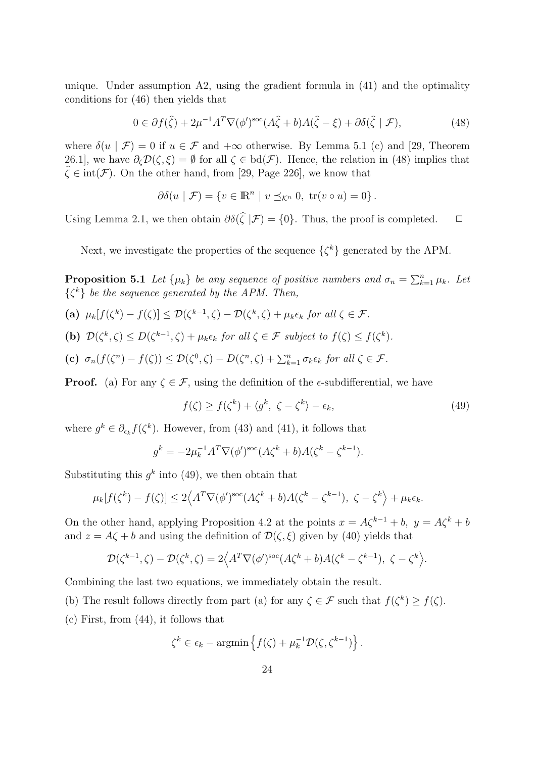unique. Under assumption A2, using the gradient formula in (41) and the optimality conditions for (46) then yields that

$$0 \in \partial f(\widehat{\zeta}) + 2\mu^{-1} A^T \nabla (\phi')^{\rm soc}(A\widehat{\zeta} + b) A(\widehat{\zeta} - \xi) + \partial \delta(\widehat{\zeta} \mid \mathcal{F}), \tag{48}$$

where $\delta(u \mid \mathcal{F}) = 0$ if $u \in \mathcal{F}$ and $+\infty$ otherwise. By Lemma 5.1 (c) and [29, Theorem 26.1], we have $\partial_\zeta \mathcal{D}(\zeta, \xi) = \emptyset$ for all $\zeta \in {\rm bd}(\mathcal{F})$. Hence, the relation in (48) implies that $\widehat{\zeta} \in {\rm int}(\mathcal{F})$. On the other hand, from [29, Page 226], we know that

$$\partial \delta(u \mid \mathcal{F}) = \left\{ v \in \mathbb{R}^n \mid v \preceq_{\mathcal{K}^n} 0,\ {\rm tr}(v \circ u) = 0 \right\}.$$

Using Lemma 2.1, we then obtain $\partial \delta(\widehat{\zeta} \mid \mathcal{F}) = \{0\}$. Thus, the proof is completed. $\square$

Next, we investigate the properties of the sequence $\{\zeta^k\}$ generated by the APM.

**Proposition 5.1** *Let $\{\mu_k\}$ be any sequence of positive numbers and $\sigma_n = \sum_{k=1}^n \mu_k$. Let $\{\zeta^k\}$ be the sequence generated by the APM. Then,*

**(a)** $\mu_k[f(\zeta^k) - f(\zeta)] \le \mathcal{D}(\zeta^{k-1}, \zeta) - \mathcal{D}(\zeta^k, \zeta) + \mu_k \epsilon_k$ *for all* $\zeta \in \mathcal{F}$.

**(b)** $\mathcal{D}(\zeta^k, \zeta) \le D(\zeta^{k-1}, \zeta) + \mu_k \epsilon_k$ *for all* $\zeta \in \mathcal{F}$ *subject to* $f(\zeta) \le f(\zeta^k)$.

**(c)** $\sigma_n(f(\zeta^n) - f(\zeta)) \le \mathcal{D}(\zeta^0, \zeta) - D(\zeta^n, \zeta) + \sum_{k=1}^n \sigma_k \epsilon_k$ *for all* $\zeta \in \mathcal{F}$.

**Proof.** (a) For any $\zeta \in \mathcal{F}$, using the definition of the $\epsilon$-subdifferential, we have

$$f(\zeta) \ge f(\zeta^k) + \langle g^k,\ \zeta - \zeta^k \rangle - \epsilon_k, \tag{49}$$

where $g^k \in \partial_{\epsilon_k} f(\zeta^k)$. However, from (43) and (41), it follows that

$$g^k = -2\mu_k^{-1} A^T \nabla (\phi')^{\rm soc}(A\zeta^k + b) A(\zeta^k - \zeta^{k-1}).$$

Substituting this $g^k$ into (49), we then obtain that

$$\mu_k[f(\zeta^k) - f(\zeta)] \le 2\Big\langle A^T \nabla (\phi')^{\rm soc}(A\zeta^k + b) A(\zeta^k - \zeta^{k-1}),\ \zeta - \zeta^k \Big\rangle + \mu_k \epsilon_k.$$

On the other hand, applying Proposition 4.2 at the points $x = A\zeta^{k-1} + b,\ y = A\zeta^k + b$ and $z = A\zeta + b$ and using the definition of $\mathcal{D}(\zeta, \xi)$ given by (40) yields that

$$\mathcal{D}(\zeta^{k-1}, \zeta) - \mathcal{D}(\zeta^k, \zeta) = 2\Big\langle A^T \nabla (\phi')^{\rm soc}(A\zeta^k + b) A(\zeta^k - \zeta^{k-1}),\ \zeta - \zeta^k \Big\rangle.$$

Combining the last two equations, we immediately obtain the result.

(b) The result follows directly from part (a) for any $\zeta \in \mathcal{F}$ such that $f(\zeta^k) \ge f(\zeta)$.

(c) First, from (44), it follows that

$$\zeta^k \in \epsilon_k - \operatorname{argmin} \left\{ f(\zeta) + \mu_k^{-1} \mathcal{D}(\zeta, \zeta^{k-1}) \right\}.$$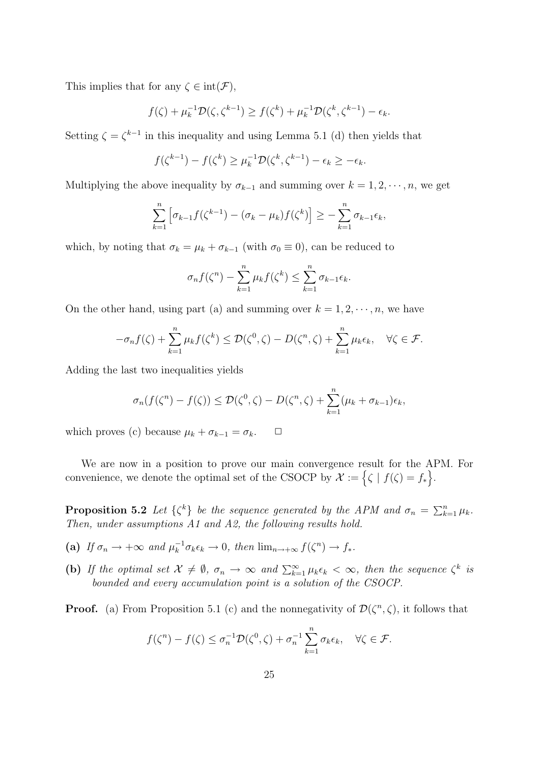This implies that for any $\zeta \in \text{int}(\mathcal{F})$,

$$f(\zeta) + \mu_k^{-1}\mathcal{D}(\zeta, \zeta^{k-1}) \geq f(\zeta^k) + \mu_k^{-1}\mathcal{D}(\zeta^k, \zeta^{k-1}) - \epsilon_k.$$

Setting $\zeta = \zeta^{k-1}$ in this inequality and using Lemma 5.1 (d) then yields that

$$f(\zeta^{k-1}) - f(\zeta^k) \geq \mu_k^{-1}\mathcal{D}(\zeta^k, \zeta^{k-1}) - \epsilon_k \geq -\epsilon_k.$$

Multiplying the above inequality by $\sigma_{k-1}$ and summing over $k = 1, 2, \cdots, n$, we get

$$\sum_{k=1}^{n} \left[\sigma_{k-1} f(\zeta^{k-1}) - (\sigma_k - \mu_k) f(\zeta^k)\right] \geq -\sum_{k=1}^{n} \sigma_{k-1}\epsilon_k,$$

which, by noting that $\sigma_k = \mu_k + \sigma_{k-1}$ (with $\sigma_0 \equiv 0$), can be reduced to

$$\sigma_n f(\zeta^n) - \sum_{k=1}^{n} \mu_k f(\zeta^k) \leq \sum_{k=1}^{n} \sigma_{k-1}\epsilon_k.$$

On the other hand, using part (a) and summing over $k = 1, 2, \cdots, n$, we have

$$-\sigma_n f(\zeta) + \sum_{k=1}^{n} \mu_k f(\zeta^k) \leq \mathcal{D}(\zeta^0, \zeta) - D(\zeta^n, \zeta) + \sum_{k=1}^{n} \mu_k \epsilon_k, \quad \forall \zeta \in \mathcal{F}.$$

Adding the last two inequalities yields

$$\sigma_n (f(\zeta^n) - f(\zeta)) \leq \mathcal{D}(\zeta^0, \zeta) - D(\zeta^n, \zeta) + \sum_{k=1}^{n} (\mu_k + \sigma_{k-1})\epsilon_k,$$

which proves (c) because $\mu_k + \sigma_{k-1} = \sigma_k$. $\quad\square$

We are now in a position to prove our main convergence result for the APM. For convenience, we denote the optimal set of the CSOCP by $\mathcal{X} := \left\{\zeta \mid f(\zeta) = f_*\right\}$.

**Proposition 5.2** *Let $\{\zeta^k\}$ be the sequence generated by the APM and $\sigma_n = \sum_{k=1}^{n} \mu_k$. Then, under assumptions A1 and A2, the following results hold.*

**(a)** *If $\sigma_n \to +\infty$ and $\mu_k^{-1}\sigma_k \epsilon_k \to 0$, then $\lim_{n\to+\infty} f(\zeta^n) \to f_*$.*

**(b)** *If the optimal set $\mathcal{X} \neq \emptyset$, $\sigma_n \to \infty$ and $\sum_{k=1}^{\infty} \mu_k \epsilon_k < \infty$, then the sequence $\zeta^k$ is bounded and every accumulation point is a solution of the CSOCP.*

**Proof.** (a) From Proposition 5.1 (c) and the nonnegativity of $\mathcal{D}(\zeta^n, \zeta)$, it follows that

$$f(\zeta^n) - f(\zeta) \leq \sigma_n^{-1}\mathcal{D}(\zeta^0, \zeta) + \sigma_n^{-1}\sum_{k=1}^{n} \sigma_k \epsilon_k, \quad \forall \zeta \in \mathcal{F}.$$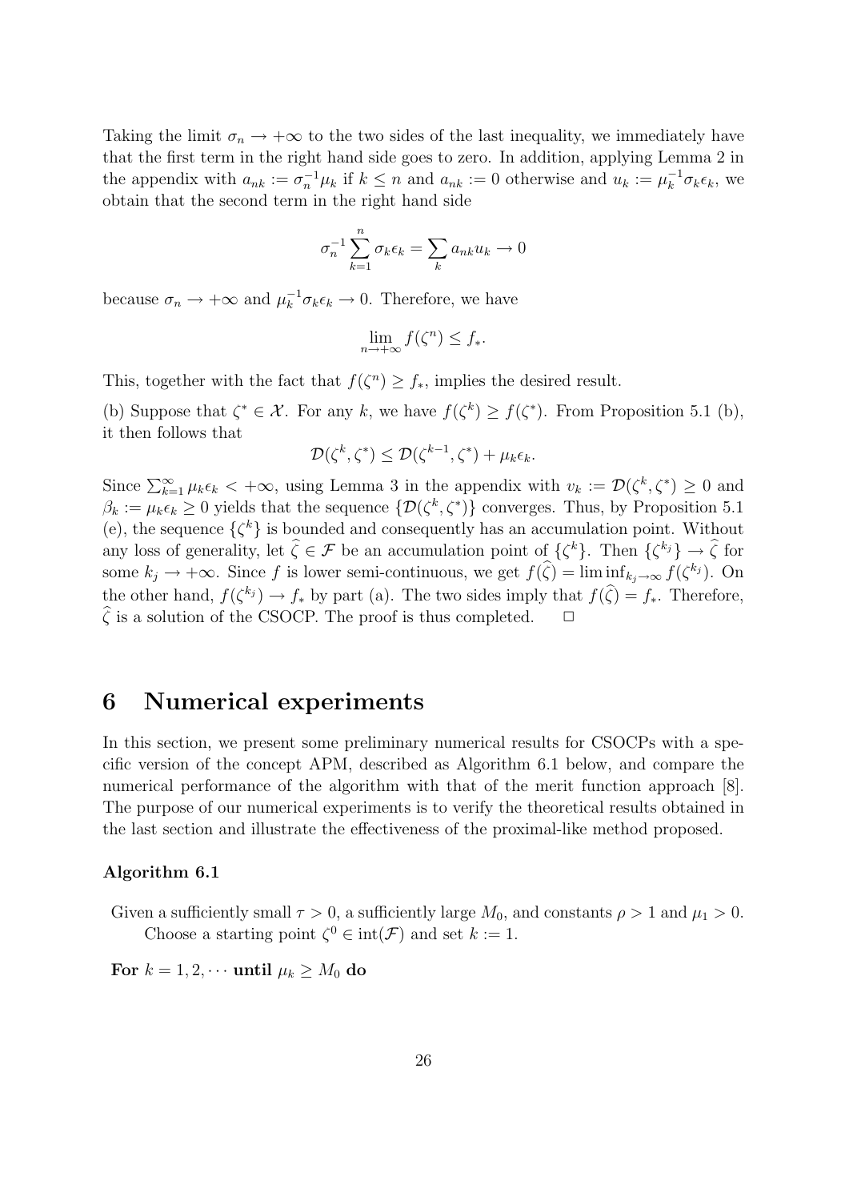Taking the limit $\sigma_n \to +\infty$ to the two sides of the last inequality, we immediately have that the first term in the right hand side goes to zero. In addition, applying Lemma 2 in the appendix with $a_{nk} := \sigma_n^{-1}\mu_k$ if $k \leq n$ and $a_{nk} := 0$ otherwise and $u_k := \mu_k^{-1}\sigma_k \epsilon_k$, we obtain that the second term in the right hand side

$$\sigma_n^{-1}\sum_{k=1}^{n}\sigma_k\epsilon_k = \sum_k a_{nk}u_k \to 0$$

because $\sigma_n \to +\infty$ and $\mu_k^{-1}\sigma_k\epsilon_k \to 0$. Therefore, we have

$$\lim_{n\to+\infty} f(\zeta^n) \leq f_*.$$

This, together with the fact that $f(\zeta^n) \geq f_*$, implies the desired result.

(b) Suppose that $\zeta^* \in \mathcal{X}$. For any $k$, we have $f(\zeta^k) \geq f(\zeta^*)$. From Proposition 5.1 (b), it then follows that

$$\mathcal{D}(\zeta^k, \zeta^*) \leq \mathcal{D}(\zeta^{k-1}, \zeta^*) + \mu_k\epsilon_k.$$

Since $\sum_{k=1}^{\infty}\mu_k\epsilon_k < +\infty$, using Lemma 3 in the appendix with $v_k := \mathcal{D}(\zeta^k, \zeta^*) \geq 0$ and $\beta_k := \mu_k\epsilon_k \geq 0$ yields that the sequence $\{\mathcal{D}(\zeta^k, \zeta^*)\}$ converges. Thus, by Proposition 5.1 (e), the sequence $\{\zeta^k\}$ is bounded and consequently has an accumulation point. Without any loss of generality, let $\widehat{\zeta} \in \mathcal{F}$ be an accumulation point of $\{\zeta^k\}$. Then $\{\zeta^{k_j}\} \to \widehat{\zeta}$ for some $k_j \to +\infty$. Since $f$ is lower semi-continuous, we get $f(\widehat{\zeta}) = \liminf_{k_j\to\infty} f(\zeta^{k_j})$. On the other hand, $f(\zeta^{k_j}) \to f_*$ by part (a). The two sides imply that $f(\widehat{\zeta}) = f_*$. Therefore, $\widehat{\zeta}$ is a solution of the CSOCP. The proof is thus completed. $\Box$

## 6 Numerical experiments

In this section, we present some preliminary numerical results for CSOCPs with a specific version of the concept APM, described as Algorithm 6.1 below, and compare the numerical performance of the algorithm with that of the merit function approach [8]. The purpose of our numerical experiments is to verify the theoretical results obtained in the last section and illustrate the effectiveness of the proximal-like method proposed.

#### Algorithm 6.1

Given a sufficiently small $\tau > 0$, a sufficiently large $M_0$, and constants $\rho > 1$ and $\mu_1 > 0$. Choose a starting point $\zeta^0 \in \text{int}(\mathcal{F})$ and set $k := 1$.

**For** $k = 1, 2, \cdots$ **until** $\mu_k \geq M_0$ **do**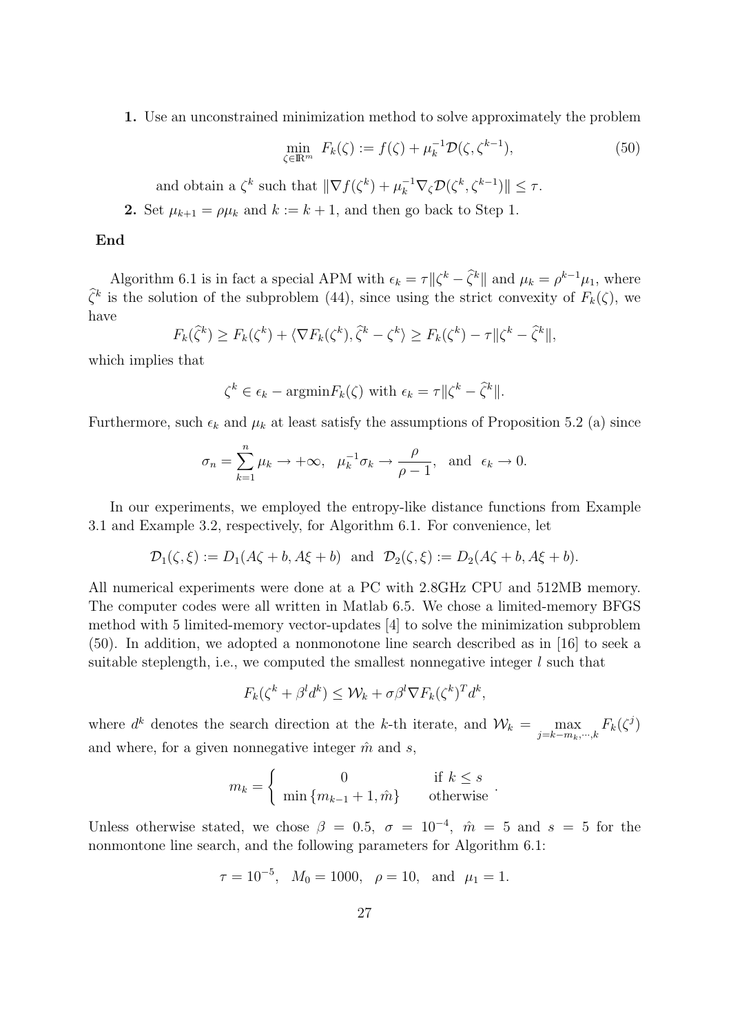**1.** Use an unconstrained minimization method to solve approximately the problem

$$\min_{\zeta \in \mathbb{R}^m} \; F_k(\zeta) := f(\zeta) + \mu_k^{-1}\mathcal{D}(\zeta, \zeta^{k-1}), \tag{50}$$

and obtain a $\zeta^k$ such that $\|\nabla f(\zeta^k) + \mu_k^{-1}\nabla_\zeta \mathcal{D}(\zeta^k, \zeta^{k-1})\| \leq \tau$.

**2.** Set $\mu_{k+1} = \rho\mu_k$ and $k := k+1$, and then go back to Step 1.

**End**

Algorithm 6.1 is in fact a special APM with $\epsilon_k = \tau\|\zeta^k - \widehat{\zeta}^k\|$ and $\mu_k = \rho^{k-1}\mu_1$, where $\widehat{\zeta}^k$ is the solution of the subproblem (44), since using the strict convexity of $F_k(\zeta)$, we have

$$F_k(\widehat{\zeta}^k) \geq F_k(\zeta^k) + \langle \nabla F_k(\zeta^k), \widehat{\zeta}^k - \zeta^k \rangle \geq F_k(\zeta^k) - \tau\|\zeta^k - \widehat{\zeta}^k\|,$$

which implies that

$$\zeta^k \in \epsilon_k - \mathrm{argmin} F_k(\zeta) \text{ with } \epsilon_k = \tau\|\zeta^k - \widehat{\zeta}^k\|.$$

Furthermore, such $\epsilon_k$ and $\mu_k$ at least satisfy the assumptions of Proposition 5.2 (a) since

$$\sigma_n = \sum_{k=1}^n \mu_k \to +\infty, \quad \mu_k^{-1}\sigma_k \to \frac{\rho}{\rho - 1}, \quad \text{and} \quad \epsilon_k \to 0.$$

In our experiments, we employed the entropy-like distance functions from Example 3.1 and Example 3.2, respectively, for Algorithm 6.1. For convenience, let

$$\mathcal{D}_1(\zeta, \xi) := D_1(A\zeta + b, A\xi + b) \quad \text{and} \quad \mathcal{D}_2(\zeta, \xi) := D_2(A\zeta + b, A\xi + b).$$

All numerical experiments were done at a PC with 2.8GHz CPU and 512MB memory. The computer codes were all written in Matlab 6.5. We chose a limited-memory BFGS method with 5 limited-memory vector-updates [4] to solve the minimization subproblem (50). In addition, we adopted a nonmonotone line search described as in [16] to seek a suitable steplength, i.e., we computed the smallest nonnegative integer $l$ such that

$$F_k(\zeta^k + \beta^l d^k) \leq \mathcal{W}_k + \sigma\beta^l \nabla F_k(\zeta^k)^T d^k,$$

where $d^k$ denotes the search direction at the $k$-th iterate, and $\mathcal{W}_k = \max\limits_{j=k-m_k,\cdots,k} F_k(\zeta^j)$ and where, for a given nonnegative integer $\hat{m}$ and $s$,

$$m_k = \begin{cases} 0 & \text{if } k \leq s \\ \min\{m_{k-1} + 1, \hat{m}\} & \text{otherwise} \end{cases}.$$

Unless otherwise stated, we chose $\beta = 0.5$, $\sigma = 10^{-4}$, $\hat{m} = 5$ and $s = 5$ for the nonmontone line search, and the following parameters for Algorithm 6.1:

$$\tau = 10^{-5}, \quad M_0 = 1000, \quad \rho = 10, \quad \text{and} \quad \mu_1 = 1.$$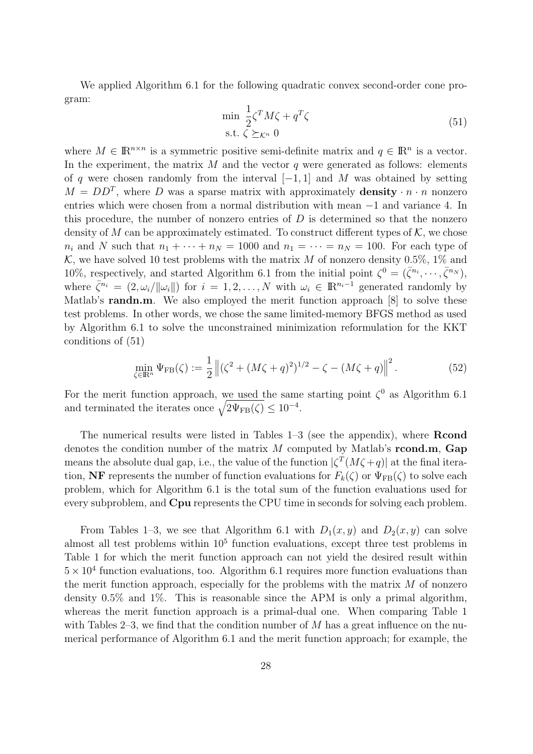We applied Algorithm 6.1 for the following quadratic convex second-order cone program:

$$
\begin{aligned}
&\min \ \frac{1}{2}\zeta^T M \zeta + q^T \zeta \\
&\text{s.t.} \ \zeta \succeq_{\mathcal{K}^n} 0
\end{aligned}
\tag{51}
$$

where $M \in \mathbb{R}^{n\times n}$ is a symmetric positive semi-definite matrix and $q \in \mathbb{R}^n$ is a vector. In the experiment, the matrix $M$ and the vector $q$ were generated as follows: elements of $q$ were chosen randomly from the interval $[-1, 1]$ and $M$ was obtained by setting $M = DD^T$, where $D$ was a sparse matrix with approximately **density** $\cdot\, n \cdot n$ nonzero entries which were chosen from a normal distribution with mean $-1$ and variance 4. In this procedure, the number of nonzero entries of $D$ is determined so that the nonzero density of $M$ can be approximately estimated. To construct different types of $\mathcal{K}$, we chose $n_i$ and $N$ such that $n_1 + \cdots + n_N = 1000$ and $n_1 = \cdots = n_N = 100$. For each type of $\mathcal{K}$, we have solved 10 test problems with the matrix $M$ of nonzero density 0.5%, 1% and 10%, respectively, and started Algorithm 6.1 from the initial point $\zeta^0 = (\bar{\zeta}^{n_i}, \cdots, \bar{\zeta}^{n_N})$, where $\bar{\zeta}^{n_i} = (2, \omega_i/\|\omega_i\|)$ for $i = 1, 2, \ldots, N$ with $\omega_i \in \mathbb{R}^{n_i - 1}$ generated randomly by Matlab's **randn.m**. We also employed the merit function approach [8] to solve these test problems. In other words, we chose the same limited-memory BFGS method as used by Algorithm 6.1 to solve the unconstrained minimization reformulation for the KKT conditions of (51)

$$
\min_{\zeta \in \mathbb{R}^n} \Psi_{\rm FB}(\zeta) := \frac{1}{2}\left\|(\zeta^2 + (M\zeta + q)^2)^{1/2} - \zeta - (M\zeta + q)\right\|^2. \tag{52}
$$

For the merit function approach, we used the same starting point $\zeta^0$ as Algorithm 6.1 and terminated the iterates once $\sqrt{2\Psi_{\rm FB}(\zeta)} \le 10^{-4}$.

The numerical results were listed in Tables 1–3 (see the appendix), where **Rcond** denotes the condition number of the matrix $M$ computed by Matlab's **rcond.m**, **Gap** means the absolute dual gap, i.e., the value of the function $|\zeta^T(M\zeta+q)|$ at the final iteration, **NF** represents the number of function evaluations for $F_k(\zeta)$ or $\Psi_{\rm FB}(\zeta)$ to solve each problem, which for Algorithm 6.1 is the total sum of the function evaluations used for every subproblem, and **Cpu** represents the CPU time in seconds for solving each problem.

From Tables 1–3, we see that Algorithm 6.1 with $D_1(x, y)$ and $D_2(x, y)$ can solve almost all test problems within $10^5$ function evaluations, except three test problems in Table 1 for which the merit function approach can not yield the desired result within $5 \times 10^4$ function evaluations, too. Algorithm 6.1 requires more function evaluations than the merit function approach, especially for the problems with the matrix $M$ of nonzero density 0.5% and 1%. This is reasonable since the APM is only a primal algorithm, whereas the merit function approach is a primal-dual one. When comparing Table 1 with Tables 2–3, we find that the condition number of $M$ has a great influence on the numerical performance of Algorithm 6.1 and the merit function approach; for example, the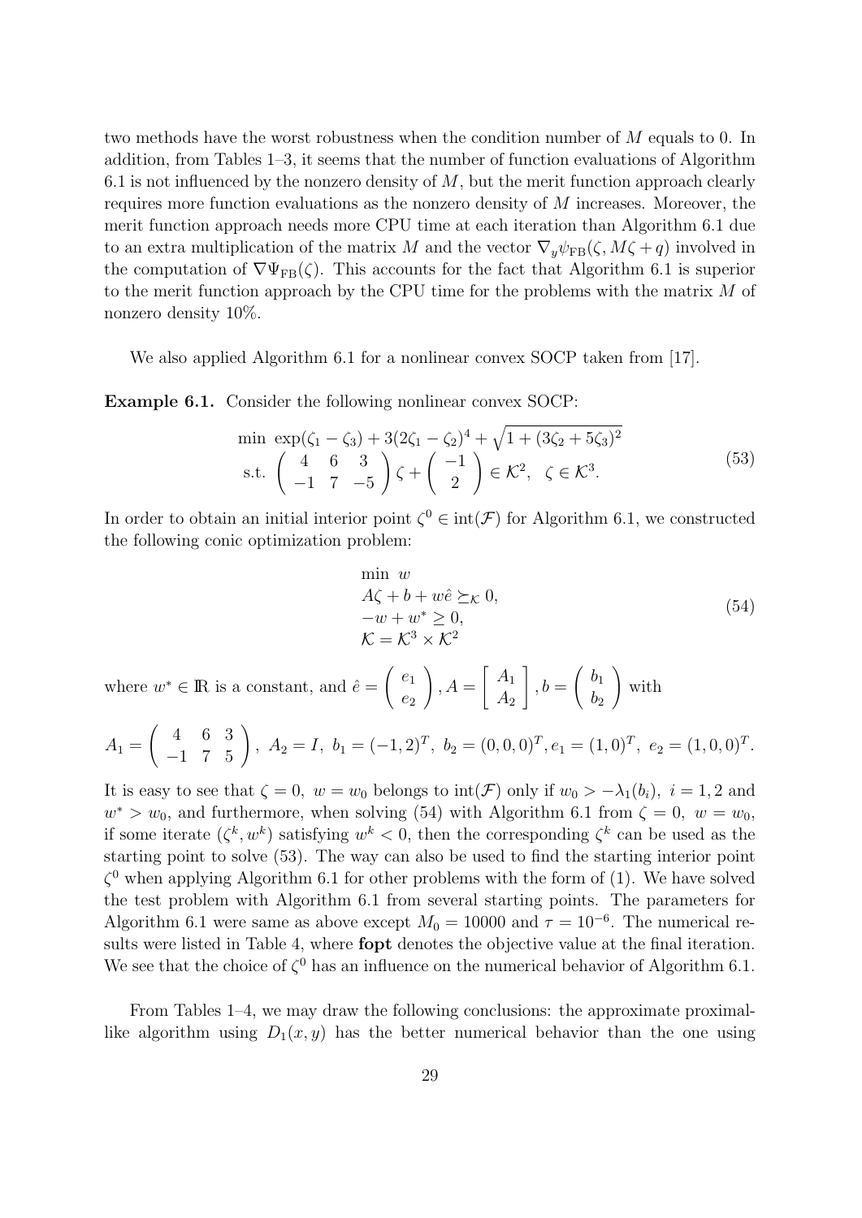two methods have the worst robustness when the condition number of $M$ equals to 0. In addition, from Tables 1–3, it seems that the number of function evaluations of Algorithm 6.1 is not influenced by the nonzero density of $M$, but the merit function approach clearly requires more function evaluations as the nonzero density of $M$ increases. Moreover, the merit function approach needs more CPU time at each iteration than Algorithm 6.1 due to an extra multiplication of the matrix $M$ and the vector $\nabla_y \psi_{\rm FB}(\zeta, M\zeta + q)$ involved in the computation of $\nabla \Psi_{\rm FB}(\zeta)$. This accounts for the fact that Algorithm 6.1 is superior to the merit function approach by the CPU time for the problems with the matrix $M$ of nonzero density 10%.

We also applied Algorithm 6.1 for a nonlinear convex SOCP taken from [17].

**Example 6.1.** Consider the following nonlinear convex SOCP:

$$
\begin{array}{ll}
\min & \exp(\zeta_1 - \zeta_3) + 3(2\zeta_1 - \zeta_2)^4 + \sqrt{1 + (3\zeta_2 + 5\zeta_3)^2} \\
\text{s.t.} & \begin{pmatrix} 4 & 6 & 3 \\ -1 & 7 & -5 \end{pmatrix} \zeta + \begin{pmatrix} -1 \\ 2 \end{pmatrix} \in \mathcal{K}^2, \quad \zeta \in \mathcal{K}^3.
\end{array}
\tag{53}
$$

In order to obtain an initial interior point $\zeta^0 \in \text{int}(\mathcal{F})$ for Algorithm 6.1, we constructed the following conic optimization problem:

$$
\begin{array}{l}
\min \ w \\
A\zeta + b + w\hat{e} \succeq_{\mathcal{K}} 0, \\
-w + w^* \geq 0, \\
\mathcal{K} = \mathcal{K}^3 \times \mathcal{K}^2
\end{array}
\tag{54}
$$

where $w^* \in \mathbb{R}$ is a constant, and $\hat{e} = \begin{pmatrix} e_1 \\ e_2 \end{pmatrix}, A = \begin{bmatrix} A_1 \\ A_2 \end{bmatrix}, b = \begin{pmatrix} b_1 \\ b_2 \end{pmatrix}$ with

$$
A_1 = \begin{pmatrix} 4 & 6 & 3 \\ -1 & 7 & 5 \end{pmatrix}, \ A_2 = I, \ b_1 = (-1, 2)^T, \ b_2 = (0, 0, 0)^T, e_1 = (1, 0)^T, \ e_2 = (1, 0, 0)^T.
$$

It is easy to see that $\zeta = 0, \ w = w_0$ belongs to $\text{int}(\mathcal{F})$ only if $w_0 > -\lambda_1(b_i), \ i = 1, 2$ and $w^* > w_0$, and furthermore, when solving (54) with Algorithm 6.1 from $\zeta = 0, \ w = w_0$, if some iterate $(\zeta^k, w^k)$ satisfying $w^k < 0$, then the corresponding $\zeta^k$ can be used as the starting point to solve (53). The way can also be used to find the starting interior point $\zeta^0$ when applying Algorithm 6.1 for other problems with the form of (1). We have solved the test problem with Algorithm 6.1 from several starting points. The parameters for Algorithm 6.1 were same as above except $M_0 = 10000$ and $\tau = 10^{-6}$. The numerical results were listed in Table 4, where **fopt** denotes the objective value at the final iteration. We see that the choice of $\zeta^0$ has an influence on the numerical behavior of Algorithm 6.1.

From Tables 1–4, we may draw the following conclusions: the approximate proximal-like algorithm using $D_1(x, y)$ has the better numerical behavior than the one using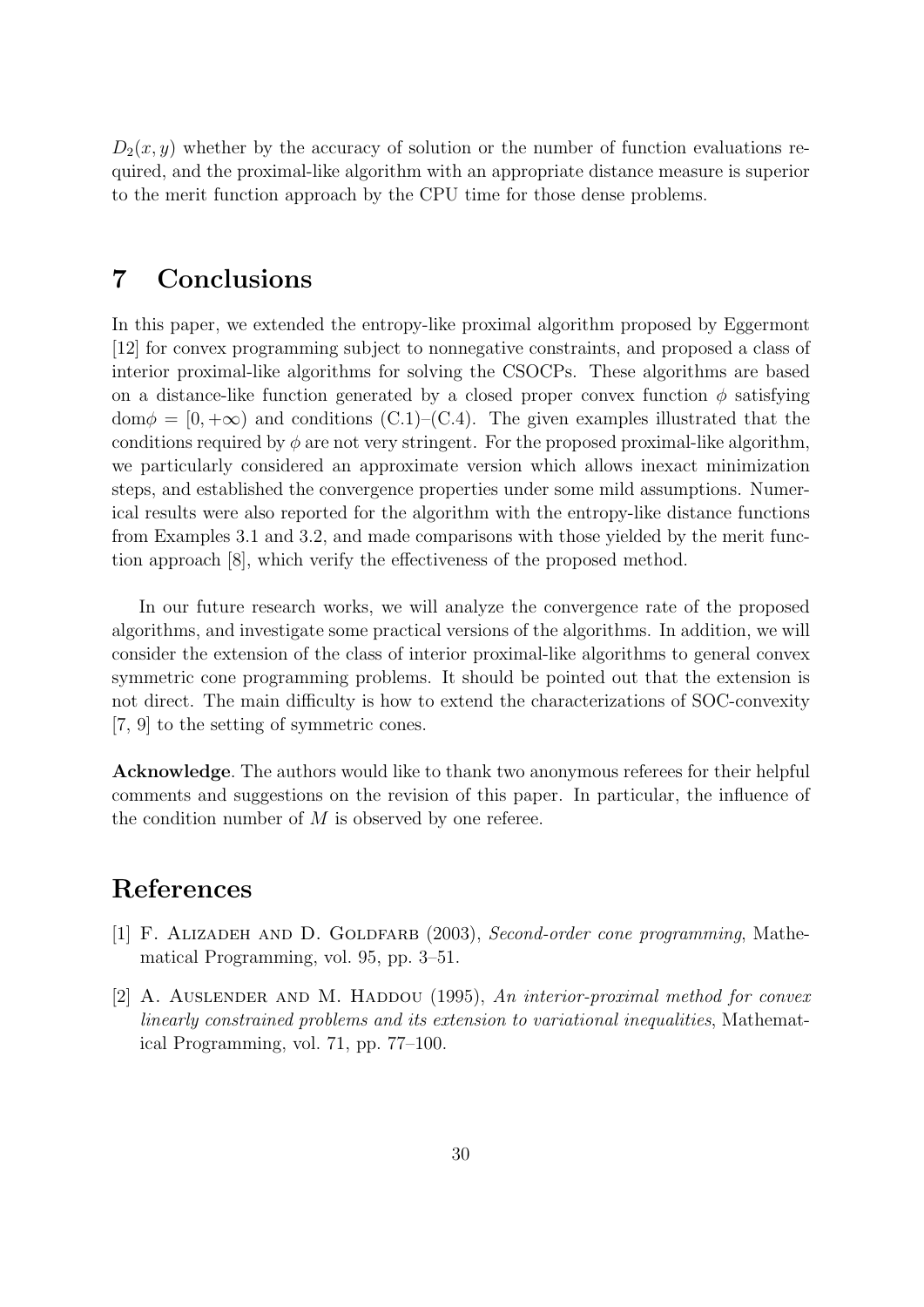$D_2(x, y)$ whether by the accuracy of solution or the number of function evaluations required, and the proximal-like algorithm with an appropriate distance measure is superior to the merit function approach by the CPU time for those dense problems.

# 7 Conclusions

In this paper, we extended the entropy-like proximal algorithm proposed by Eggermont [12] for convex programming subject to nonnegative constraints, and proposed a class of interior proximal-like algorithms for solving the CSOCPs. These algorithms are based on a distance-like function generated by a closed proper convex function $\phi$ satisfying $\text{dom}\phi = [0, +\infty)$ and conditions (C.1)–(C.4). The given examples illustrated that the conditions required by $\phi$ are not very stringent. For the proposed proximal-like algorithm, we particularly considered an approximate version which allows inexact minimization steps, and established the convergence properties under some mild assumptions. Numerical results were also reported for the algorithm with the entropy-like distance functions from Examples 3.1 and 3.2, and made comparisons with those yielded by the merit function approach [8], which verify the effectiveness of the proposed method.

In our future research works, we will analyze the convergence rate of the proposed algorithms, and investigate some practical versions of the algorithms. In addition, we will consider the extension of the class of interior proximal-like algorithms to general convex symmetric cone programming problems. It should be pointed out that the extension is not direct. The main difficulty is how to extend the characterizations of SOC-convexity [7, 9] to the setting of symmetric cones.

**Acknowledge**. The authors would like to thank two anonymous referees for their helpful comments and suggestions on the revision of this paper. In particular, the influence of the condition number of $M$ is observed by one referee.

# References

[1] F. Alizadeh and D. Goldfarb (2003), *Second-order cone programming*, Mathematical Programming, vol. 95, pp. 3–51.

[2] A. Auslender and M. Haddou (1995), *An interior-proximal method for convex linearly constrained problems and its extension to variational inequalities*, Mathematical Programming, vol. 71, pp. 77–100.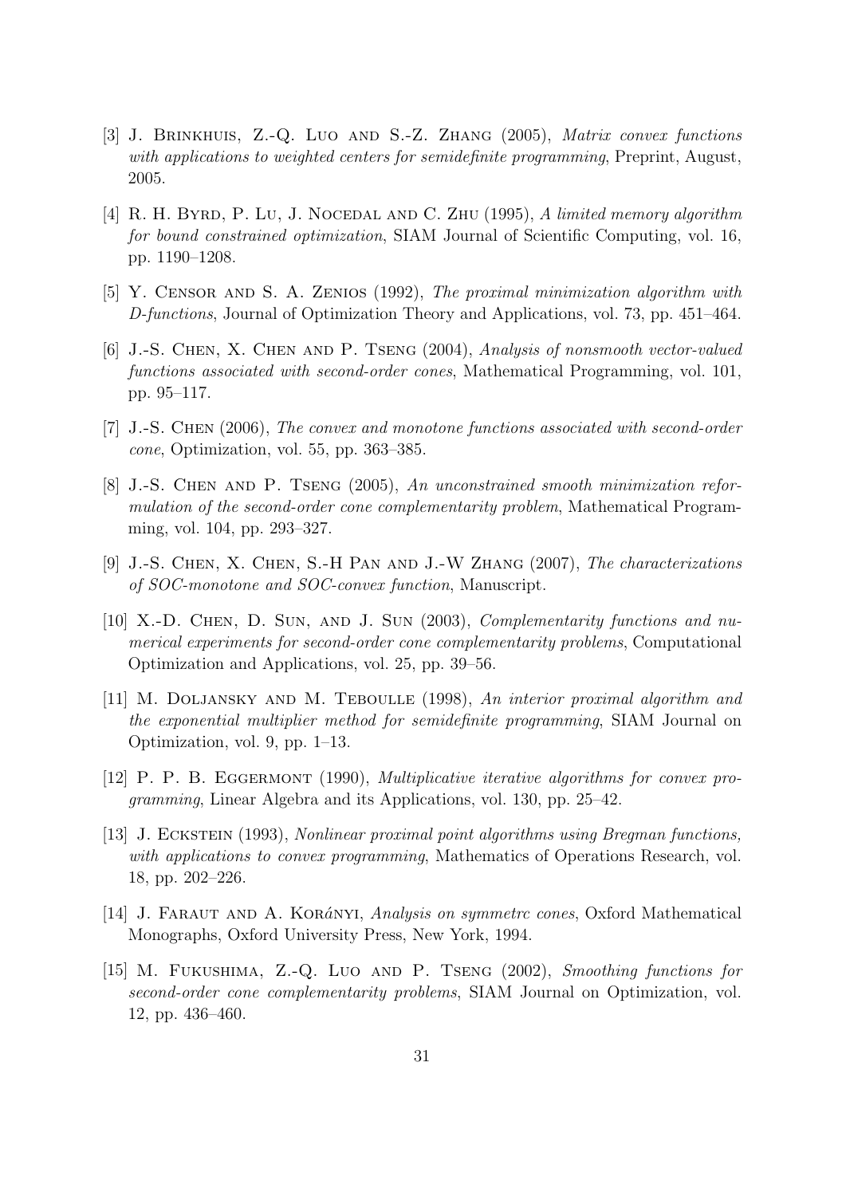[3] J. Brinkhuis, Z.-Q. Luo and S.-Z. Zhang (2005), *Matrix convex functions with applications to weighted centers for semidefinite programming*, Preprint, August, 2005.

[4] R. H. Byrd, P. Lu, J. Nocedal and C. Zhu (1995), *A limited memory algorithm for bound constrained optimization*, SIAM Journal of Scientific Computing, vol. 16, pp. 1190–1208.

[5] Y. Censor and S. A. Zenios (1992), *The proximal minimization algorithm with D-functions*, Journal of Optimization Theory and Applications, vol. 73, pp. 451–464.

[6] J.-S. Chen, X. Chen and P. Tseng (2004), *Analysis of nonsmooth vector-valued functions associated with second-order cones*, Mathematical Programming, vol. 101, pp. 95–117.

[7] J.-S. Chen (2006), *The convex and monotone functions associated with second-order cone*, Optimization, vol. 55, pp. 363–385.

[8] J.-S. Chen and P. Tseng (2005), *An unconstrained smooth minimization reformulation of the second-order cone complementarity problem*, Mathematical Programming, vol. 104, pp. 293–327.

[9] J.-S. Chen, X. Chen, S.-H Pan and J.-W Zhang (2007), *The characterizations of SOC-monotone and SOC-convex function*, Manuscript.

[10] X.-D. Chen, D. Sun, and J. Sun (2003), *Complementarity functions and numerical experiments for second-order cone complementarity problems*, Computational Optimization and Applications, vol. 25, pp. 39–56.

[11] M. Doljansky and M. Teboulle (1998), *An interior proximal algorithm and the exponential multiplier method for semidefinite programming*, SIAM Journal on Optimization, vol. 9, pp. 1–13.

[12] P. P. B. Eggermont (1990), *Multiplicative iterative algorithms for convex programming*, Linear Algebra and its Applications, vol. 130, pp. 25–42.

[13] J. Eckstein (1993), *Nonlinear proximal point algorithms using Bregman functions, with applications to convex programming*, Mathematics of Operations Research, vol. 18, pp. 202–226.

[14] J. Faraut and A. Korányi, *Analysis on symmetrc cones*, Oxford Mathematical Monographs, Oxford University Press, New York, 1994.

[15] M. Fukushima, Z.-Q. Luo and P. Tseng (2002), *Smoothing functions for second-order cone complementarity problems*, SIAM Journal on Optimization, vol. 12, pp. 436–460.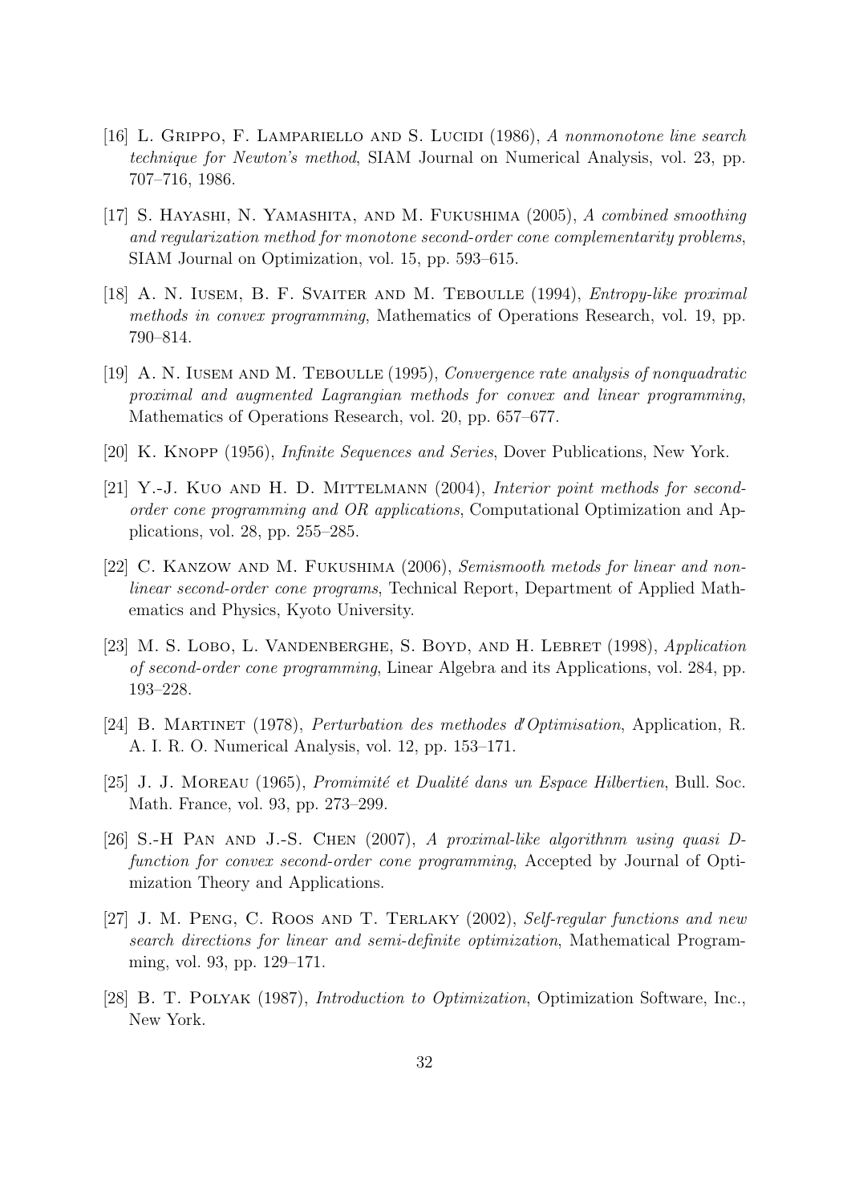[16] L. Grippo, F. Lampariello and S. Lucidi (1986), *A nonmonotone line search technique for Newton's method*, SIAM Journal on Numerical Analysis, vol. 23, pp. 707–716, 1986.

[17] S. Hayashi, N. Yamashita, and M. Fukushima (2005), *A combined smoothing and regularization method for monotone second-order cone complementarity problems*, SIAM Journal on Optimization, vol. 15, pp. 593–615.

[18] A. N. Iusem, B. F. Svaiter and M. Teboulle (1994), *Entropy-like proximal methods in convex programming*, Mathematics of Operations Research, vol. 19, pp. 790–814.

[19] A. N. Iusem and M. Teboulle (1995), *Convergence rate analysis of nonquadratic proximal and augmented Lagrangian methods for convex and linear programming*, Mathematics of Operations Research, vol. 20, pp. 657–677.

[20] K. Knopp (1956), *Infinite Sequences and Series*, Dover Publications, New York.

[21] Y.-J. Kuo and H. D. Mittelmann (2004), *Interior point methods for second-order cone programming and OR applications*, Computational Optimization and Applications, vol. 28, pp. 255–285.

[22] C. Kanzow and M. Fukushima (2006), *Semismooth metods for linear and nonlinear second-order cone programs*, Technical Report, Department of Applied Mathematics and Physics, Kyoto University.

[23] M. S. Lobo, L. Vandenberghe, S. Boyd, and H. Lebret (1998), *Application of second-order cone programming*, Linear Algebra and its Applications, vol. 284, pp. 193–228.

[24] B. Martinet (1978), *Perturbation des methodes d'Optimisation*, Application, R. A. I. R. O. Numerical Analysis, vol. 12, pp. 153–171.

[25] J. J. Moreau (1965), *Promimité et Dualité dans un Espace Hilbertien*, Bull. Soc. Math. France, vol. 93, pp. 273–299.

[26] S.-H Pan and J.-S. Chen (2007), *A proximal-like algorithnm using quasi D-function for convex second-order cone programming*, Accepted by Journal of Optimization Theory and Applications.

[27] J. M. Peng, C. Roos and T. Terlaky (2002), *Self-regular functions and new search directions for linear and semi-definite optimization*, Mathematical Programming, vol. 93, pp. 129–171.

[28] B. T. Polyak (1987), *Introduction to Optimization*, Optimization Software, Inc., New York.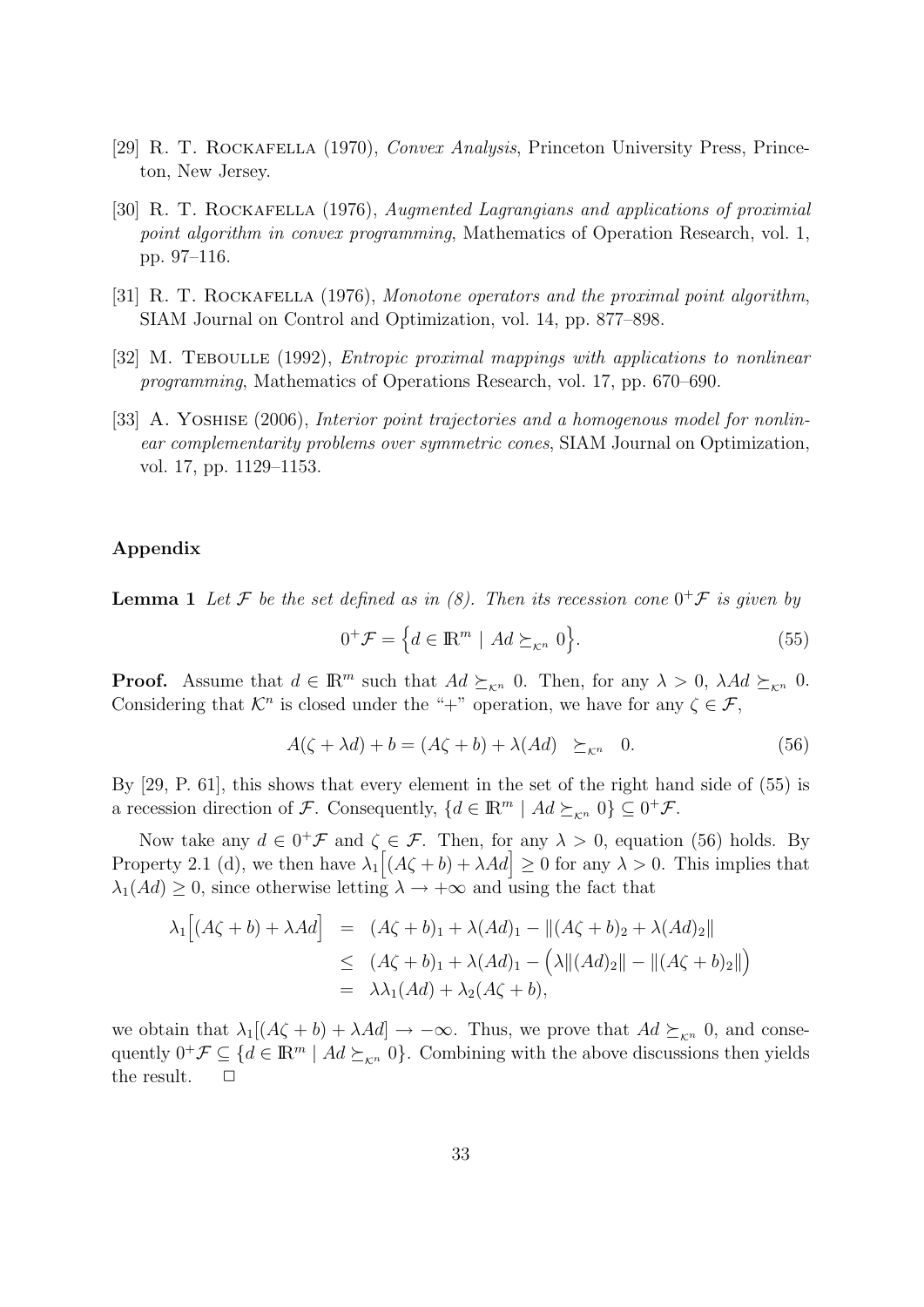[29] R. T. Rockafella (1970), *Convex Analysis*, Princeton University Press, Princeton, New Jersey.

[30] R. T. Rockafella (1976), *Augmented Lagrangians and applications of proximial point algorithm in convex programming*, Mathematics of Operation Research, vol. 1, pp. 97–116.

[31] R. T. Rockafella (1976), *Monotone operators and the proximal point algorithm*, SIAM Journal on Control and Optimization, vol. 14, pp. 877–898.

[32] M. Teboulle (1992), *Entropic proximal mappings with applications to nonlinear programming*, Mathematics of Operations Research, vol. 17, pp. 670–690.

[33] A. Yoshise (2006), *Interior point trajectories and a homogenous model for nonlinear complementarity problems over symmetric cones*, SIAM Journal on Optimization, vol. 17, pp. 1129–1153.

## Appendix

**Lemma 1** *Let $\mathcal{F}$ be the set defined as in (8). Then its recession cone $0^+\mathcal{F}$ is given by*

$$0^+\mathcal{F} = \Big\{d \in \mathbb{R}^m \mid Ad \succeq_{\mathcal{K}^n} 0\Big\}. \tag{55}$$

**Proof.** Assume that $d \in \mathbb{R}^m$ such that $Ad \succeq_{\mathcal{K}^n} 0$. Then, for any $\lambda > 0$, $\lambda Ad \succeq_{\mathcal{K}^n} 0$. Considering that $\mathcal{K}^n$ is closed under the "+" operation, we have for any $\zeta \in \mathcal{F}$,

$$A(\zeta + \lambda d) + b = (A\zeta + b) + \lambda(Ad) \quad \succeq_{\mathcal{K}^n} \quad 0. \tag{56}$$

By [29, P. 61], this shows that every element in the set of the right hand side of (55) is a recession direction of $\mathcal{F}$. Consequently, $\{d \in \mathbb{R}^m \mid Ad \succeq_{\mathcal{K}^n} 0\} \subseteq 0^+\mathcal{F}$.

Now take any $d \in 0^+\mathcal{F}$ and $\zeta \in \mathcal{F}$. Then, for any $\lambda > 0$, equation (56) holds. By Property 2.1 (d), we then have $\lambda_1\big[(A\zeta + b) + \lambda Ad\big] \geq 0$ for any $\lambda > 0$. This implies that $\lambda_1(Ad) \geq 0$, since otherwise letting $\lambda \to +\infty$ and using the fact that

$$\begin{aligned}
\lambda_1\Big[(A\zeta + b) + \lambda Ad\Big] &= (A\zeta + b)_1 + \lambda(Ad)_1 - \|(A\zeta + b)_2 + \lambda(Ad)_2\| \\
&\leq (A\zeta + b)_1 + \lambda(Ad)_1 - \Big(\lambda\|(Ad)_2\| - \|(A\zeta + b)_2\|\Big) \\
&= \lambda\lambda_1(Ad) + \lambda_2(A\zeta + b),
\end{aligned}$$

we obtain that $\lambda_1[(A\zeta + b) + \lambda Ad] \to -\infty$. Thus, we prove that $Ad \succeq_{\mathcal{K}^n} 0$, and consequently $0^+\mathcal{F} \subseteq \{d \in \mathbb{R}^m \mid Ad \succeq_{\mathcal{K}^n} 0\}$. Combining with the above discussions then yields the result. $\Box$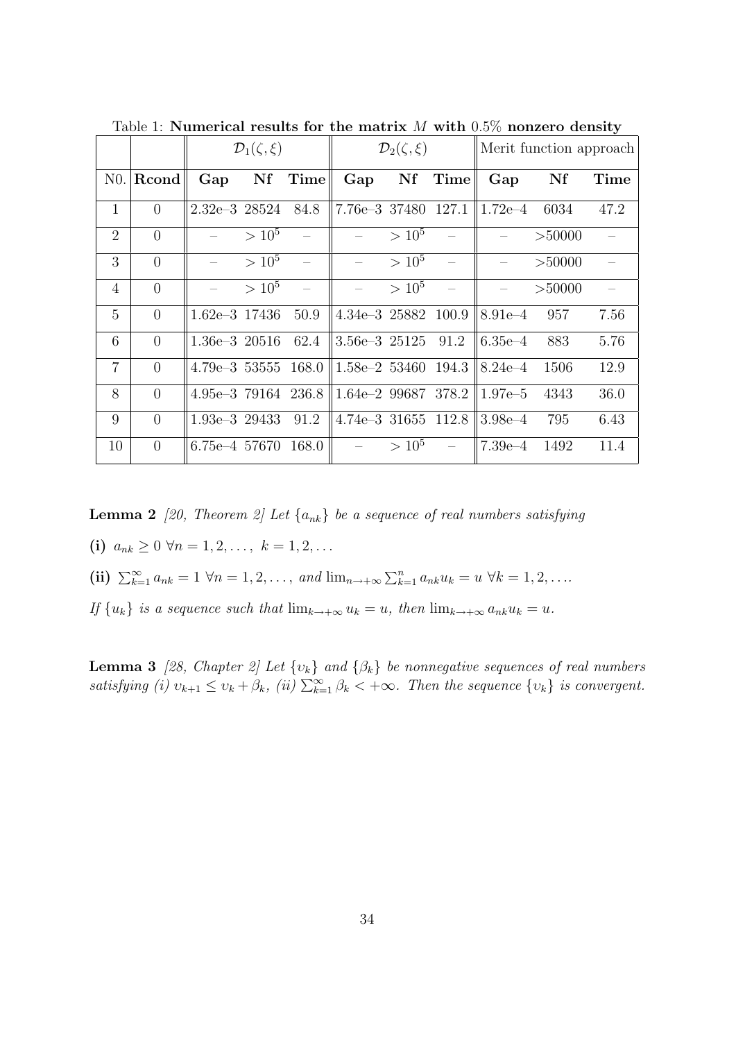Table 1: **Numerical results for the matrix $M$ with 0.5% nonzero density**

| | | $\mathcal{D}_1(\zeta,\xi)$ | | | $\mathcal{D}_2(\zeta,\xi)$ | | | Merit function approach | | |
|---|---|---|---|---|---|---|---|---|---|---|
| N0. | **Rcond** | **Gap** | **Nf** | **Time** | **Gap** | **Nf** | **Time** | **Gap** | **Nf** | **Time** |
| 1 | 0 | 2.32e–3 | 28524 | 84.8 | 7.76e–3 | 37480 | 127.1 | 1.72e–4 | 6034 | 47.2 |
| 2 | 0 | – | $> 10^5$ | – | – | $> 10^5$ | – | – | >50000 | – |
| 3 | 0 | – | $> 10^5$ | – | – | $> 10^5$ | – | – | >50000 | – |
| 4 | 0 | – | $> 10^5$ | – | – | $> 10^5$ | – | – | >50000 | – |
| 5 | 0 | 1.62e–3 | 17436 | 50.9 | 4.34e–3 | 25882 | 100.9 | 8.91e–4 | 957 | 7.56 |
| 6 | 0 | 1.36e–3 | 20516 | 62.4 | 3.56e–3 | 25125 | 91.2 | 6.35e–4 | 883 | 5.76 |
| 7 | 0 | 4.79e–3 | 53555 | 168.0 | 1.58e–2 | 53460 | 194.3 | 8.24e–4 | 1506 | 12.9 |
| 8 | 0 | 4.95e–3 | 79164 | 236.8 | 1.64e–2 | 99687 | 378.2 | 1.97e–5 | 4343 | 36.0 |
| 9 | 0 | 1.93e–3 | 29433 | 91.2 | 4.74e–3 | 31655 | 112.8 | 3.98e–4 | 795 | 6.43 |
| 10 | 0 | 6.75e–4 | 57670 | 168.0 | – | $> 10^5$ | – | 7.39e–4 | 1492 | 11.4 |

**Lemma 2** *[20, Theorem 2] Let $\{a_{nk}\}$ be a sequence of real numbers satisfying*

**(i)** $a_{nk} \geq 0 \ \forall n = 1, 2, \ldots, \ k = 1, 2, \ldots$

**(ii)** $\sum_{k=1}^{\infty} a_{nk} = 1 \ \forall n = 1, 2, \ldots,$ *and* $\lim_{n\to+\infty} \sum_{k=1}^{n} a_{nk} u_k = u \ \forall k = 1, 2, \ldots.$

*If $\{u_k\}$ is a sequence such that $\lim_{k\to+\infty} u_k = u$, then $\lim_{k\to+\infty} a_{nk} u_k = u$.*

**Lemma 3** *[28, Chapter 2] Let $\{\upsilon_k\}$ and $\{\beta_k\}$ be nonnegative sequences of real numbers satisfying (i) $\upsilon_{k+1} \leq \upsilon_k + \beta_k$, (ii) $\sum_{k=1}^{\infty} \beta_k < +\infty$. Then the sequence $\{\upsilon_k\}$ is convergent.*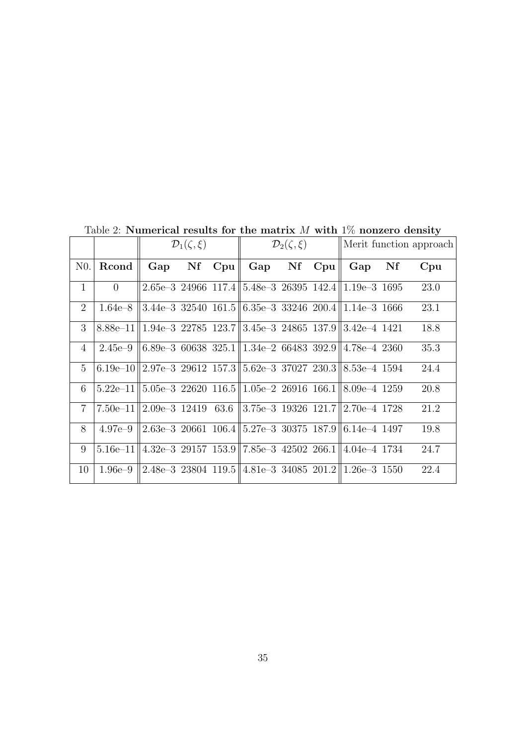Table 2: **Numerical results for the matrix $M$ with 1% nonzero density**

| | | $\mathcal{D}_1(\zeta,\xi)$ | | | $\mathcal{D}_2(\zeta,\xi)$ | | | Merit function approach | | |
|---|---|---|---|---|---|---|---|---|---|---|
| N0. | **Rcond** | **Gap** | **Nf** | **Cpu** | **Gap** | **Nf** | **Cpu** | **Gap** | **Nf** | **Cpu** |
| 1 | 0 | 2.65e–3 | 24966 | 117.4 | 5.48e–3 | 26395 | 142.4 | 1.19e–3 | 1695 | 23.0 |
| 2 | 1.64e–8 | 3.44e–3 | 32540 | 161.5 | 6.35e–3 | 33246 | 200.4 | 1.14e–3 | 1666 | 23.1 |
| 3 | 8.88e–11 | 1.94e–3 | 22785 | 123.7 | 3.45e–3 | 24865 | 137.9 | 3.42e–4 | 1421 | 18.8 |
| 4 | 2.45e–9 | 6.89e–3 | 60638 | 325.1 | 1.34e–2 | 66483 | 392.9 | 4.78e–4 | 2360 | 35.3 |
| 5 | 6.19e–10 | 2.97e–3 | 29612 | 157.3 | 5.62e–3 | 37027 | 230.3 | 8.53e–4 | 1594 | 24.4 |
| 6 | 5.22e–11 | 5.05e–3 | 22620 | 116.5 | 1.05e–2 | 26916 | 166.1 | 8.09e–4 | 1259 | 20.8 |
| 7 | 7.50e–11 | 2.09e–3 | 12419 | 63.6 | 3.75e–3 | 19326 | 121.7 | 2.70e–4 | 1728 | 21.2 |
| 8 | 4.97e–9 | 2.63e–3 | 20661 | 106.4 | 5.27e–3 | 30375 | 187.9 | 6.14e–4 | 1497 | 19.8 |
| 9 | 5.16e–11 | 4.32e–3 | 29157 | 153.9 | 7.85e–3 | 42502 | 266.1 | 4.04e–4 | 1734 | 24.7 |
| 10 | 1.96e–9 | 2.48e–3 | 23804 | 119.5 | 4.81e–3 | 34085 | 201.2 | 1.26e–3 | 1550 | 22.4 |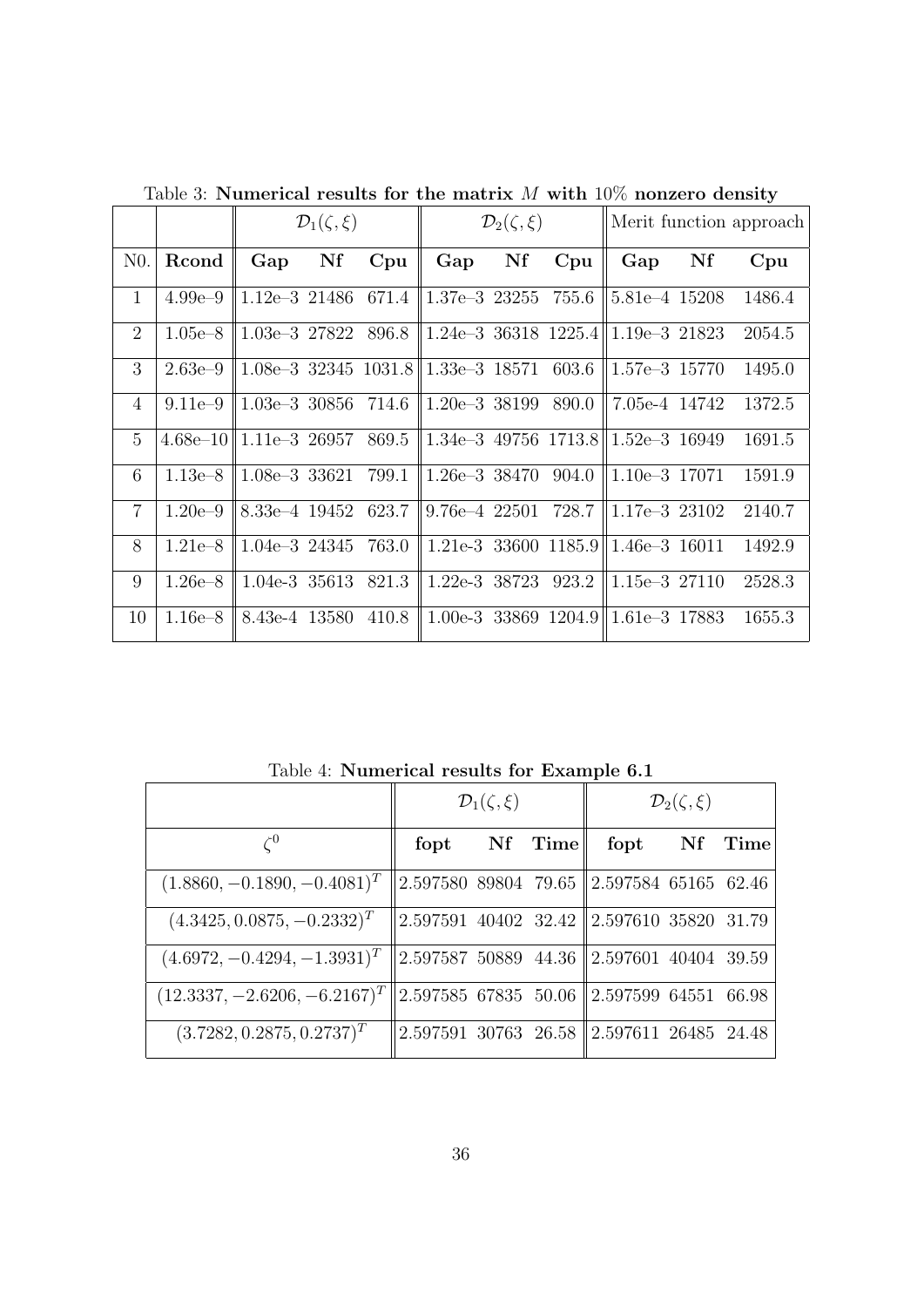Table 3: **Numerical results for the matrix $M$ with 10% nonzero density**

| | | $\mathcal{D}_1(\zeta,\xi)$ | | | $\mathcal{D}_2(\zeta,\xi)$ | | | Merit function approach | | |
|---|---|---|---|---|---|---|---|---|---|---|
| N0. | **Rcond** | **Gap** | **Nf** | **Cpu** | **Gap** | **Nf** | **Cpu** | **Gap** | **Nf** | **Cpu** |
| 1 | 4.99e–9 | 1.12e–3 | 21486 | 671.4 | 1.37e–3 | 23255 | 755.6 | 5.81e–4 | 15208 | 1486.4 |
| 2 | 1.05e–8 | 1.03e–3 | 27822 | 896.8 | 1.24e–3 | 36318 | 1225.4 | 1.19e–3 | 21823 | 2054.5 |
| 3 | 2.63e–9 | 1.08e–3 | 32345 | 1031.8 | 1.33e–3 | 18571 | 603.6 | 1.57e–3 | 15770 | 1495.0 |
| 4 | 9.11e–9 | 1.03e–3 | 30856 | 714.6 | 1.20e–3 | 38199 | 890.0 | 7.05e-4 | 14742 | 1372.5 |
| 5 | 4.68e–10 | 1.11e–3 | 26957 | 869.5 | 1.34e–3 | 49756 | 1713.8 | 1.52e–3 | 16949 | 1691.5 |
| 6 | 1.13e–8 | 1.08e–3 | 33621 | 799.1 | 1.26e–3 | 38470 | 904.0 | 1.10e–3 | 17071 | 1591.9 |
| 7 | 1.20e–9 | 8.33e–4 | 19452 | 623.7 | 9.76e–4 | 22501 | 728.7 | 1.17e–3 | 23102 | 2140.7 |
| 8 | 1.21e–8 | 1.04e–3 | 24345 | 763.0 | 1.21e-3 | 33600 | 1185.9 | 1.46e–3 | 16011 | 1492.9 |
| 9 | 1.26e–8 | 1.04e-3 | 35613 | 821.3 | 1.22e-3 | 38723 | 923.2 | 1.15e–3 | 27110 | 2528.3 |
| 10 | 1.16e–8 | 8.43e-4 | 13580 | 410.8 | 1.00e-3 | 33869 | 1204.9 | 1.61e–3 | 17883 | 1655.3 |

Table 4: **Numerical results for Example 6.1**

| | $\mathcal{D}_1(\zeta,\xi)$ | | | $\mathcal{D}_2(\zeta,\xi)$ | | |
|---|---|---|---|---|---|---|
| $\zeta^0$ | **fopt** | **Nf** | **Time** | **fopt** | **Nf** | **Time** |
| $(1.8860, -0.1890, -0.4081)^T$ | 2.597580 | 89804 | 79.65 | 2.597584 | 65165 | 62.46 |
| $(4.3425, 0.0875, -0.2332)^T$ | 2.597591 | 40402 | 32.42 | 2.597610 | 35820 | 31.79 |
| $(4.6972, -0.4294, -1.3931)^T$ | 2.597587 | 50889 | 44.36 | 2.597601 | 40404 | 39.59 |
| $(12.3337, -2.6206, -6.2167)^T$ | 2.597585 | 67835 | 50.06 | 2.597599 | 64551 | 66.98 |
| $(3.7282, 0.2875, 0.2737)^T$ | 2.597591 | 30763 | 26.58 | 2.597611 | 26485 | 24.48 |